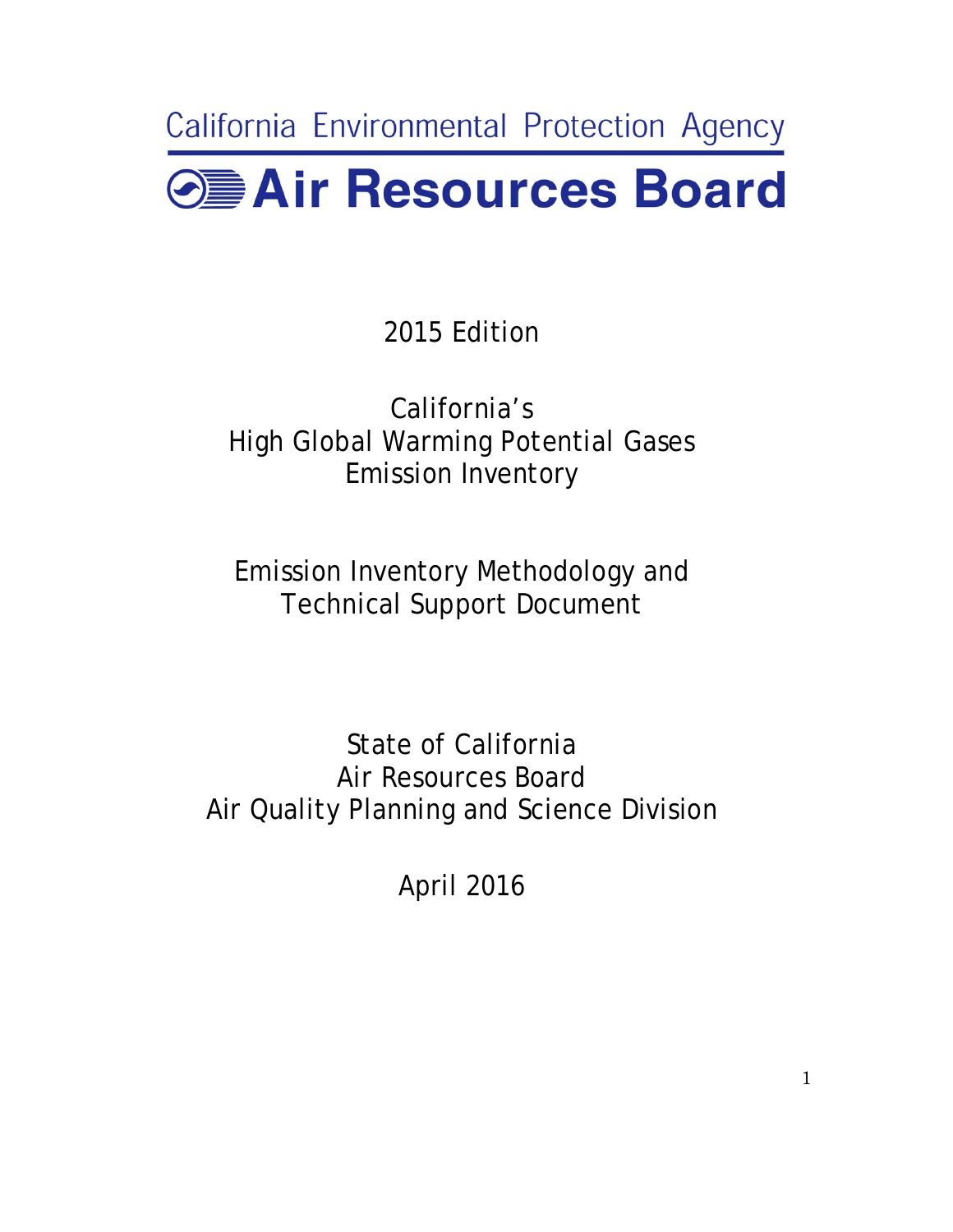California Environmental Protection Agency

# Air Resources Board

2015 Edition

## California's High Global Warming Potential Gases Emission Inventory

## Emission Inventory Methodology and Technical Support Document

State of California
Air Resources Board
Air Quality Planning and Science Division

April 2016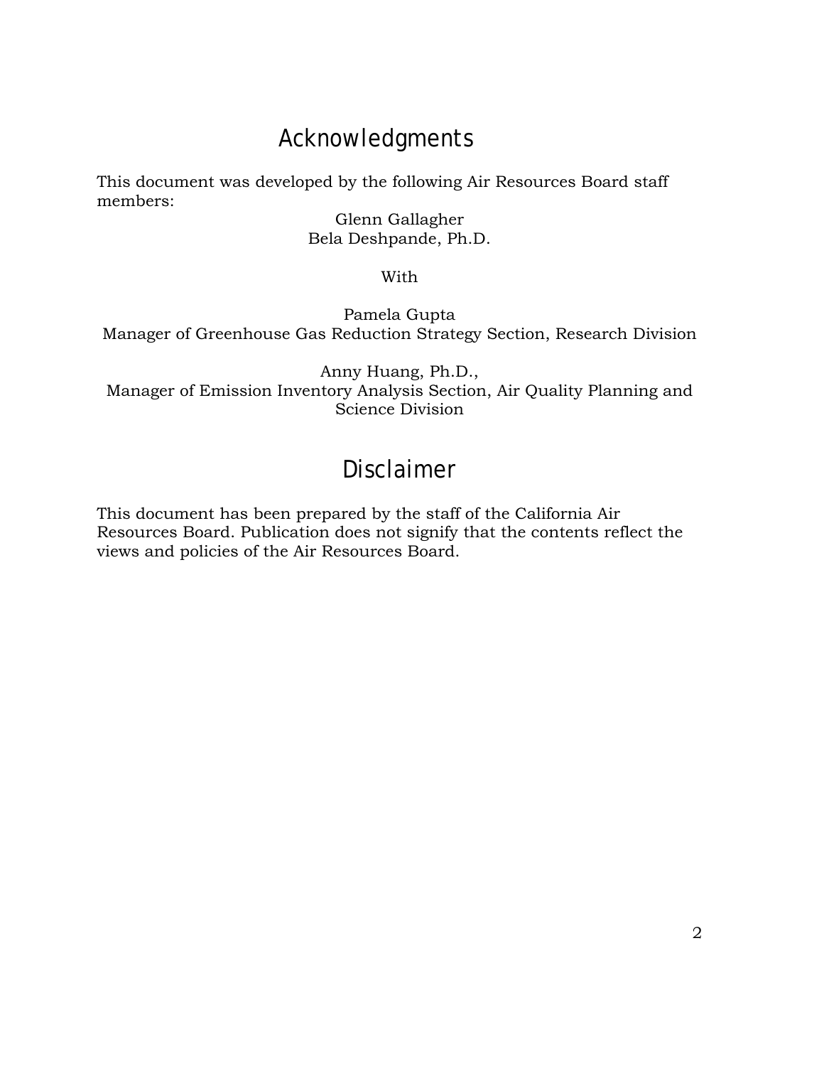# Acknowledgments

This document was developed by the following Air Resources Board staff members:

Glenn Gallagher
Bela Deshpande, Ph.D.

With

Pamela Gupta
Manager of Greenhouse Gas Reduction Strategy Section, Research Division

Anny Huang, Ph.D.,
Manager of Emission Inventory Analysis Section, Air Quality Planning and Science Division

# Disclaimer

This document has been prepared by the staff of the California Air Resources Board. Publication does not signify that the contents reflect the views and policies of the Air Resources Board.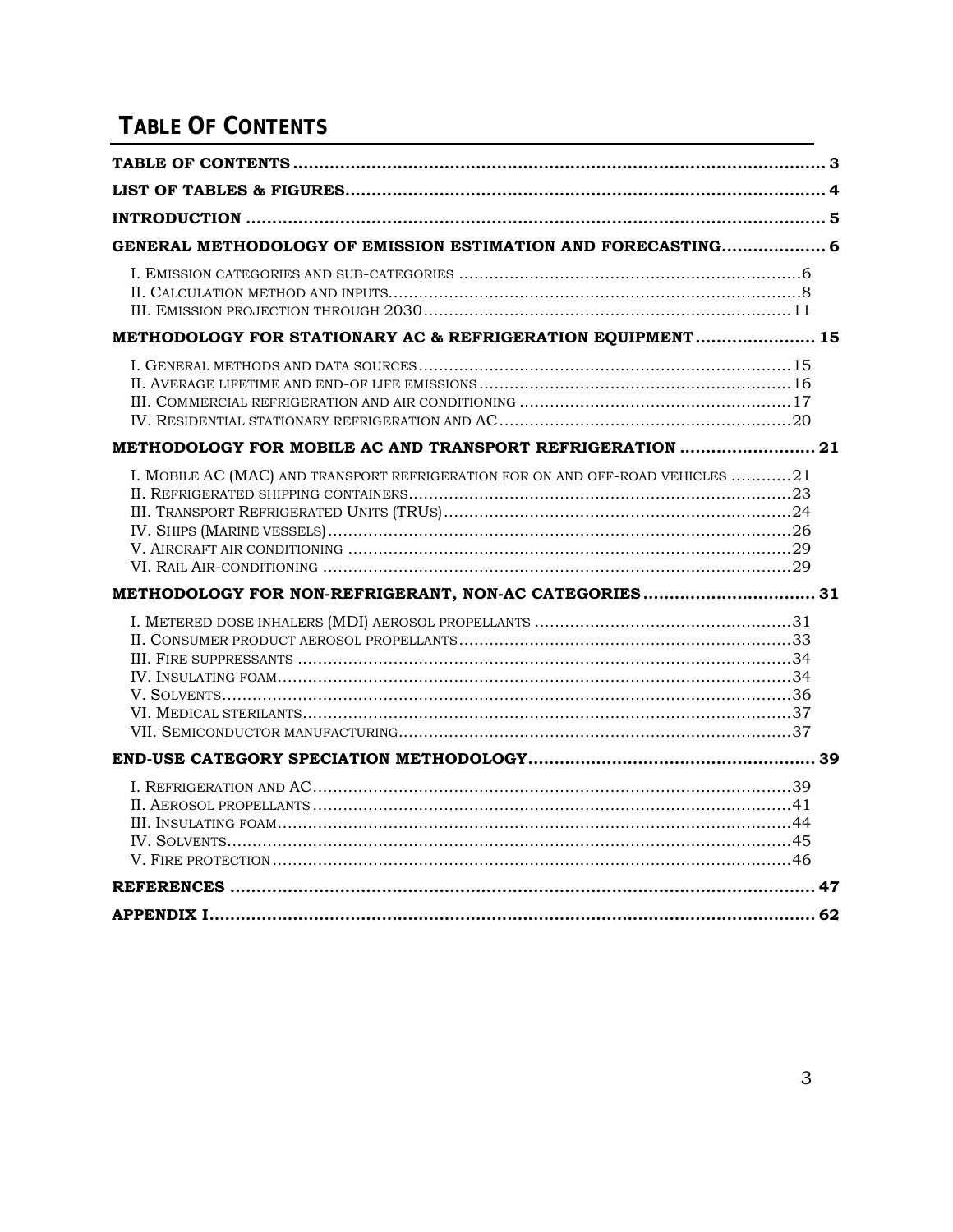# TABLE OF CONTENTS

**TABLE OF CONTENTS** ..... 3

**LIST OF TABLES & FIGURES** ..... 4

**INTRODUCTION** ..... 5

**GENERAL METHODOLOGY OF EMISSION ESTIMATION AND FORECASTING** ..... 6

- I. Emission categories and sub-categories ..... 6
- II. Calculation method and inputs ..... 8
- III. Emission projection through 2030 ..... 11

**METHODOLOGY FOR STATIONARY AC & REFRIGERATION EQUIPMENT** ..... 15

- I. General methods and data sources ..... 15
- II. Average lifetime and end-of life emissions ..... 16
- III. Commercial refrigeration and air conditioning ..... 17
- IV. Residential stationary refrigeration and AC ..... 20

**METHODOLOGY FOR MOBILE AC AND TRANSPORT REFRIGERATION** ..... 21

- I. Mobile AC (MAC) and transport refrigeration for on and off-road vehicles ..... 21
- II. Refrigerated shipping containers ..... 23
- III. Transport Refrigerated Units (TRUs) ..... 24
- IV. Ships (Marine vessels) ..... 26
- V. Aircraft air conditioning ..... 29
- VI. Rail Air-conditioning ..... 29

**METHODOLOGY FOR NON-REFRIGERANT, NON-AC CATEGORIES** ..... 31

- I. Metered dose inhalers (MDI) aerosol propellants ..... 31
- II. Consumer product aerosol propellants ..... 33
- III. Fire suppressants ..... 34
- IV. Insulating foam ..... 34
- V. Solvents ..... 36
- VI. Medical sterilants ..... 37
- VII. Semiconductor manufacturing ..... 37

**END-USE CATEGORY SPECIATION METHODOLOGY** ..... 39

- I. Refrigeration and AC ..... 39
- II. Aerosol propellants ..... 41
- III. Insulating foam ..... 44
- IV. Solvents ..... 45
- V. Fire protection ..... 46

**REFERENCES** ..... 47

**APPENDIX I** ..... 62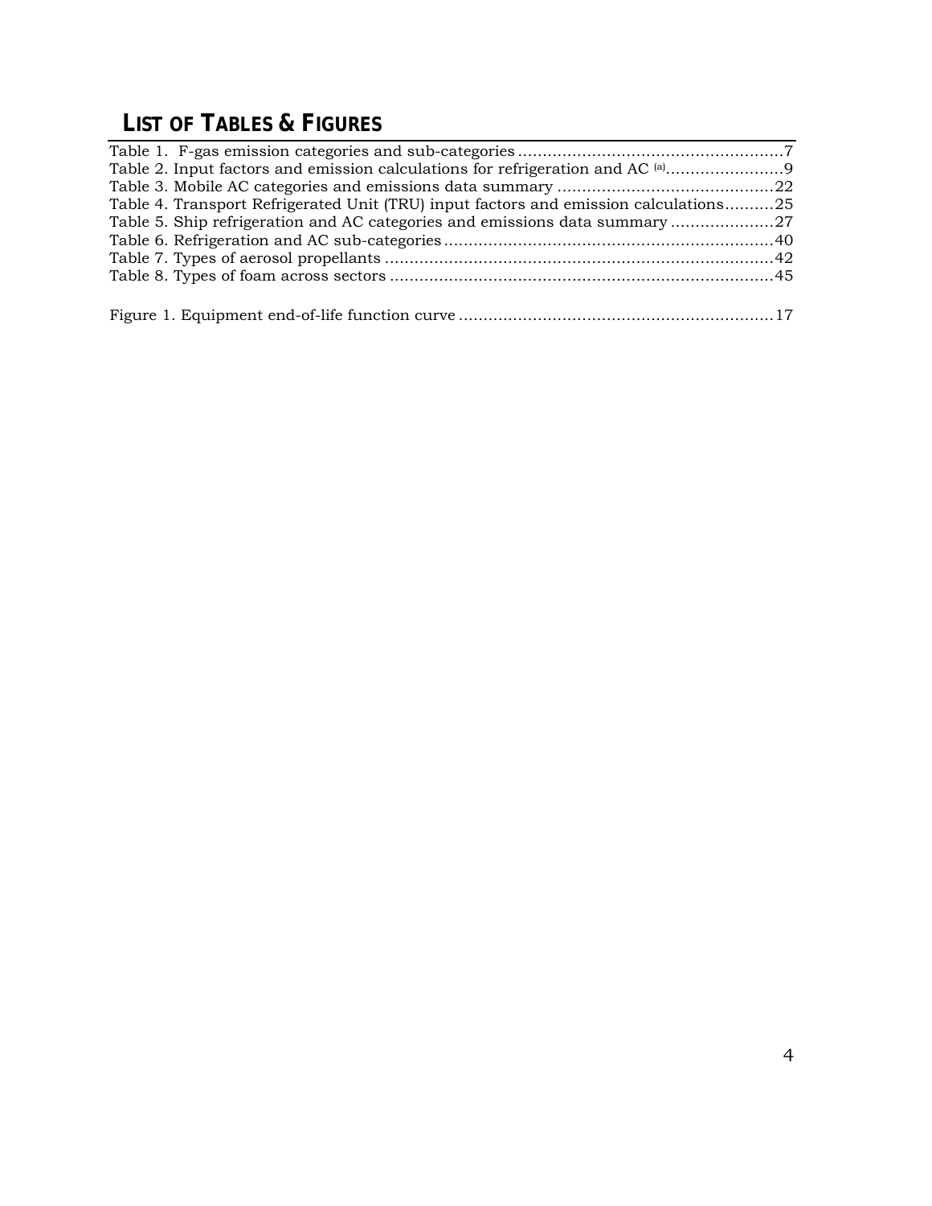## LIST OF TABLES & FIGURES

Table 1. F-gas emission categories and sub-categories ......................................................7
Table 2. Input factors and emission calculations for refrigeration and AC [a]........................9
Table 3. Mobile AC categories and emissions data summary ............................................22
Table 4. Transport Refrigerated Unit (TRU) input factors and emission calculations..........25
Table 5. Ship refrigeration and AC categories and emissions data summary .....................27
Table 6. Refrigeration and AC sub-categories ...................................................................40
Table 7. Types of aerosol propellants ...............................................................................42
Table 8. Types of foam across sectors ..............................................................................45

Figure 1. Equipment end-of-life function curve ................................................................17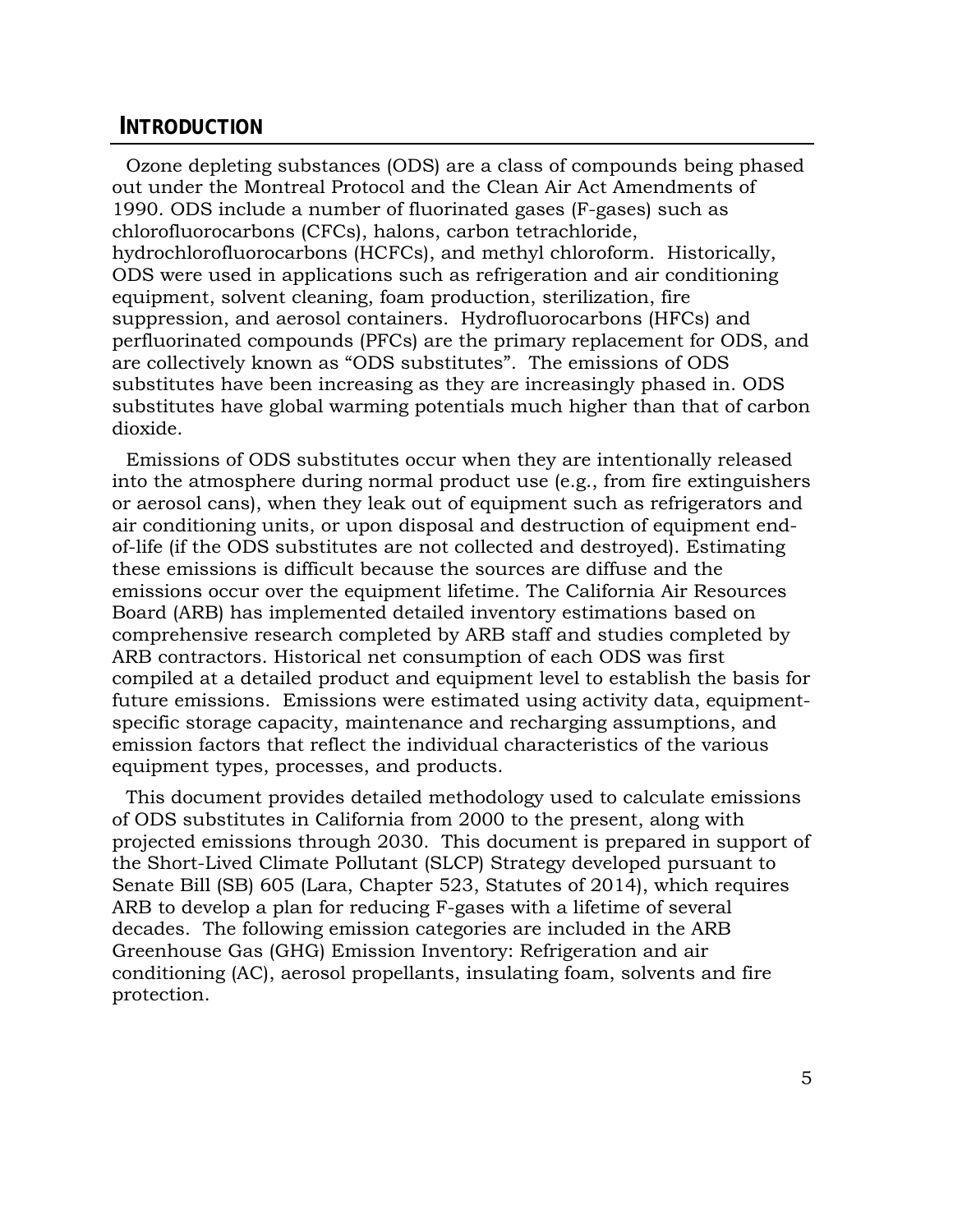## INTRODUCTION

Ozone depleting substances (ODS) are a class of compounds being phased out under the Montreal Protocol and the Clean Air Act Amendments of 1990. ODS include a number of fluorinated gases (F-gases) such as chlorofluorocarbons (CFCs), halons, carbon tetrachloride, hydrochlorofluorocarbons (HCFCs), and methyl chloroform. Historically, ODS were used in applications such as refrigeration and air conditioning equipment, solvent cleaning, foam production, sterilization, fire suppression, and aerosol containers. Hydrofluorocarbons (HFCs) and perfluorinated compounds (PFCs) are the primary replacement for ODS, and are collectively known as "ODS substitutes". The emissions of ODS substitutes have been increasing as they are increasingly phased in. ODS substitutes have global warming potentials much higher than that of carbon dioxide.

Emissions of ODS substitutes occur when they are intentionally released into the atmosphere during normal product use (e.g., from fire extinguishers or aerosol cans), when they leak out of equipment such as refrigerators and air conditioning units, or upon disposal and destruction of equipment end-of-life (if the ODS substitutes are not collected and destroyed). Estimating these emissions is difficult because the sources are diffuse and the emissions occur over the equipment lifetime. The California Air Resources Board (ARB) has implemented detailed inventory estimations based on comprehensive research completed by ARB staff and studies completed by ARB contractors. Historical net consumption of each ODS was first compiled at a detailed product and equipment level to establish the basis for future emissions. Emissions were estimated using activity data, equipment-specific storage capacity, maintenance and recharging assumptions, and emission factors that reflect the individual characteristics of the various equipment types, processes, and products.

This document provides detailed methodology used to calculate emissions of ODS substitutes in California from 2000 to the present, along with projected emissions through 2030. This document is prepared in support of the Short-Lived Climate Pollutant (SLCP) Strategy developed pursuant to Senate Bill (SB) 605 (Lara, Chapter 523, Statutes of 2014), which requires ARB to develop a plan for reducing F-gases with a lifetime of several decades. The following emission categories are included in the ARB Greenhouse Gas (GHG) Emission Inventory: Refrigeration and air conditioning (AC), aerosol propellants, insulating foam, solvents and fire protection.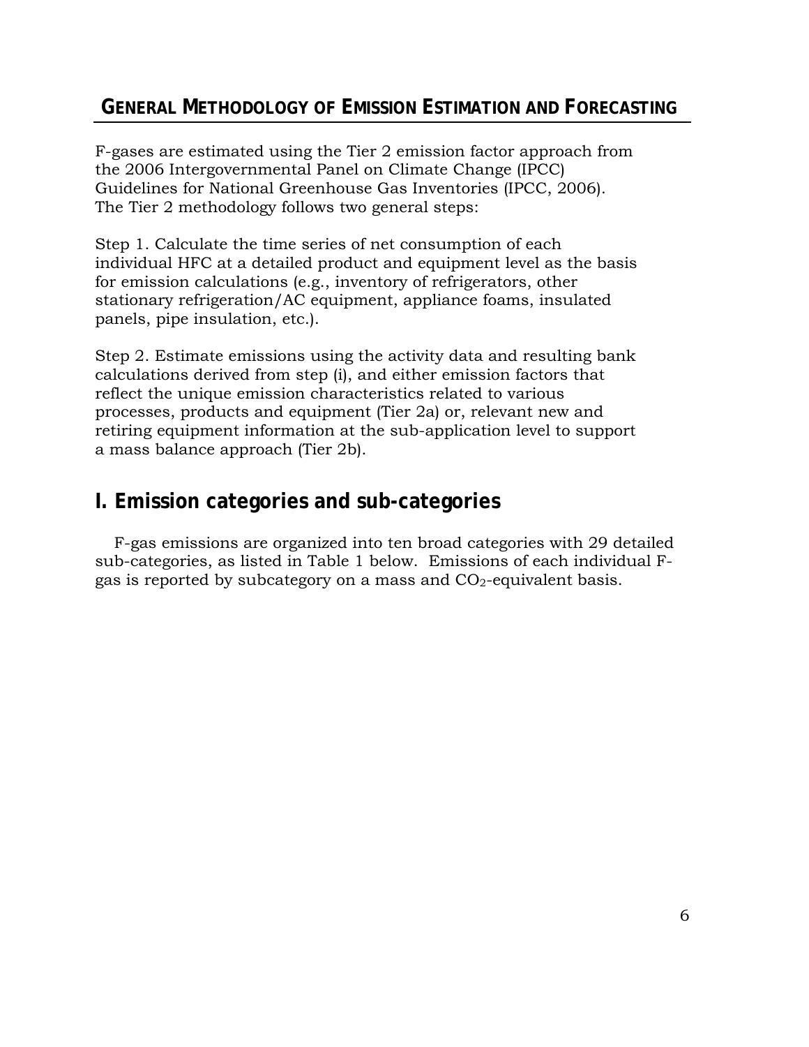## GENERAL METHODOLOGY OF EMISSION ESTIMATION AND FORECASTING

F-gases are estimated using the Tier 2 emission factor approach from the 2006 Intergovernmental Panel on Climate Change (IPCC) Guidelines for National Greenhouse Gas Inventories (IPCC, 2006). The Tier 2 methodology follows two general steps:

Step 1. Calculate the time series of net consumption of each individual HFC at a detailed product and equipment level as the basis for emission calculations (e.g., inventory of refrigerators, other stationary refrigeration/AC equipment, appliance foams, insulated panels, pipe insulation, etc.).

Step 2. Estimate emissions using the activity data and resulting bank calculations derived from step (i), and either emission factors that reflect the unique emission characteristics related to various processes, products and equipment (Tier 2a) or, relevant new and retiring equipment information at the sub-application level to support a mass balance approach (Tier 2b).

## I. Emission categories and sub-categories

F-gas emissions are organized into ten broad categories with 29 detailed sub-categories, as listed in Table 1 below. Emissions of each individual F-gas is reported by subcategory on a mass and $CO_2$-equivalent basis.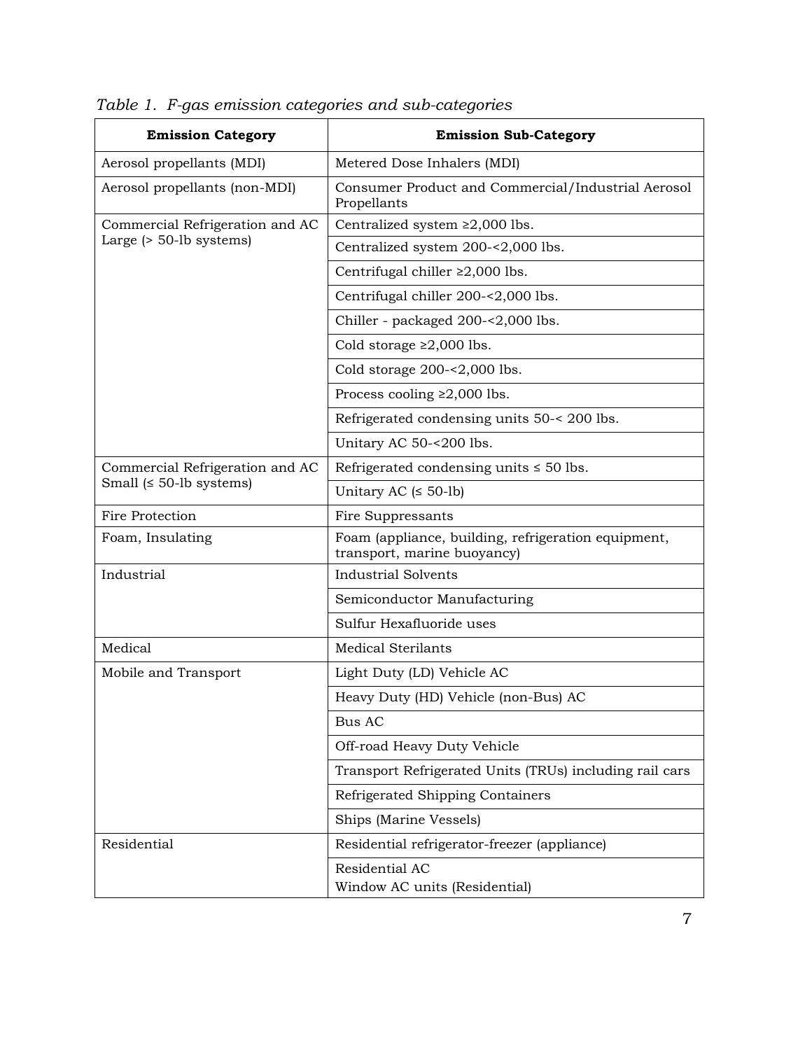*Table 1. F-gas emission categories and sub-categories*

| Emission Category | Emission Sub-Category |
|---|---|
| Aerosol propellants (MDI) | Metered Dose Inhalers (MDI) |
| Aerosol propellants (non-MDI) | Consumer Product and Commercial/Industrial Aerosol Propellants |
| Commercial Refrigeration and AC Large (> 50-lb systems) | Centralized system ≥2,000 lbs. |
| | Centralized system 200-<2,000 lbs. |
| | Centrifugal chiller ≥2,000 lbs. |
| | Centrifugal chiller 200-<2,000 lbs. |
| | Chiller - packaged 200-<2,000 lbs. |
| | Cold storage ≥2,000 lbs. |
| | Cold storage 200-<2,000 lbs. |
| | Process cooling ≥2,000 lbs. |
| | Refrigerated condensing units 50-< 200 lbs. |
| | Unitary AC 50-<200 lbs. |
| Commercial Refrigeration and AC Small (≤ 50-lb systems) | Refrigerated condensing units ≤ 50 lbs. |
| | Unitary AC (≤ 50-lb) |
| Fire Protection | Fire Suppressants |
| Foam, Insulating | Foam (appliance, building, refrigeration equipment, transport, marine buoyancy) |
| Industrial | Industrial Solvents |
| | Semiconductor Manufacturing |
| | Sulfur Hexafluoride uses |
| Medical | Medical Sterilants |
| Mobile and Transport | Light Duty (LD) Vehicle AC |
| | Heavy Duty (HD) Vehicle (non-Bus) AC |
| | Bus AC |
| | Off-road Heavy Duty Vehicle |
| | Transport Refrigerated Units (TRUs) including rail cars |
| | Refrigerated Shipping Containers |
| | Ships (Marine Vessels) |
| Residential | Residential refrigerator-freezer (appliance) |
| | Residential AC<br>Window AC units (Residential) |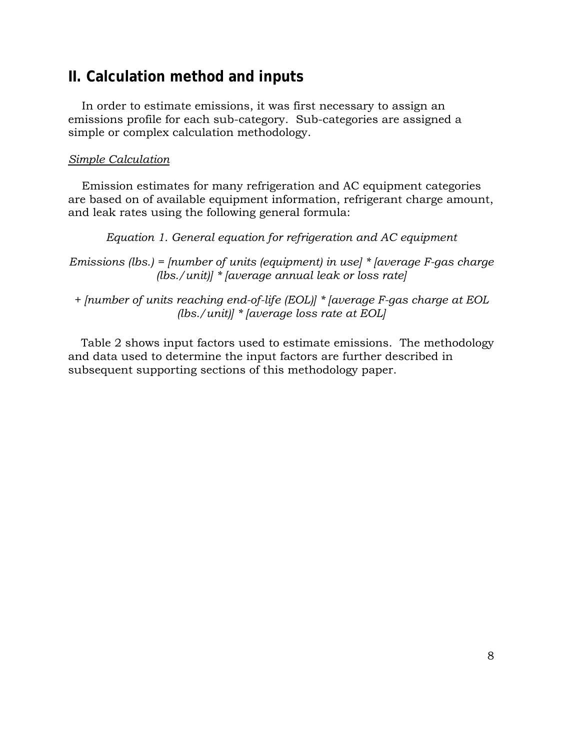## II. Calculation method and inputs

In order to estimate emissions, it was first necessary to assign an emissions profile for each sub-category. Sub-categories are assigned a simple or complex calculation methodology.

<u>*Simple Calculation*</u>

Emission estimates for many refrigeration and AC equipment categories are based on of available equipment information, refrigerant charge amount, and leak rates using the following general formula:

*Equation 1. General equation for refrigeration and AC equipment*

*Emissions (lbs.) = [number of units (equipment) in use] * [average F-gas charge (lbs./unit)] * [average annual leak or loss rate]*

*+ [number of units reaching end-of-life (EOL)] * [average F-gas charge at EOL (lbs./unit)] * [average loss rate at EOL]*

Table 2 shows input factors used to estimate emissions. The methodology and data used to determine the input factors are further described in subsequent supporting sections of this methodology paper.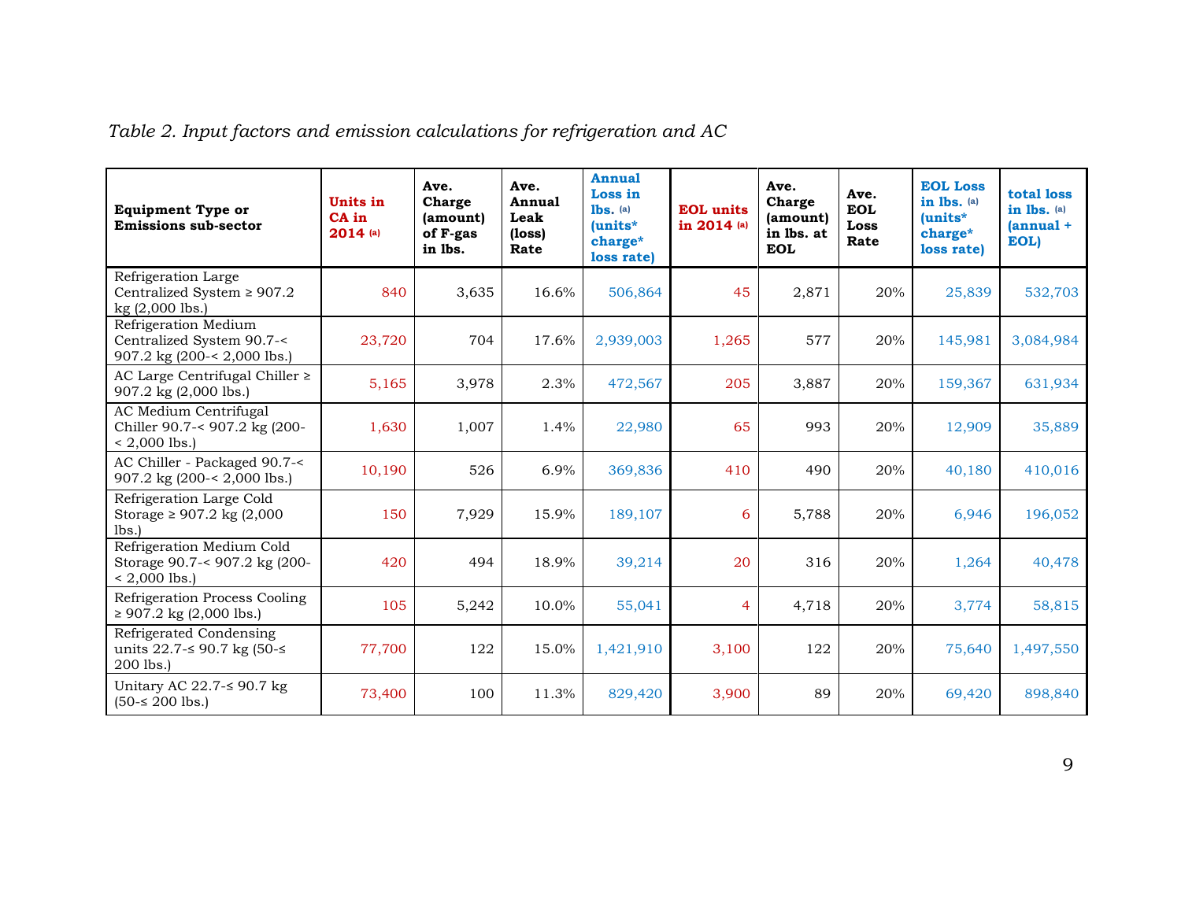*Table 2. Input factors and emission calculations for refrigeration and AC*

| Equipment Type or Emissions sub-sector | Units in CA in 2014 [(a)] | Ave. Charge (amount) of F-gas in lbs. | Ave. Annual Leak (loss) Rate | Annual Loss in lbs. [(a)] (units* charge* loss rate) | EOL units in 2014 [(a)] | Ave. Charge (amount) in lbs. at EOL | Ave. EOL Loss Rate | EOL Loss in lbs. [(a)] (units* charge* loss rate) | total loss in lbs. [(a)] (annual + EOL) |
|---|---|---|---|---|---|---|---|---|---|
| Refrigeration Large Centralized System ≥ 907.2 kg (2,000 lbs.) | 840 | 3,635 | 16.6% | 506,864 | 45 | 2,871 | 20% | 25,839 | 532,703 |
| Refrigeration Medium Centralized System 90.7-< 907.2 kg (200-< 2,000 lbs.) | 23,720 | 704 | 17.6% | 2,939,003 | 1,265 | 577 | 20% | 145,981 | 3,084,984 |
| AC Large Centrifugal Chiller ≥ 907.2 kg (2,000 lbs.) | 5,165 | 3,978 | 2.3% | 472,567 | 205 | 3,887 | 20% | 159,367 | 631,934 |
| AC Medium Centrifugal Chiller 90.7-< 907.2 kg (200-< 2,000 lbs.) | 1,630 | 1,007 | 1.4% | 22,980 | 65 | 993 | 20% | 12,909 | 35,889 |
| AC Chiller - Packaged 90.7-< 907.2 kg (200-< 2,000 lbs.) | 10,190 | 526 | 6.9% | 369,836 | 410 | 490 | 20% | 40,180 | 410,016 |
| Refrigeration Large Cold Storage ≥ 907.2 kg (2,000 lbs.) | 150 | 7,929 | 15.9% | 189,107 | 6 | 5,788 | 20% | 6,946 | 196,052 |
| Refrigeration Medium Cold Storage 90.7-< 907.2 kg (200-< 2,000 lbs.) | 420 | 494 | 18.9% | 39,214 | 20 | 316 | 20% | 1,264 | 40,478 |
| Refrigeration Process Cooling ≥ 907.2 kg (2,000 lbs.) | 105 | 5,242 | 10.0% | 55,041 | 4 | 4,718 | 20% | 3,774 | 58,815 |
| Refrigerated Condensing units 22.7-≤ 90.7 kg (50-≤ 200 lbs.) | 77,700 | 122 | 15.0% | 1,421,910 | 3,100 | 122 | 20% | 75,640 | 1,497,550 |
| Unitary AC 22.7-≤ 90.7 kg (50-≤ 200 lbs.) | 73,400 | 100 | 11.3% | 829,420 | 3,900 | 89 | 20% | 69,420 | 898,840 |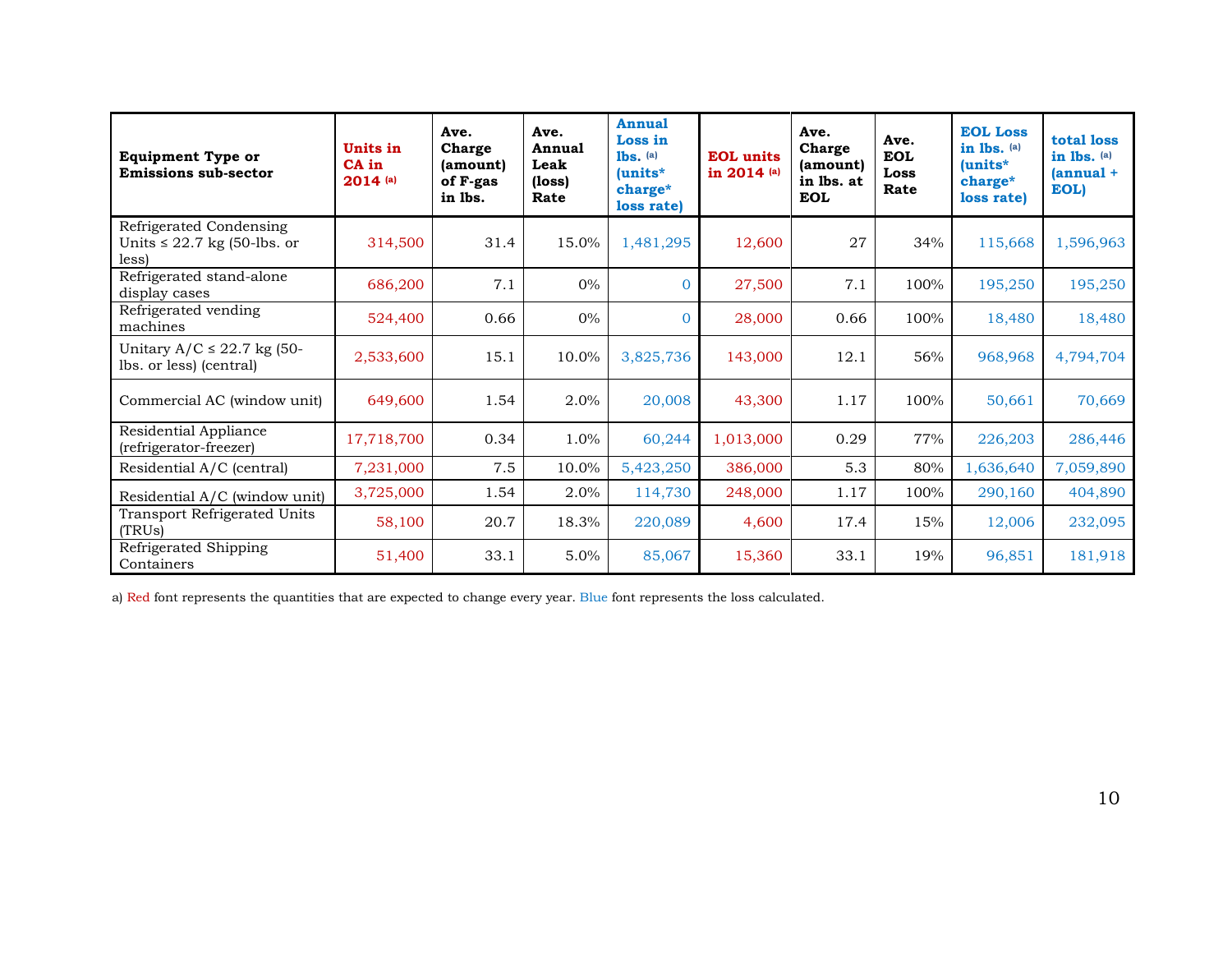| Equipment Type or Emissions sub-sector | Units in CA in 2014 [a] | Ave. Charge (amount) of F-gas in lbs. | Ave. Annual Leak (loss) Rate | Annual Loss in lbs. [a] (units* charge* loss rate) | EOL units in 2014 [a] | Ave. Charge (amount) in lbs. at EOL | Ave. EOL Loss Rate | EOL Loss in lbs. [a] (units* charge* loss rate) | total loss in lbs. [a] (annual + EOL) |
|---|---|---|---|---|---|---|---|---|---|
| Refrigerated Condensing Units ≤ 22.7 kg (50-lbs. or less) | 314,500 | 31.4 | 15.0% | 1,481,295 | 12,600 | 27 | 34% | 115,668 | 1,596,963 |
| Refrigerated stand-alone display cases | 686,200 | 7.1 | 0% | 0 | 27,500 | 7.1 | 100% | 195,250 | 195,250 |
| Refrigerated vending machines | 524,400 | 0.66 | 0% | 0 | 28,000 | 0.66 | 100% | 18,480 | 18,480 |
| Unitary A/C ≤ 22.7 kg (50-lbs. or less) (central) | 2,533,600 | 15.1 | 10.0% | 3,825,736 | 143,000 | 12.1 | 56% | 968,968 | 4,794,704 |
| Commercial AC (window unit) | 649,600 | 1.54 | 2.0% | 20,008 | 43,300 | 1.17 | 100% | 50,661 | 70,669 |
| Residential Appliance (refrigerator-freezer) | 17,718,700 | 0.34 | 1.0% | 60,244 | 1,013,000 | 0.29 | 77% | 226,203 | 286,446 |
| Residential A/C (central) | 7,231,000 | 7.5 | 10.0% | 5,423,250 | 386,000 | 5.3 | 80% | 1,636,640 | 7,059,890 |
| Residential A/C (window unit) | 3,725,000 | 1.54 | 2.0% | 114,730 | 248,000 | 1.17 | 100% | 290,160 | 404,890 |
| Transport Refrigerated Units (TRUs) | 58,100 | 20.7 | 18.3% | 220,089 | 4,600 | 17.4 | 15% | 12,006 | 232,095 |
| Refrigerated Shipping Containers | 51,400 | 33.1 | 5.0% | 85,067 | 15,360 | 33.1 | 19% | 96,851 | 181,918 |

a) Red font represents the quantities that are expected to change every year. Blue font represents the loss calculated.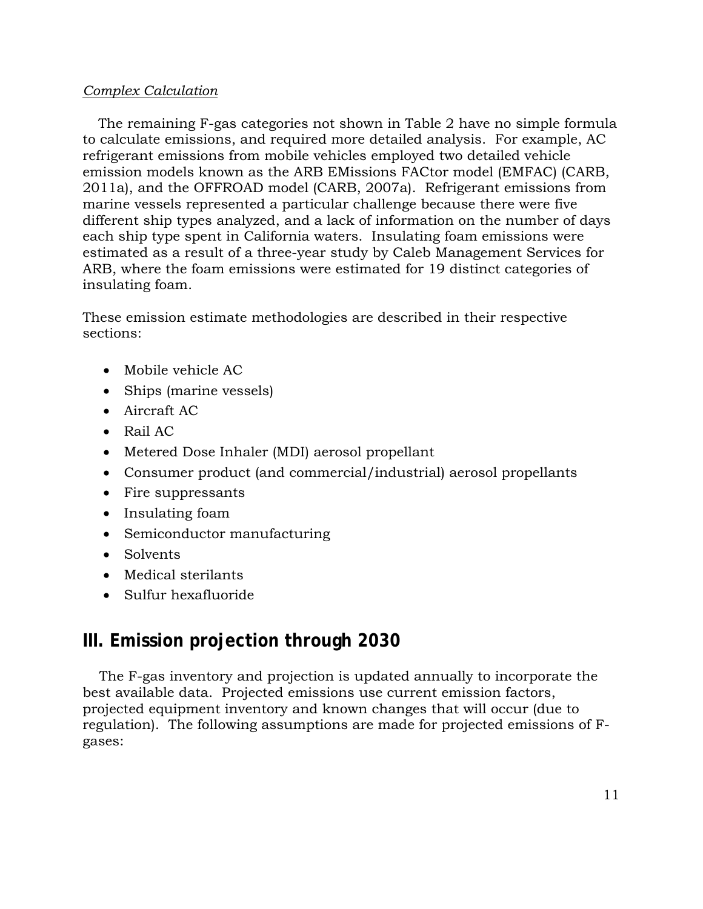*Complex Calculation*

The remaining F-gas categories not shown in Table 2 have no simple formula to calculate emissions, and required more detailed analysis. For example, AC refrigerant emissions from mobile vehicles employed two detailed vehicle emission models known as the ARB EMissions FACtor model (EMFAC) (CARB, 2011a), and the OFFROAD model (CARB, 2007a). Refrigerant emissions from marine vessels represented a particular challenge because there were five different ship types analyzed, and a lack of information on the number of days each ship type spent in California waters. Insulating foam emissions were estimated as a result of a three-year study by Caleb Management Services for ARB, where the foam emissions were estimated for 19 distinct categories of insulating foam.

These emission estimate methodologies are described in their respective sections:

- Mobile vehicle AC
- Ships (marine vessels)
- Aircraft AC
- Rail AC
- Metered Dose Inhaler (MDI) aerosol propellant
- Consumer product (and commercial/industrial) aerosol propellants
- Fire suppressants
- Insulating foam
- Semiconductor manufacturing
- Solvents
- Medical sterilants
- Sulfur hexafluoride

## III. Emission projection through 2030

The F-gas inventory and projection is updated annually to incorporate the best available data. Projected emissions use current emission factors, projected equipment inventory and known changes that will occur (due to regulation). The following assumptions are made for projected emissions of F-gases: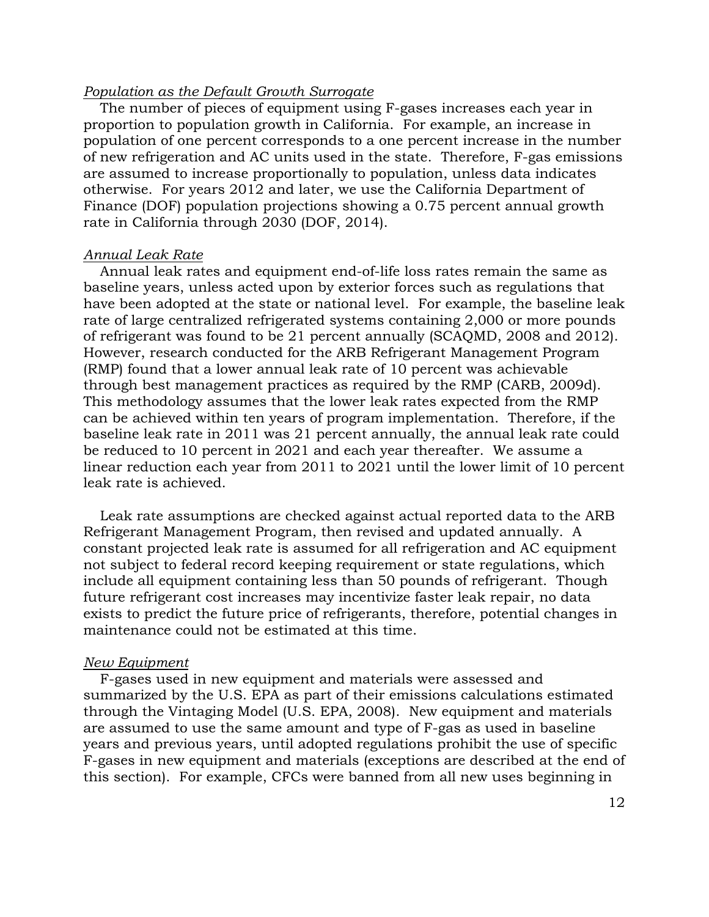*Population as the Default Growth Surrogate*

The number of pieces of equipment using F-gases increases each year in proportion to population growth in California. For example, an increase in population of one percent corresponds to a one percent increase in the number of new refrigeration and AC units used in the state. Therefore, F-gas emissions are assumed to increase proportionally to population, unless data indicates otherwise. For years 2012 and later, we use the California Department of Finance (DOF) population projections showing a 0.75 percent annual growth rate in California through 2030 (DOF, 2014).

*Annual Leak Rate*

Annual leak rates and equipment end-of-life loss rates remain the same as baseline years, unless acted upon by exterior forces such as regulations that have been adopted at the state or national level. For example, the baseline leak rate of large centralized refrigerated systems containing 2,000 or more pounds of refrigerant was found to be 21 percent annually (SCAQMD, 2008 and 2012). However, research conducted for the ARB Refrigerant Management Program (RMP) found that a lower annual leak rate of 10 percent was achievable through best management practices as required by the RMP (CARB, 2009d). This methodology assumes that the lower leak rates expected from the RMP can be achieved within ten years of program implementation. Therefore, if the baseline leak rate in 2011 was 21 percent annually, the annual leak rate could be reduced to 10 percent in 2021 and each year thereafter. We assume a linear reduction each year from 2011 to 2021 until the lower limit of 10 percent leak rate is achieved.

Leak rate assumptions are checked against actual reported data to the ARB Refrigerant Management Program, then revised and updated annually. A constant projected leak rate is assumed for all refrigeration and AC equipment not subject to federal record keeping requirement or state regulations, which include all equipment containing less than 50 pounds of refrigerant. Though future refrigerant cost increases may incentivize faster leak repair, no data exists to predict the future price of refrigerants, therefore, potential changes in maintenance could not be estimated at this time.

*New Equipment*

F-gases used in new equipment and materials were assessed and summarized by the U.S. EPA as part of their emissions calculations estimated through the Vintaging Model (U.S. EPA, 2008). New equipment and materials are assumed to use the same amount and type of F-gas as used in baseline years and previous years, until adopted regulations prohibit the use of specific F-gases in new equipment and materials (exceptions are described at the end of this section). For example, CFCs were banned from all new uses beginning in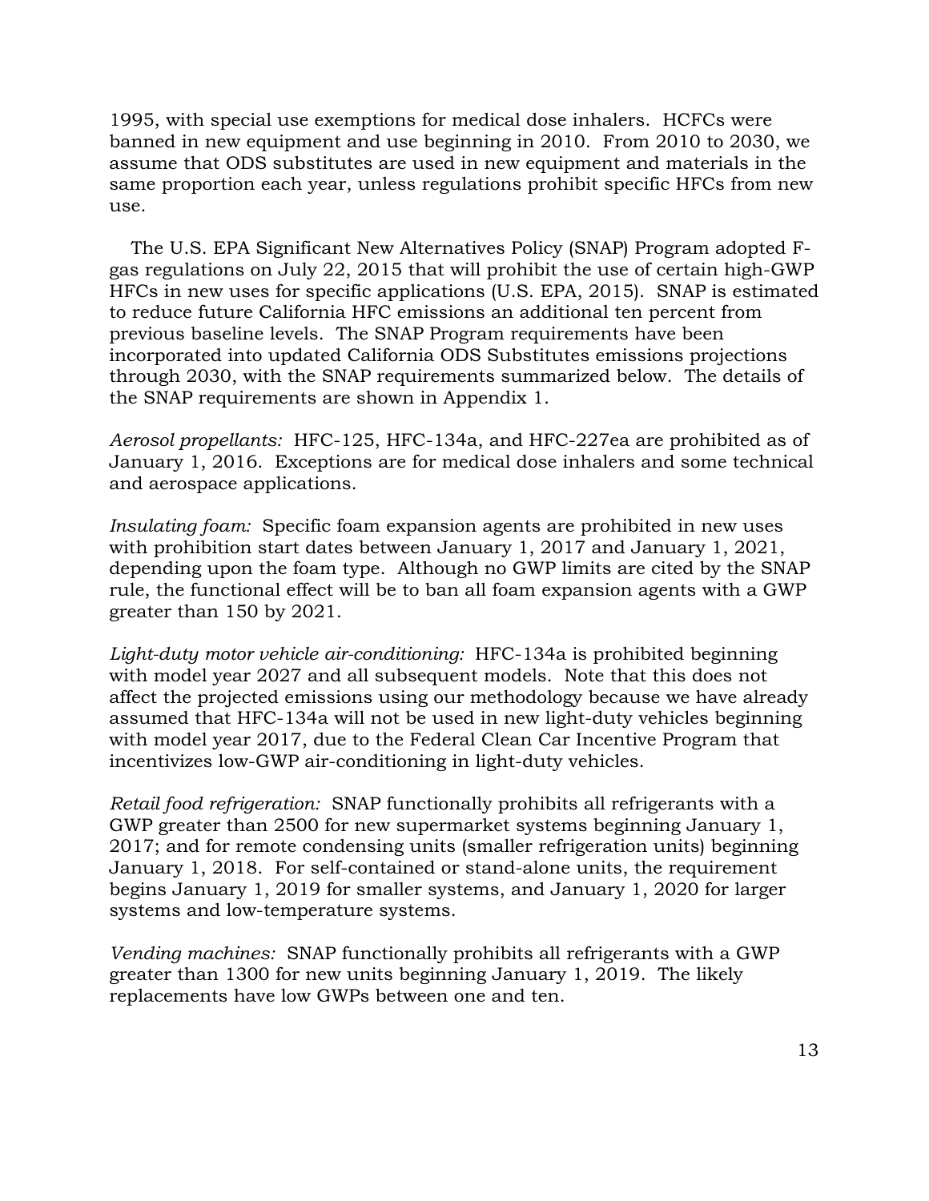1995, with special use exemptions for medical dose inhalers. HCFCs were banned in new equipment and use beginning in 2010. From 2010 to 2030, we assume that ODS substitutes are used in new equipment and materials in the same proportion each year, unless regulations prohibit specific HFCs from new use.

The U.S. EPA Significant New Alternatives Policy (SNAP) Program adopted F-gas regulations on July 22, 2015 that will prohibit the use of certain high-GWP HFCs in new uses for specific applications (U.S. EPA, 2015). SNAP is estimated to reduce future California HFC emissions an additional ten percent from previous baseline levels. The SNAP Program requirements have been incorporated into updated California ODS Substitutes emissions projections through 2030, with the SNAP requirements summarized below. The details of the SNAP requirements are shown in Appendix 1.

*Aerosol propellants:* HFC-125, HFC-134a, and HFC-227ea are prohibited as of January 1, 2016. Exceptions are for medical dose inhalers and some technical and aerospace applications.

*Insulating foam:* Specific foam expansion agents are prohibited in new uses with prohibition start dates between January 1, 2017 and January 1, 2021, depending upon the foam type. Although no GWP limits are cited by the SNAP rule, the functional effect will be to ban all foam expansion agents with a GWP greater than 150 by 2021.

*Light-duty motor vehicle air-conditioning:* HFC-134a is prohibited beginning with model year 2027 and all subsequent models. Note that this does not affect the projected emissions using our methodology because we have already assumed that HFC-134a will not be used in new light-duty vehicles beginning with model year 2017, due to the Federal Clean Car Incentive Program that incentivizes low-GWP air-conditioning in light-duty vehicles.

*Retail food refrigeration:* SNAP functionally prohibits all refrigerants with a GWP greater than 2500 for new supermarket systems beginning January 1, 2017; and for remote condensing units (smaller refrigeration units) beginning January 1, 2018. For self-contained or stand-alone units, the requirement begins January 1, 2019 for smaller systems, and January 1, 2020 for larger systems and low-temperature systems.

*Vending machines:* SNAP functionally prohibits all refrigerants with a GWP greater than 1300 for new units beginning January 1, 2019. The likely replacements have low GWPs between one and ten.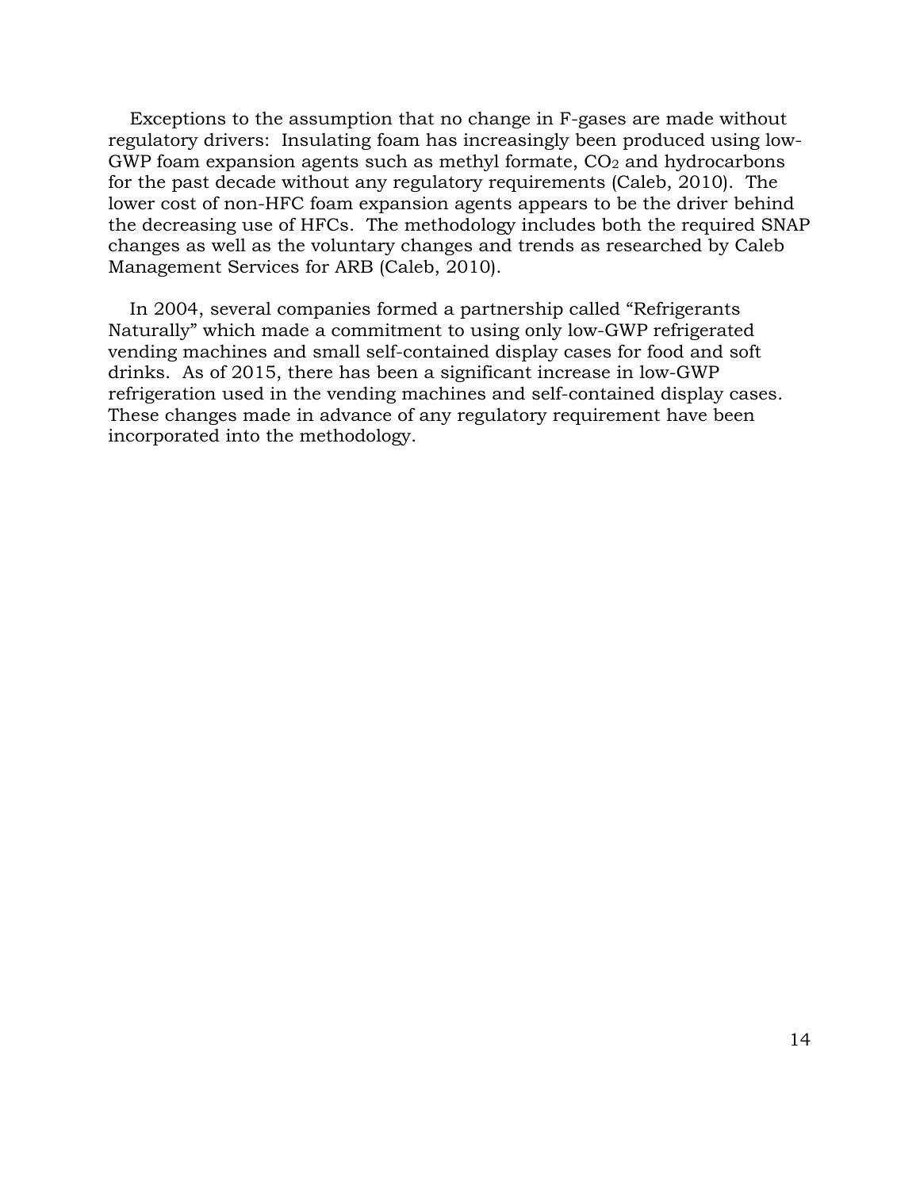Exceptions to the assumption that no change in F-gases are made without regulatory drivers: Insulating foam has increasingly been produced using low-GWP foam expansion agents such as methyl formate, $CO_2$ and hydrocarbons for the past decade without any regulatory requirements (Caleb, 2010). The lower cost of non-HFC foam expansion agents appears to be the driver behind the decreasing use of HFCs. The methodology includes both the required SNAP changes as well as the voluntary changes and trends as researched by Caleb Management Services for ARB (Caleb, 2010).

In 2004, several companies formed a partnership called "Refrigerants Naturally" which made a commitment to using only low-GWP refrigerated vending machines and small self-contained display cases for food and soft drinks. As of 2015, there has been a significant increase in low-GWP refrigeration used in the vending machines and self-contained display cases. These changes made in advance of any regulatory requirement have been incorporated into the methodology.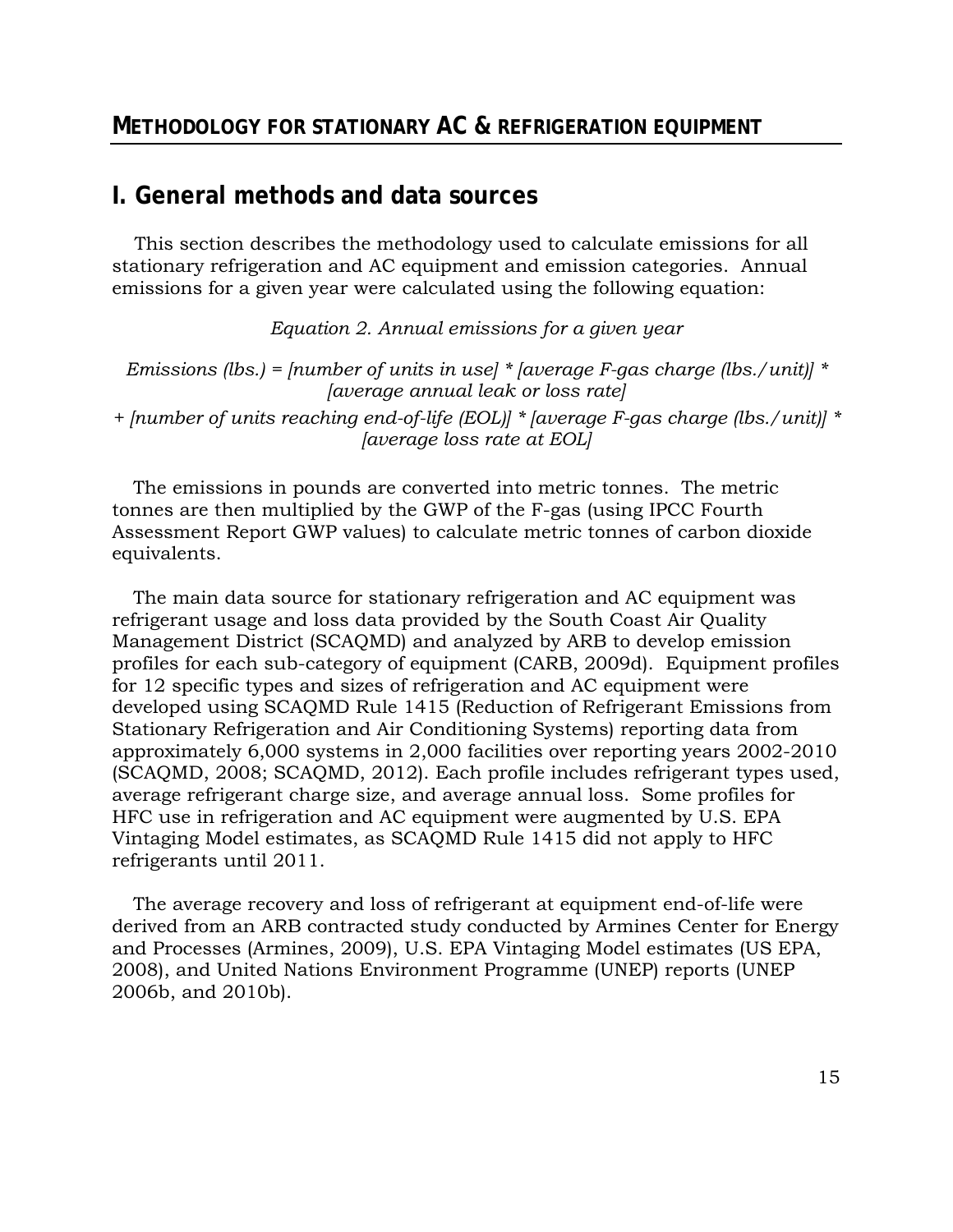## METHODOLOGY FOR STATIONARY AC & REFRIGERATION EQUIPMENT

# I. General methods and data sources

This section describes the methodology used to calculate emissions for all stationary refrigeration and AC equipment and emission categories. Annual emissions for a given year were calculated using the following equation:

*Equation 2. Annual emissions for a given year*

*Emissions (lbs.) = [number of units in use] * [average F-gas charge (lbs./unit)] * [average annual leak or loss rate]*

*+ [number of units reaching end-of-life (EOL)] * [average F-gas charge (lbs./unit)] * [average loss rate at EOL]*

The emissions in pounds are converted into metric tonnes. The metric tonnes are then multiplied by the GWP of the F-gas (using IPCC Fourth Assessment Report GWP values) to calculate metric tonnes of carbon dioxide equivalents.

The main data source for stationary refrigeration and AC equipment was refrigerant usage and loss data provided by the South Coast Air Quality Management District (SCAQMD) and analyzed by ARB to develop emission profiles for each sub-category of equipment (CARB, 2009d). Equipment profiles for 12 specific types and sizes of refrigeration and AC equipment were developed using SCAQMD Rule 1415 (Reduction of Refrigerant Emissions from Stationary Refrigeration and Air Conditioning Systems) reporting data from approximately 6,000 systems in 2,000 facilities over reporting years 2002-2010 (SCAQMD, 2008; SCAQMD, 2012). Each profile includes refrigerant types used, average refrigerant charge size, and average annual loss. Some profiles for HFC use in refrigeration and AC equipment were augmented by U.S. EPA Vintaging Model estimates, as SCAQMD Rule 1415 did not apply to HFC refrigerants until 2011.

The average recovery and loss of refrigerant at equipment end-of-life were derived from an ARB contracted study conducted by Armines Center for Energy and Processes (Armines, 2009), U.S. EPA Vintaging Model estimates (US EPA, 2008), and United Nations Environment Programme (UNEP) reports (UNEP 2006b, and 2010b).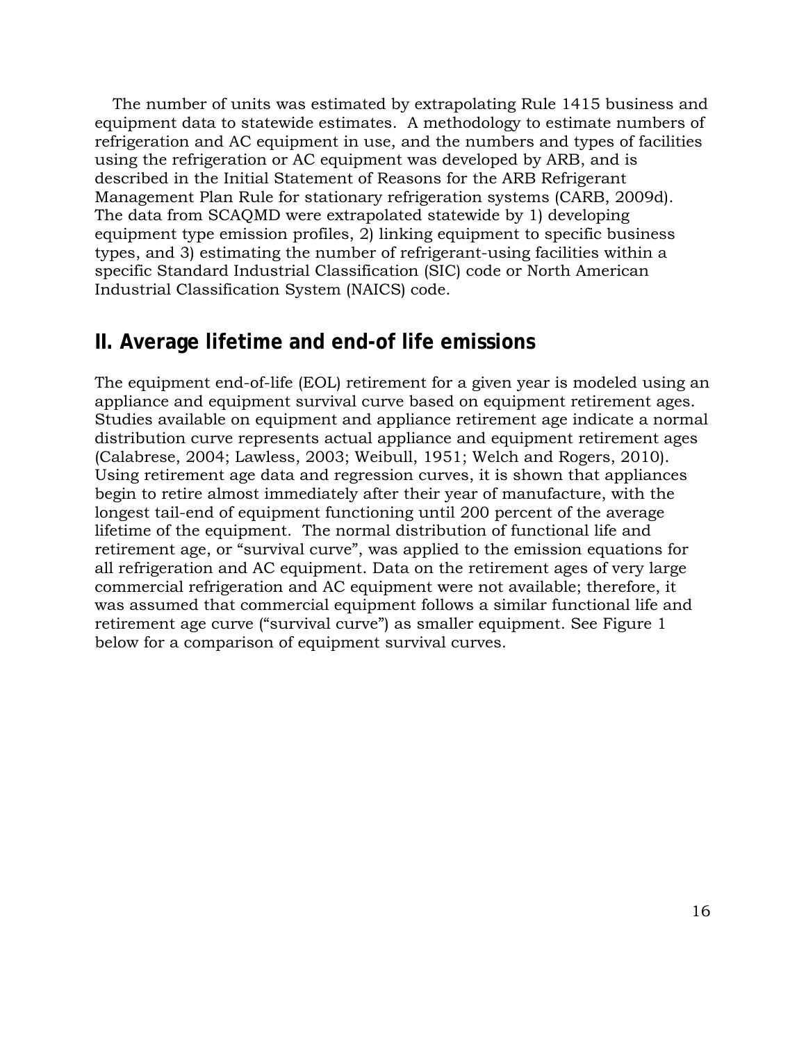The number of units was estimated by extrapolating Rule 1415 business and equipment data to statewide estimates. A methodology to estimate numbers of refrigeration and AC equipment in use, and the numbers and types of facilities using the refrigeration or AC equipment was developed by ARB, and is described in the Initial Statement of Reasons for the ARB Refrigerant Management Plan Rule for stationary refrigeration systems (CARB, 2009d). The data from SCAQMD were extrapolated statewide by 1) developing equipment type emission profiles, 2) linking equipment to specific business types, and 3) estimating the number of refrigerant-using facilities within a specific Standard Industrial Classification (SIC) code or North American Industrial Classification System (NAICS) code.

## II. Average lifetime and end-of life emissions

The equipment end-of-life (EOL) retirement for a given year is modeled using an appliance and equipment survival curve based on equipment retirement ages. Studies available on equipment and appliance retirement age indicate a normal distribution curve represents actual appliance and equipment retirement ages (Calabrese, 2004; Lawless, 2003; Weibull, 1951; Welch and Rogers, 2010). Using retirement age data and regression curves, it is shown that appliances begin to retire almost immediately after their year of manufacture, with the longest tail-end of equipment functioning until 200 percent of the average lifetime of the equipment. The normal distribution of functional life and retirement age, or "survival curve", was applied to the emission equations for all refrigeration and AC equipment. Data on the retirement ages of very large commercial refrigeration and AC equipment were not available; therefore, it was assumed that commercial equipment follows a similar functional life and retirement age curve ("survival curve") as smaller equipment. See Figure 1 below for a comparison of equipment survival curves.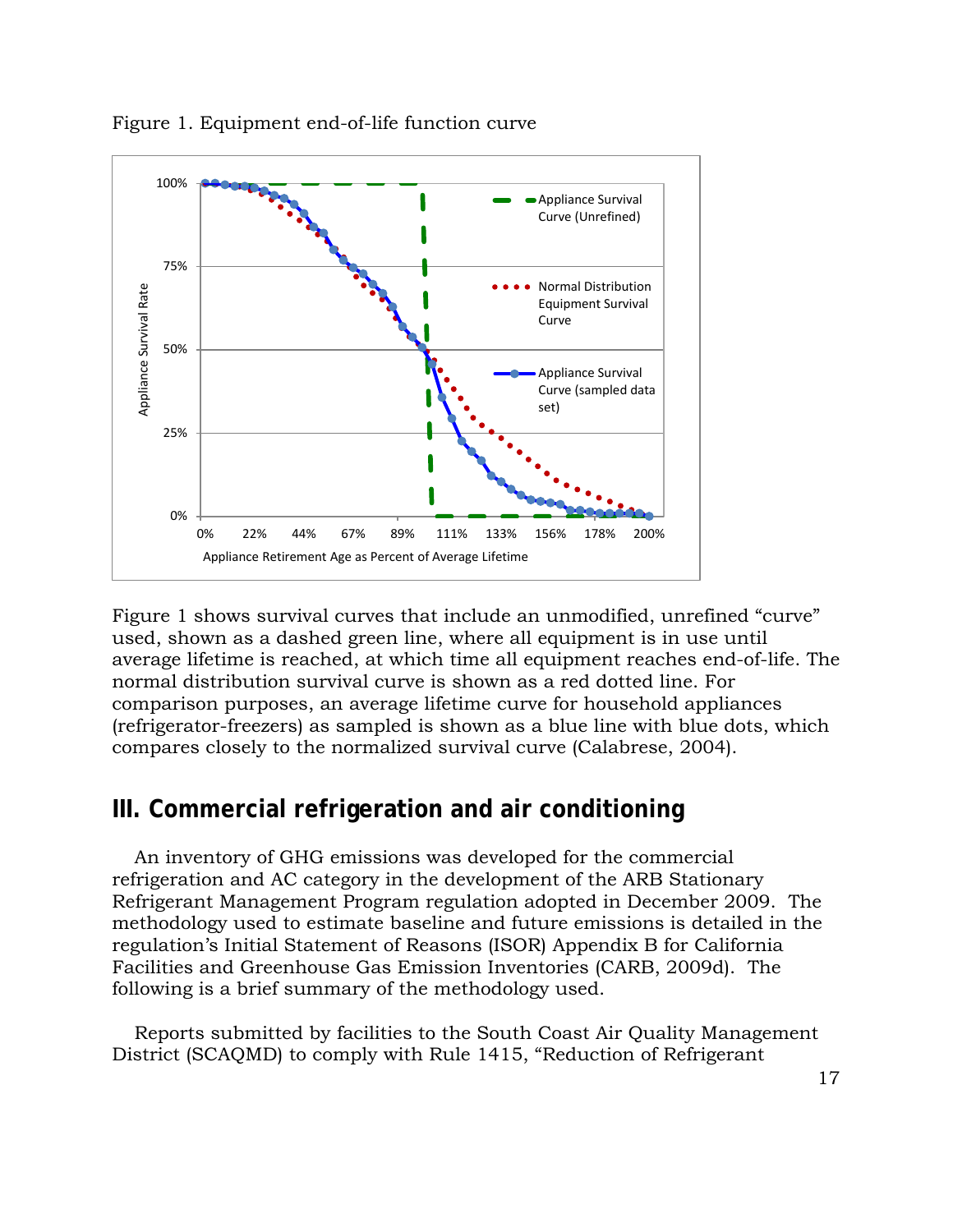Figure 1. Equipment end-of-life function curve

Figure 1 shows survival curves that include an unmodified, unrefined "curve" used, shown as a dashed green line, where all equipment is in use until average lifetime is reached, at which time all equipment reaches end-of-life. The normal distribution survival curve is shown as a red dotted line. For comparison purposes, an average lifetime curve for household appliances (refrigerator-freezers) as sampled is shown as a blue line with blue dots, which compares closely to the normalized survival curve (Calabrese, 2004).

## III. Commercial refrigeration and air conditioning

An inventory of GHG emissions was developed for the commercial refrigeration and AC category in the development of the ARB Stationary Refrigerant Management Program regulation adopted in December 2009. The methodology used to estimate baseline and future emissions is detailed in the regulation's Initial Statement of Reasons (ISOR) Appendix B for California Facilities and Greenhouse Gas Emission Inventories (CARB, 2009d). The following is a brief summary of the methodology used.

Reports submitted by facilities to the South Coast Air Quality Management District (SCAQMD) to comply with Rule 1415, "Reduction of Refrigerant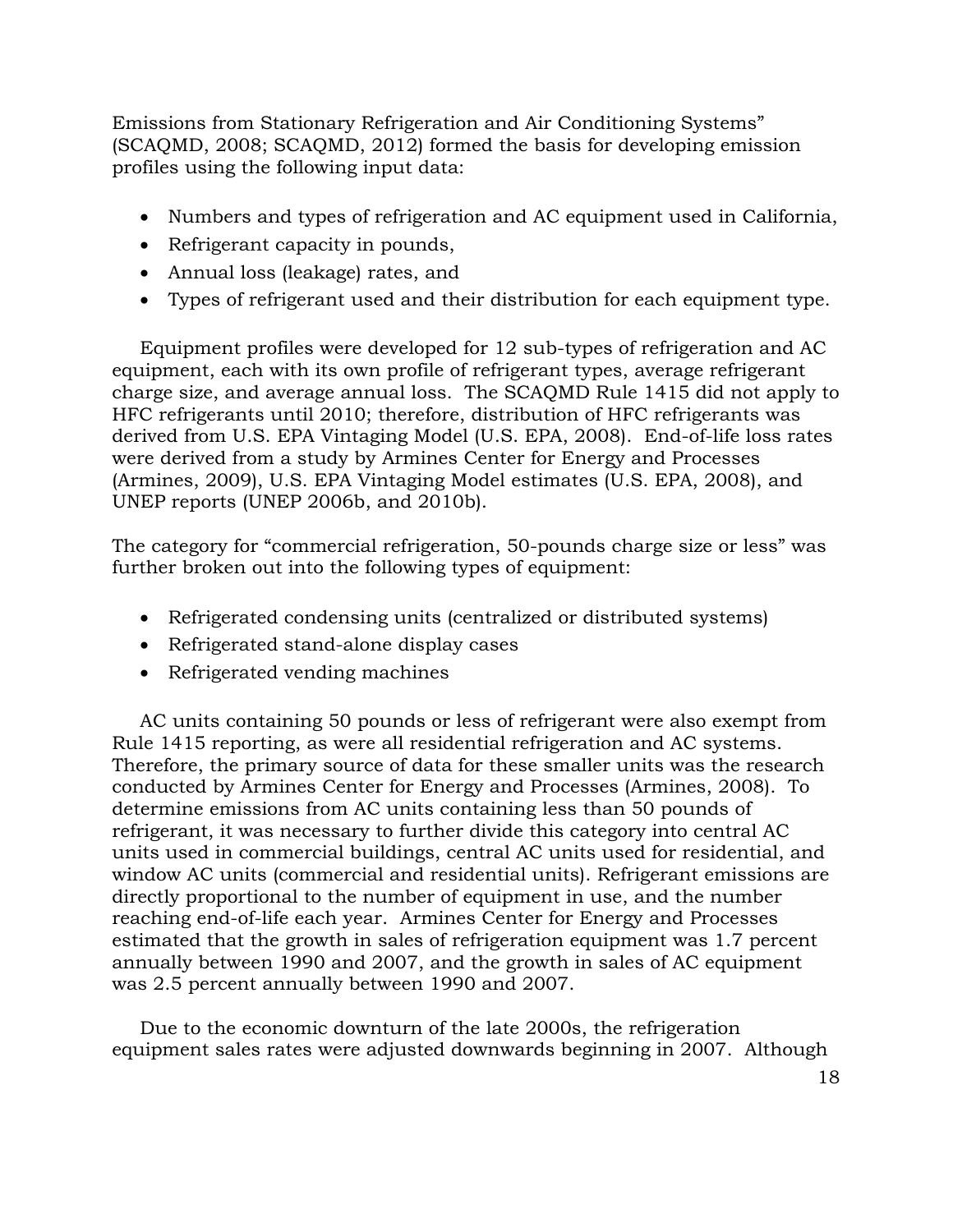Emissions from Stationary Refrigeration and Air Conditioning Systems" (SCAQMD, 2008; SCAQMD, 2012) formed the basis for developing emission profiles using the following input data:

- Numbers and types of refrigeration and AC equipment used in California,
- Refrigerant capacity in pounds,
- Annual loss (leakage) rates, and
- Types of refrigerant used and their distribution for each equipment type.

Equipment profiles were developed for 12 sub-types of refrigeration and AC equipment, each with its own profile of refrigerant types, average refrigerant charge size, and average annual loss. The SCAQMD Rule 1415 did not apply to HFC refrigerants until 2010; therefore, distribution of HFC refrigerants was derived from U.S. EPA Vintaging Model (U.S. EPA, 2008). End-of-life loss rates were derived from a study by Armines Center for Energy and Processes (Armines, 2009), U.S. EPA Vintaging Model estimates (U.S. EPA, 2008), and UNEP reports (UNEP 2006b, and 2010b).

The category for "commercial refrigeration, 50-pounds charge size or less" was further broken out into the following types of equipment:

- Refrigerated condensing units (centralized or distributed systems)
- Refrigerated stand-alone display cases
- Refrigerated vending machines

AC units containing 50 pounds or less of refrigerant were also exempt from Rule 1415 reporting, as were all residential refrigeration and AC systems. Therefore, the primary source of data for these smaller units was the research conducted by Armines Center for Energy and Processes (Armines, 2008). To determine emissions from AC units containing less than 50 pounds of refrigerant, it was necessary to further divide this category into central AC units used in commercial buildings, central AC units used for residential, and window AC units (commercial and residential units). Refrigerant emissions are directly proportional to the number of equipment in use, and the number reaching end-of-life each year. Armines Center for Energy and Processes estimated that the growth in sales of refrigeration equipment was 1.7 percent annually between 1990 and 2007, and the growth in sales of AC equipment was 2.5 percent annually between 1990 and 2007.

Due to the economic downturn of the late 2000s, the refrigeration equipment sales rates were adjusted downwards beginning in 2007. Although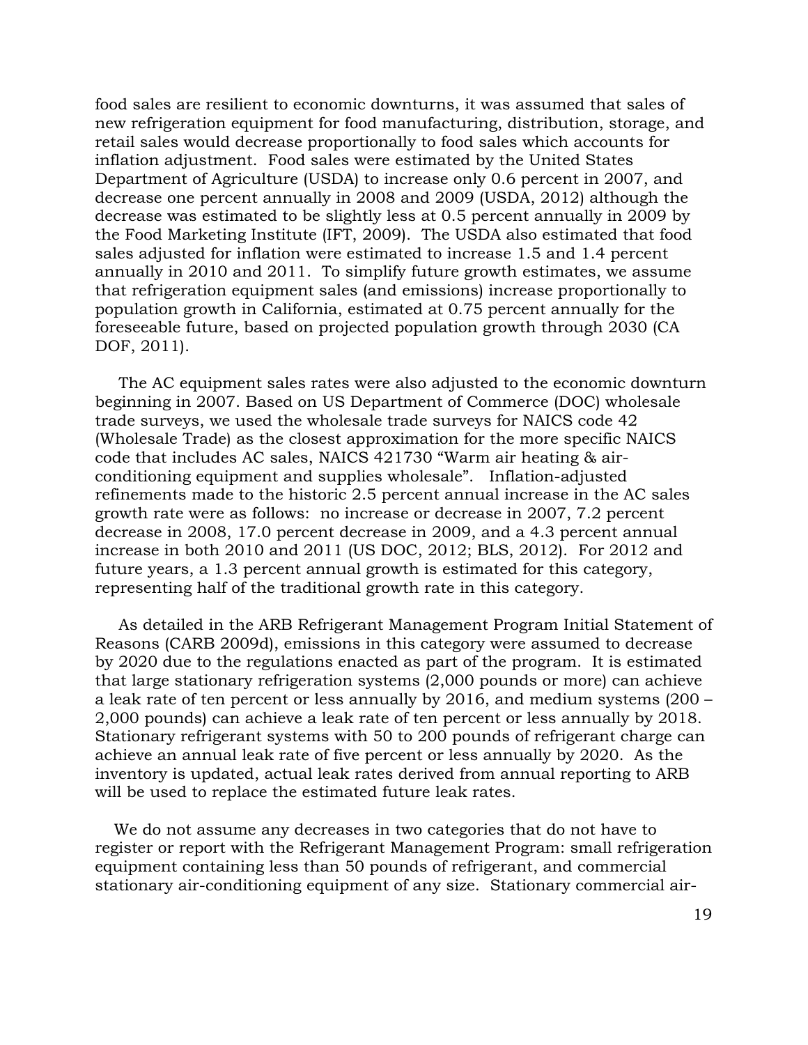food sales are resilient to economic downturns, it was assumed that sales of new refrigeration equipment for food manufacturing, distribution, storage, and retail sales would decrease proportionally to food sales which accounts for inflation adjustment. Food sales were estimated by the United States Department of Agriculture (USDA) to increase only 0.6 percent in 2007, and decrease one percent annually in 2008 and 2009 (USDA, 2012) although the decrease was estimated to be slightly less at 0.5 percent annually in 2009 by the Food Marketing Institute (IFT, 2009). The USDA also estimated that food sales adjusted for inflation were estimated to increase 1.5 and 1.4 percent annually in 2010 and 2011. To simplify future growth estimates, we assume that refrigeration equipment sales (and emissions) increase proportionally to population growth in California, estimated at 0.75 percent annually for the foreseeable future, based on projected population growth through 2030 (CA DOF, 2011).

The AC equipment sales rates were also adjusted to the economic downturn beginning in 2007. Based on US Department of Commerce (DOC) wholesale trade surveys, we used the wholesale trade surveys for NAICS code 42 (Wholesale Trade) as the closest approximation for the more specific NAICS code that includes AC sales, NAICS 421730 "Warm air heating & air-conditioning equipment and supplies wholesale". Inflation-adjusted refinements made to the historic 2.5 percent annual increase in the AC sales growth rate were as follows: no increase or decrease in 2007, 7.2 percent decrease in 2008, 17.0 percent decrease in 2009, and a 4.3 percent annual increase in both 2010 and 2011 (US DOC, 2012; BLS, 2012). For 2012 and future years, a 1.3 percent annual growth is estimated for this category, representing half of the traditional growth rate in this category.

As detailed in the ARB Refrigerant Management Program Initial Statement of Reasons (CARB 2009d), emissions in this category were assumed to decrease by 2020 due to the regulations enacted as part of the program. It is estimated that large stationary refrigeration systems (2,000 pounds or more) can achieve a leak rate of ten percent or less annually by 2016, and medium systems (200 – 2,000 pounds) can achieve a leak rate of ten percent or less annually by 2018. Stationary refrigerant systems with 50 to 200 pounds of refrigerant charge can achieve an annual leak rate of five percent or less annually by 2020. As the inventory is updated, actual leak rates derived from annual reporting to ARB will be used to replace the estimated future leak rates.

We do not assume any decreases in two categories that do not have to register or report with the Refrigerant Management Program: small refrigeration equipment containing less than 50 pounds of refrigerant, and commercial stationary air-conditioning equipment of any size. Stationary commercial air-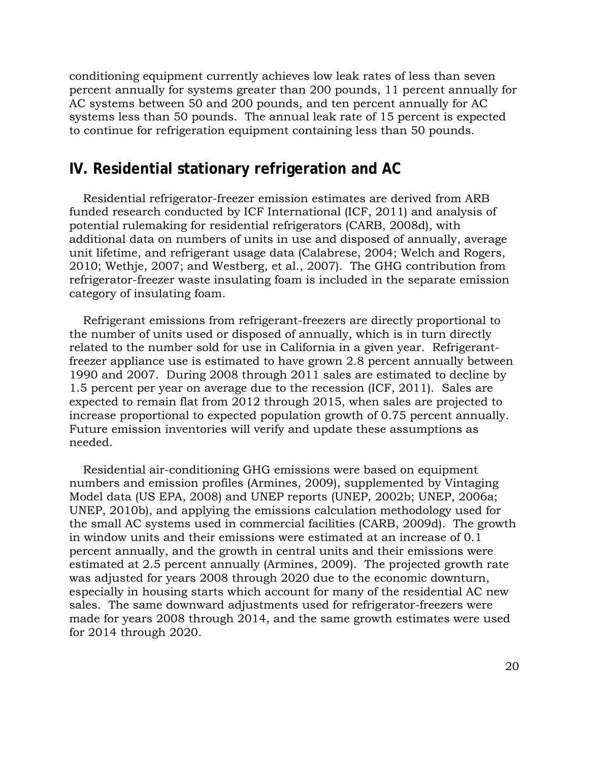conditioning equipment currently achieves low leak rates of less than seven percent annually for systems greater than 200 pounds, 11 percent annually for AC systems between 50 and 200 pounds, and ten percent annually for AC systems less than 50 pounds. The annual leak rate of 15 percent is expected to continue for refrigeration equipment containing less than 50 pounds.

## IV. Residential stationary refrigeration and AC

Residential refrigerator-freezer emission estimates are derived from ARB funded research conducted by ICF International (ICF, 2011) and analysis of potential rulemaking for residential refrigerators (CARB, 2008d), with additional data on numbers of units in use and disposed of annually, average unit lifetime, and refrigerant usage data (Calabrese, 2004; Welch and Rogers, 2010; Wethje, 2007; and Westberg, et al., 2007). The GHG contribution from refrigerator-freezer waste insulating foam is included in the separate emission category of insulating foam.

Refrigerant emissions from refrigerant-freezers are directly proportional to the number of units used or disposed of annually, which is in turn directly related to the number sold for use in California in a given year. Refrigerant-freezer appliance use is estimated to have grown 2.8 percent annually between 1990 and 2007. During 2008 through 2011 sales are estimated to decline by 1.5 percent per year on average due to the recession (ICF, 2011). Sales are expected to remain flat from 2012 through 2015, when sales are projected to increase proportional to expected population growth of 0.75 percent annually. Future emission inventories will verify and update these assumptions as needed.

Residential air-conditioning GHG emissions were based on equipment numbers and emission profiles (Armines, 2009), supplemented by Vintaging Model data (US EPA, 2008) and UNEP reports (UNEP, 2002b; UNEP, 2006a; UNEP, 2010b), and applying the emissions calculation methodology used for the small AC systems used in commercial facilities (CARB, 2009d). The growth in window units and their emissions were estimated at an increase of 0.1 percent annually, and the growth in central units and their emissions were estimated at 2.5 percent annually (Armines, 2009). The projected growth rate was adjusted for years 2008 through 2020 due to the economic downturn, especially in housing starts which account for many of the residential AC new sales. The same downward adjustments used for refrigerator-freezers were made for years 2008 through 2014, and the same growth estimates were used for 2014 through 2020.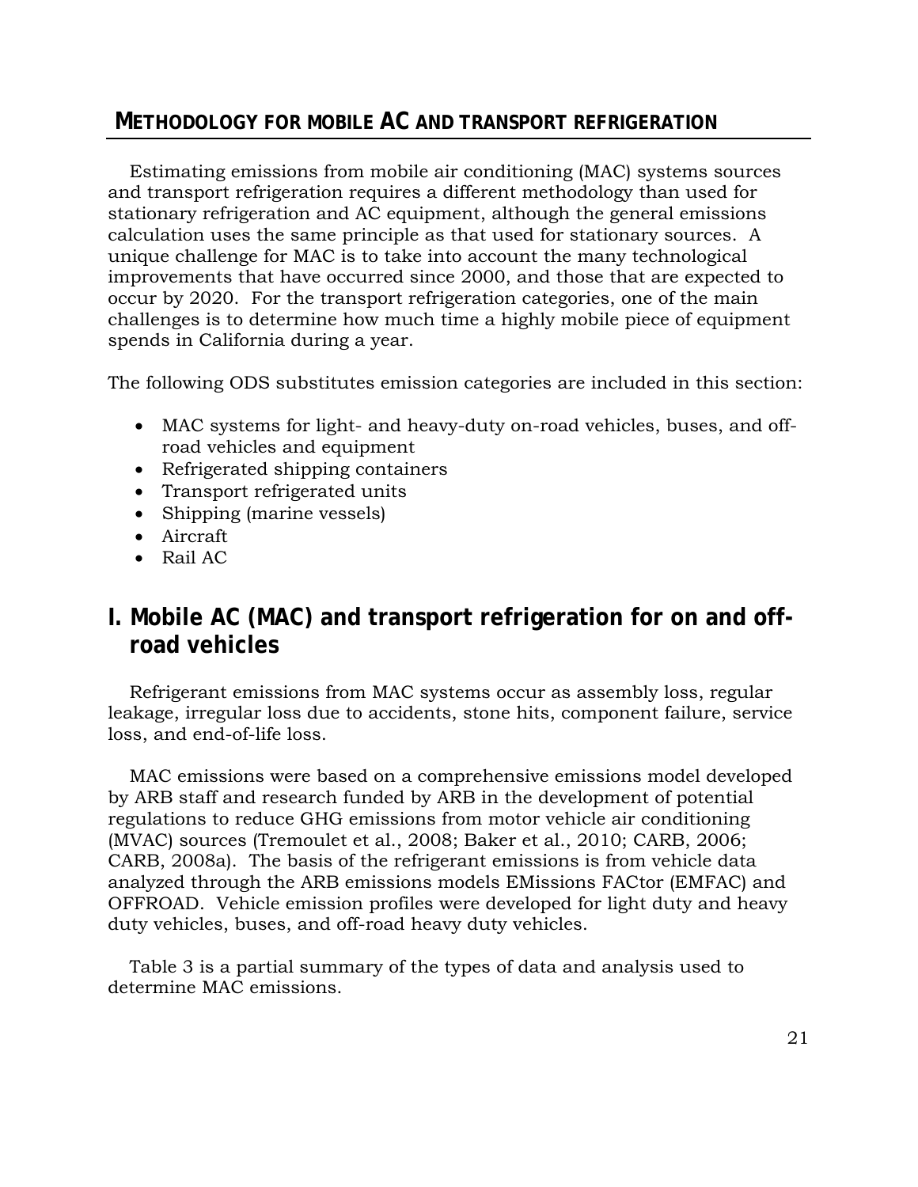## METHODOLOGY FOR MOBILE AC AND TRANSPORT REFRIGERATION

Estimating emissions from mobile air conditioning (MAC) systems sources and transport refrigeration requires a different methodology than used for stationary refrigeration and AC equipment, although the general emissions calculation uses the same principle as that used for stationary sources. A unique challenge for MAC is to take into account the many technological improvements that have occurred since 2000, and those that are expected to occur by 2020. For the transport refrigeration categories, one of the main challenges is to determine how much time a highly mobile piece of equipment spends in California during a year.

The following ODS substitutes emission categories are included in this section:

- MAC systems for light- and heavy-duty on-road vehicles, buses, and off-road vehicles and equipment
- Refrigerated shipping containers
- Transport refrigerated units
- Shipping (marine vessels)
- Aircraft
- Rail AC

## I. Mobile AC (MAC) and transport refrigeration for on and off-road vehicles

Refrigerant emissions from MAC systems occur as assembly loss, regular leakage, irregular loss due to accidents, stone hits, component failure, service loss, and end-of-life loss.

MAC emissions were based on a comprehensive emissions model developed by ARB staff and research funded by ARB in the development of potential regulations to reduce GHG emissions from motor vehicle air conditioning (MVAC) sources (Tremoulet et al., 2008; Baker et al., 2010; CARB, 2006; CARB, 2008a). The basis of the refrigerant emissions is from vehicle data analyzed through the ARB emissions models EMissions FACtor (EMFAC) and OFFROAD. Vehicle emission profiles were developed for light duty and heavy duty vehicles, buses, and off-road heavy duty vehicles.

Table 3 is a partial summary of the types of data and analysis used to determine MAC emissions.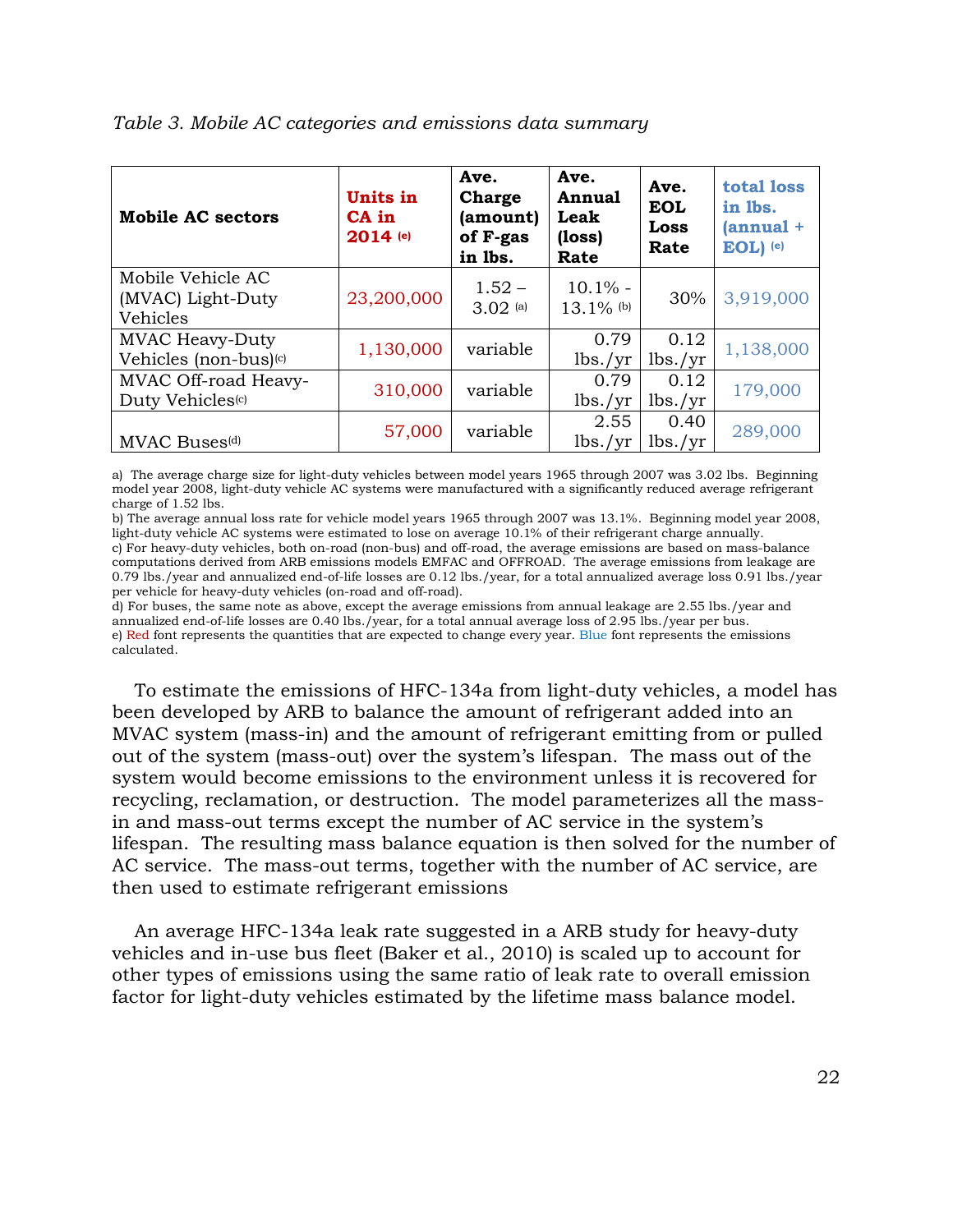*Table 3. Mobile AC categories and emissions data summary*

| **Mobile AC sectors** | **Units in CA in 2014** [(e)] | **Ave. Charge (amount) of F-gas in lbs.** | **Ave. Annual Leak (loss) Rate** | **Ave. EOL Loss Rate** | **total loss in lbs. (annual + EOL)** [(e)] |
|---|---|---|---|---|---|
| Mobile Vehicle AC (MVAC) Light-Duty Vehicles | 23,200,000 | 1.52 – 3.02 [(a)] | 10.1% - 13.1% [(b)] | 30% | 3,919,000 |
| MVAC Heavy-Duty Vehicles (non-bus)[(c)] | 1,130,000 | variable | 0.79 lbs./yr | 0.12 lbs./yr | 1,138,000 |
| MVAC Off-road Heavy-Duty Vehicles[(c)] | 310,000 | variable | 0.79 lbs./yr | 0.12 lbs./yr | 179,000 |
| MVAC Buses[(d)] | 57,000 | variable | 2.55 lbs./yr | 0.40 lbs./yr | 289,000 |

a) The average charge size for light-duty vehicles between model years 1965 through 2007 was 3.02 lbs. Beginning model year 2008, light-duty vehicle AC systems were manufactured with a significantly reduced average refrigerant charge of 1.52 lbs.
b) The average annual loss rate for vehicle model years 1965 through 2007 was 13.1%. Beginning model year 2008, light-duty vehicle AC systems were estimated to lose on average 10.1% of their refrigerant charge annually.
c) For heavy-duty vehicles, both on-road (non-bus) and off-road, the average emissions are based on mass-balance computations derived from ARB emissions models EMFAC and OFFROAD. The average emissions from leakage are 0.79 lbs./year and annualized end-of-life losses are 0.12 lbs./year, for a total annualized average loss 0.91 lbs./year per vehicle for heavy-duty vehicles (on-road and off-road).
d) For buses, the same note as above, except the average emissions from annual leakage are 2.55 lbs./year and annualized end-of-life losses are 0.40 lbs./year, for a total annual average loss of 2.95 lbs./year per bus.
e) Red font represents the quantities that are expected to change every year. Blue font represents the emissions calculated.

To estimate the emissions of HFC-134a from light-duty vehicles, a model has been developed by ARB to balance the amount of refrigerant added into an MVAC system (mass-in) and the amount of refrigerant emitting from or pulled out of the system (mass-out) over the system's lifespan. The mass out of the system would become emissions to the environment unless it is recovered for recycling, reclamation, or destruction. The model parameterizes all the mass-in and mass-out terms except the number of AC service in the system's lifespan. The resulting mass balance equation is then solved for the number of AC service. The mass-out terms, together with the number of AC service, are then used to estimate refrigerant emissions

An average HFC-134a leak rate suggested in a ARB study for heavy-duty vehicles and in-use bus fleet (Baker et al., 2010) is scaled up to account for other types of emissions using the same ratio of leak rate to overall emission factor for light-duty vehicles estimated by the lifetime mass balance model.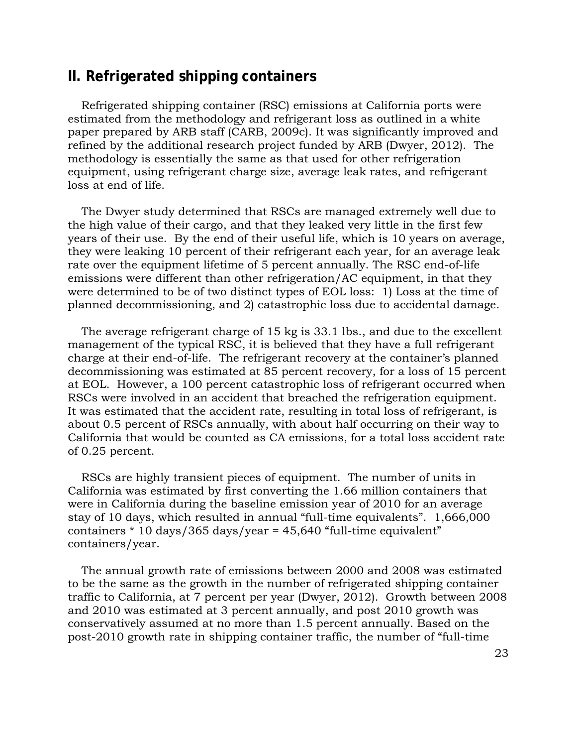## II. Refrigerated shipping containers

Refrigerated shipping container (RSC) emissions at California ports were estimated from the methodology and refrigerant loss as outlined in a white paper prepared by ARB staff (CARB, 2009c). It was significantly improved and refined by the additional research project funded by ARB (Dwyer, 2012). The methodology is essentially the same as that used for other refrigeration equipment, using refrigerant charge size, average leak rates, and refrigerant loss at end of life.

The Dwyer study determined that RSCs are managed extremely well due to the high value of their cargo, and that they leaked very little in the first few years of their use. By the end of their useful life, which is 10 years on average, they were leaking 10 percent of their refrigerant each year, for an average leak rate over the equipment lifetime of 5 percent annually. The RSC end-of-life emissions were different than other refrigeration/AC equipment, in that they were determined to be of two distinct types of EOL loss: 1) Loss at the time of planned decommissioning, and 2) catastrophic loss due to accidental damage.

The average refrigerant charge of 15 kg is 33.1 lbs., and due to the excellent management of the typical RSC, it is believed that they have a full refrigerant charge at their end-of-life. The refrigerant recovery at the container's planned decommissioning was estimated at 85 percent recovery, for a loss of 15 percent at EOL. However, a 100 percent catastrophic loss of refrigerant occurred when RSCs were involved in an accident that breached the refrigeration equipment. It was estimated that the accident rate, resulting in total loss of refrigerant, is about 0.5 percent of RSCs annually, with about half occurring on their way to California that would be counted as CA emissions, for a total loss accident rate of 0.25 percent.

RSCs are highly transient pieces of equipment. The number of units in California was estimated by first converting the 1.66 million containers that were in California during the baseline emission year of 2010 for an average stay of 10 days, which resulted in annual "full-time equivalents". 1,666,000 containers * 10 days/365 days/year = 45,640 "full-time equivalent" containers/year.

The annual growth rate of emissions between 2000 and 2008 was estimated to be the same as the growth in the number of refrigerated shipping container traffic to California, at 7 percent per year (Dwyer, 2012). Growth between 2008 and 2010 was estimated at 3 percent annually, and post 2010 growth was conservatively assumed at no more than 1.5 percent annually. Based on the post-2010 growth rate in shipping container traffic, the number of "full-time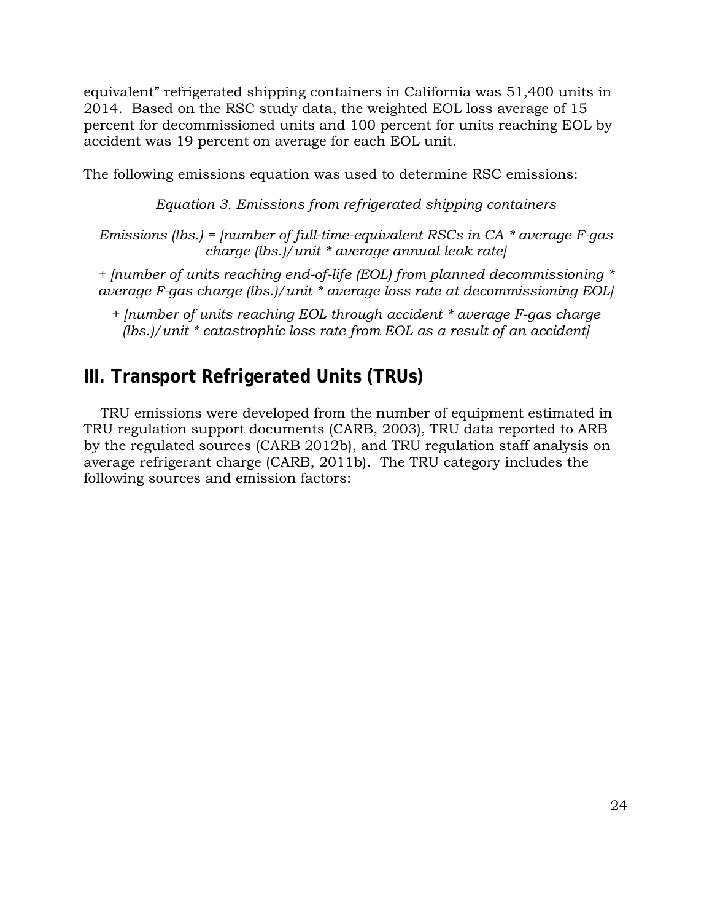equivalent" refrigerated shipping containers in California was 51,400 units in 2014. Based on the RSC study data, the weighted EOL loss average of 15 percent for decommissioned units and 100 percent for units reaching EOL by accident was 19 percent on average for each EOL unit.

The following emissions equation was used to determine RSC emissions:

*Equation 3. Emissions from refrigerated shipping containers*

*Emissions (lbs.) = [number of full-time-equivalent RSCs in CA * average F-gas charge (lbs.)/unit * average annual leak rate]*

*+ [number of units reaching end-of-life (EOL) from planned decommissioning * average F-gas charge (lbs.)/unit * average loss rate at decommissioning EOL]*

*+ [number of units reaching EOL through accident * average F-gas charge (lbs.)/unit * catastrophic loss rate from EOL as a result of an accident]*

## III. Transport Refrigerated Units (TRUs)

TRU emissions were developed from the number of equipment estimated in TRU regulation support documents (CARB, 2003), TRU data reported to ARB by the regulated sources (CARB 2012b), and TRU regulation staff analysis on average refrigerant charge (CARB, 2011b). The TRU category includes the following sources and emission factors: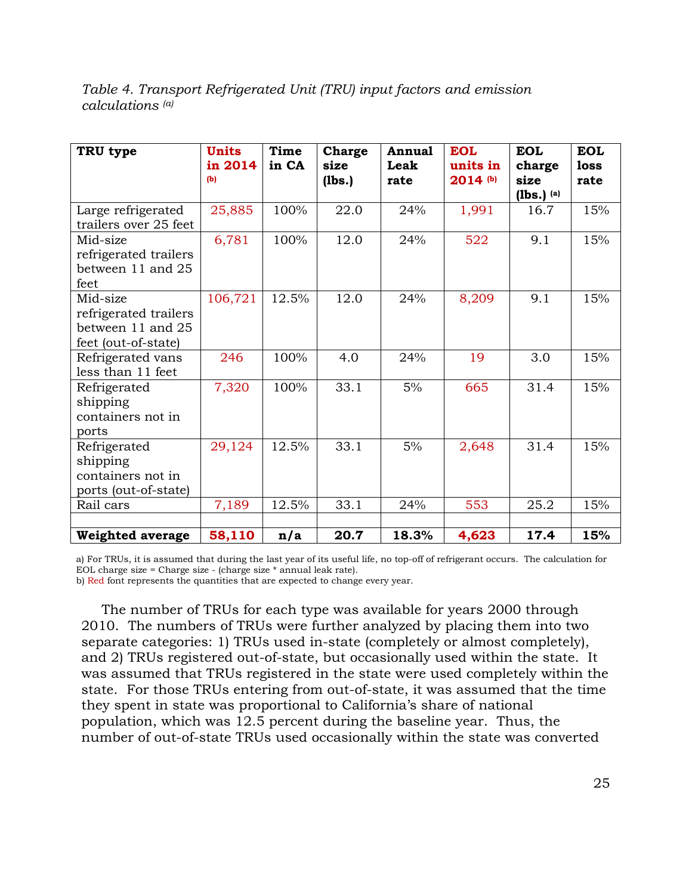*Table 4. Transport Refrigerated Unit (TRU) input factors and emission calculations [(a)]*

| TRU type | Units in 2014 [(b)] | Time in CA | Charge size (lbs.) | Annual Leak rate | EOL units in 2014 [(b)] | EOL charge size (lbs.) [(a)] | EOL loss rate |
|---|---|---|---|---|---|---|---|
| Large refrigerated trailers over 25 feet | 25,885 | 100% | 22.0 | 24% | 1,991 | 16.7 | 15% |
| Mid-size refrigerated trailers between 11 and 25 feet | 6,781 | 100% | 12.0 | 24% | 522 | 9.1 | 15% |
| Mid-size refrigerated trailers between 11 and 25 feet (out-of-state) | 106,721 | 12.5% | 12.0 | 24% | 8,209 | 9.1 | 15% |
| Refrigerated vans less than 11 feet | 246 | 100% | 4.0 | 24% | 19 | 3.0 | 15% |
| Refrigerated shipping containers not in ports | 7,320 | 100% | 33.1 | 5% | 665 | 31.4 | 15% |
| Refrigerated shipping containers not in ports (out-of-state) | 29,124 | 12.5% | 33.1 | 5% | 2,648 | 31.4 | 15% |
| Rail cars | 7,189 | 12.5% | 33.1 | 24% | 553 | 25.2 | 15% |
| | | | | | | | |
| **Weighted average** | **58,110** | **n/a** | **20.7** | **18.3%** | **4,623** | **17.4** | **15%** |

a) For TRUs, it is assumed that during the last year of its useful life, no top-off of refrigerant occurs. The calculation for EOL charge size = Charge size - (charge size * annual leak rate).
b) Red font represents the quantities that are expected to change every year.

The number of TRUs for each type was available for years 2000 through 2010. The numbers of TRUs were further analyzed by placing them into two separate categories: 1) TRUs used in-state (completely or almost completely), and 2) TRUs registered out-of-state, but occasionally used within the state. It was assumed that TRUs registered in the state were used completely within the state. For those TRUs entering from out-of-state, it was assumed that the time they spent in state was proportional to California's share of national population, which was 12.5 percent during the baseline year. Thus, the number of out-of-state TRUs used occasionally within the state was converted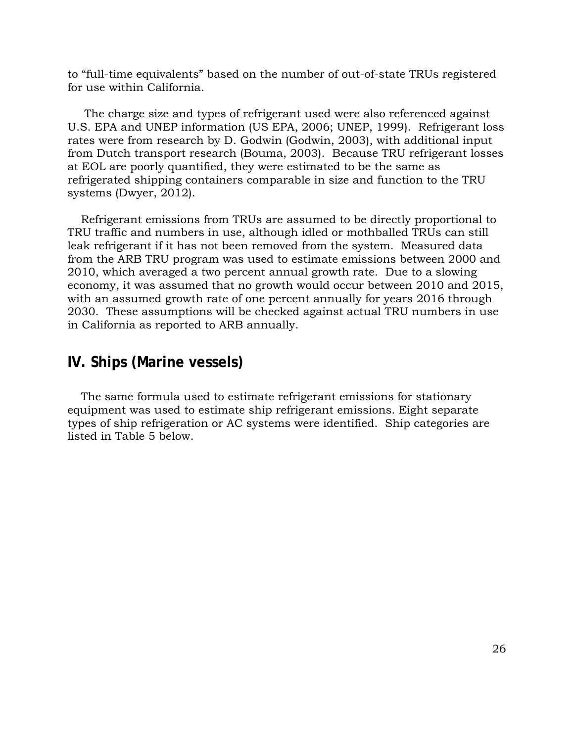to "full-time equivalents" based on the number of out-of-state TRUs registered for use within California.

The charge size and types of refrigerant used were also referenced against U.S. EPA and UNEP information (US EPA, 2006; UNEP, 1999). Refrigerant loss rates were from research by D. Godwin (Godwin, 2003), with additional input from Dutch transport research (Bouma, 2003). Because TRU refrigerant losses at EOL are poorly quantified, they were estimated to be the same as refrigerated shipping containers comparable in size and function to the TRU systems (Dwyer, 2012).

Refrigerant emissions from TRUs are assumed to be directly proportional to TRU traffic and numbers in use, although idled or mothballed TRUs can still leak refrigerant if it has not been removed from the system. Measured data from the ARB TRU program was used to estimate emissions between 2000 and 2010, which averaged a two percent annual growth rate. Due to a slowing economy, it was assumed that no growth would occur between 2010 and 2015, with an assumed growth rate of one percent annually for years 2016 through 2030. These assumptions will be checked against actual TRU numbers in use in California as reported to ARB annually.

## IV. Ships (Marine vessels)

The same formula used to estimate refrigerant emissions for stationary equipment was used to estimate ship refrigerant emissions. Eight separate types of ship refrigeration or AC systems were identified. Ship categories are listed in Table 5 below.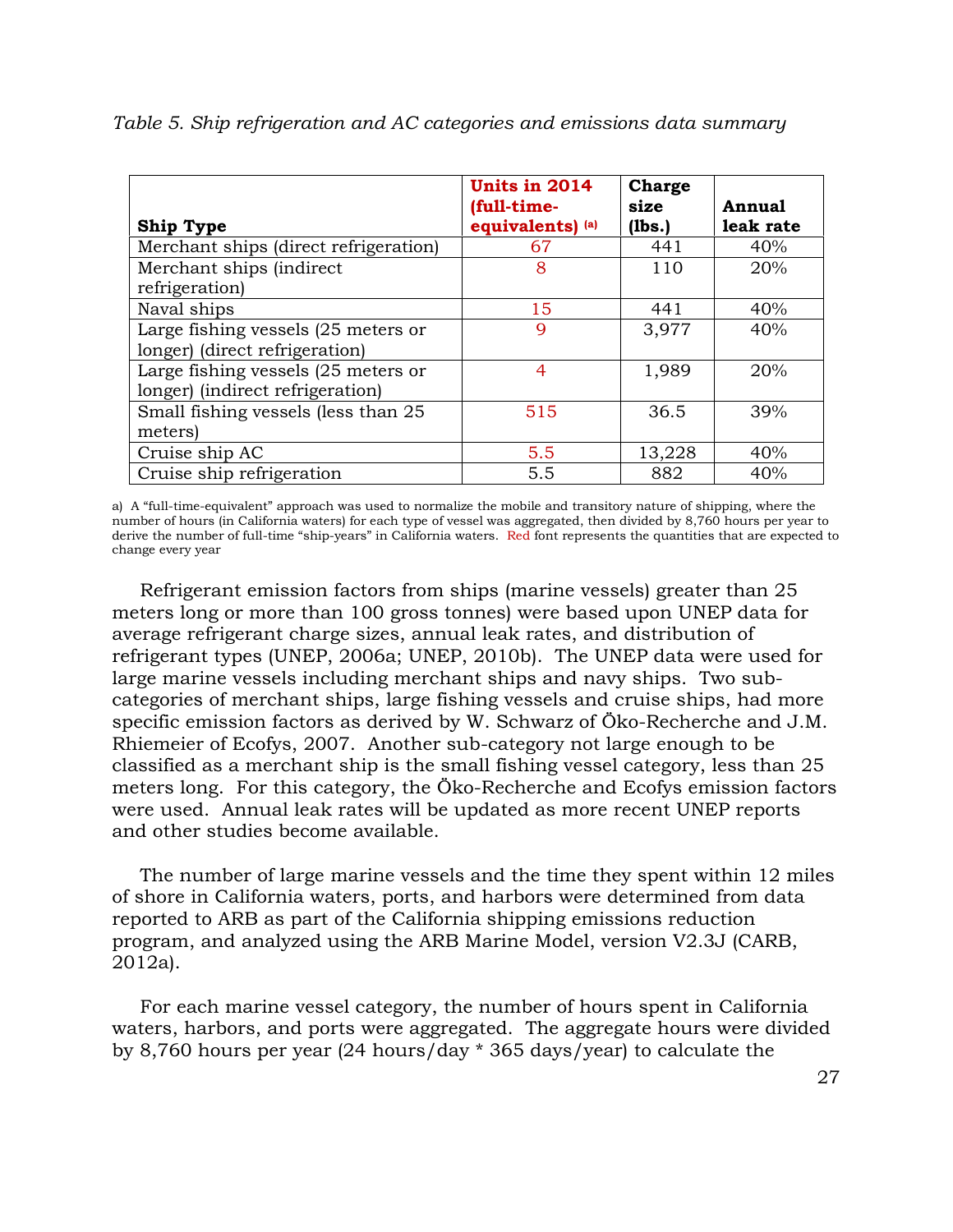*Table 5. Ship refrigeration and AC categories and emissions data summary*

| Ship Type | Units in 2014 (full-time-equivalents) [(a)] | Charge size (lbs.) | Annual leak rate |
|---|---|---|---|
| Merchant ships (direct refrigeration) | 67 | 441 | 40% |
| Merchant ships (indirect refrigeration) | 8 | 110 | 20% |
| Naval ships | 15 | 441 | 40% |
| Large fishing vessels (25 meters or longer) (direct refrigeration) | 9 | 3,977 | 40% |
| Large fishing vessels (25 meters or longer) (indirect refrigeration) | 4 | 1,989 | 20% |
| Small fishing vessels (less than 25 meters) | 515 | 36.5 | 39% |
| Cruise ship AC | 5.5 | 13,228 | 40% |
| Cruise ship refrigeration | 5.5 | 882 | 40% |

a) A "full-time-equivalent" approach was used to normalize the mobile and transitory nature of shipping, where the number of hours (in California waters) for each type of vessel was aggregated, then divided by 8,760 hours per year to derive the number of full-time "ship-years" in California waters. Red font represents the quantities that are expected to change every year

Refrigerant emission factors from ships (marine vessels) greater than 25 meters long or more than 100 gross tonnes) were based upon UNEP data for average refrigerant charge sizes, annual leak rates, and distribution of refrigerant types (UNEP, 2006a; UNEP, 2010b). The UNEP data were used for large marine vessels including merchant ships and navy ships. Two sub-categories of merchant ships, large fishing vessels and cruise ships, had more specific emission factors as derived by W. Schwarz of Öko-Recherche and J.M. Rhiemeier of Ecofys, 2007. Another sub-category not large enough to be classified as a merchant ship is the small fishing vessel category, less than 25 meters long. For this category, the Öko-Recherche and Ecofys emission factors were used. Annual leak rates will be updated as more recent UNEP reports and other studies become available.

The number of large marine vessels and the time they spent within 12 miles of shore in California waters, ports, and harbors were determined from data reported to ARB as part of the California shipping emissions reduction program, and analyzed using the ARB Marine Model, version V2.3J (CARB, 2012a).

For each marine vessel category, the number of hours spent in California waters, harbors, and ports were aggregated. The aggregate hours were divided by 8,760 hours per year (24 hours/day * 365 days/year) to calculate the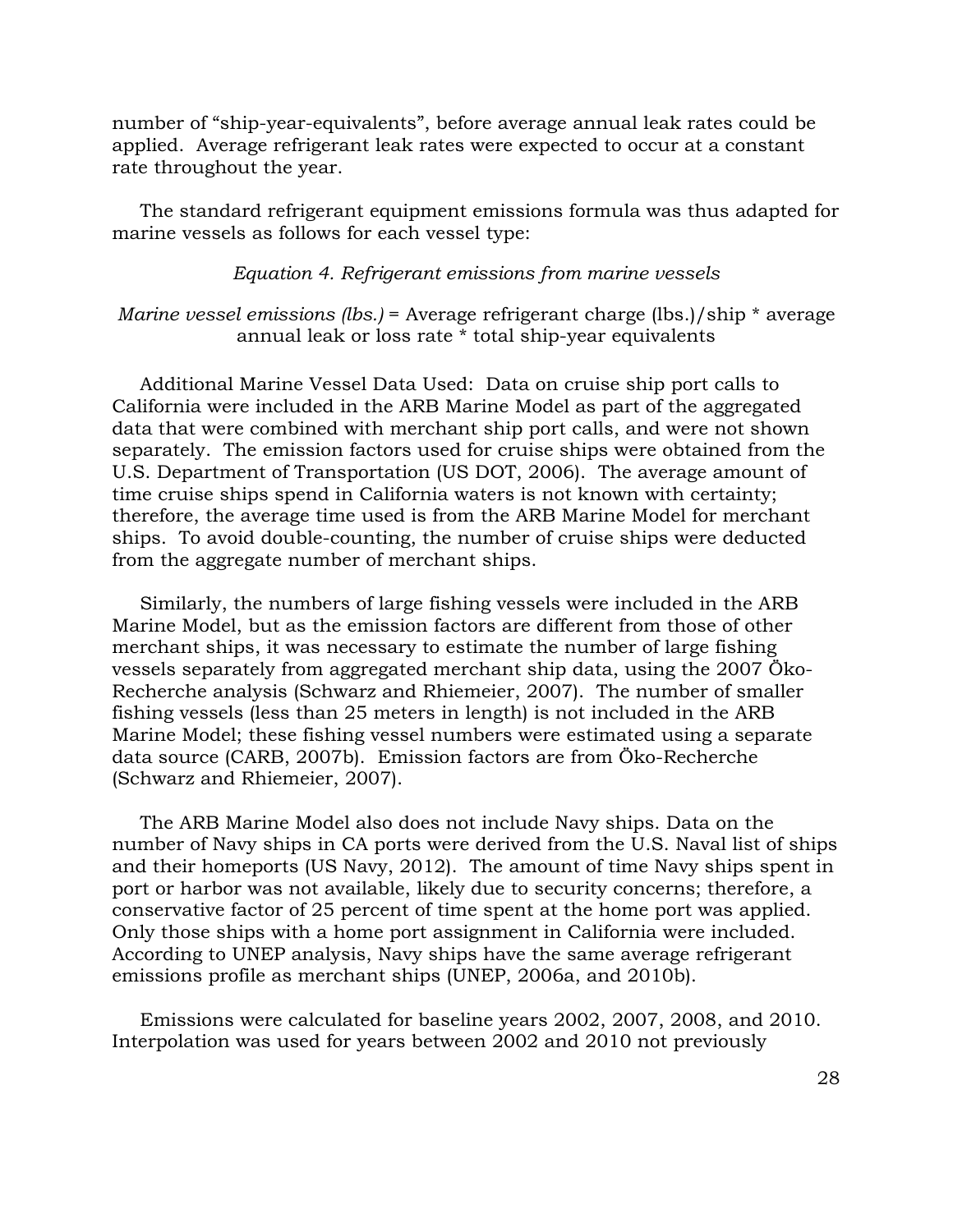number of "ship-year-equivalents", before average annual leak rates could be applied. Average refrigerant leak rates were expected to occur at a constant rate throughout the year.

The standard refrigerant equipment emissions formula was thus adapted for marine vessels as follows for each vessel type:

*Equation 4. Refrigerant emissions from marine vessels*

*Marine vessel emissions (lbs.)* = Average refrigerant charge (lbs.)/ship * average annual leak or loss rate * total ship-year equivalents

Additional Marine Vessel Data Used: Data on cruise ship port calls to California were included in the ARB Marine Model as part of the aggregated data that were combined with merchant ship port calls, and were not shown separately. The emission factors used for cruise ships were obtained from the U.S. Department of Transportation (US DOT, 2006). The average amount of time cruise ships spend in California waters is not known with certainty; therefore, the average time used is from the ARB Marine Model for merchant ships. To avoid double-counting, the number of cruise ships were deducted from the aggregate number of merchant ships.

Similarly, the numbers of large fishing vessels were included in the ARB Marine Model, but as the emission factors are different from those of other merchant ships, it was necessary to estimate the number of large fishing vessels separately from aggregated merchant ship data, using the 2007 Öko-Recherche analysis (Schwarz and Rhiemeier, 2007). The number of smaller fishing vessels (less than 25 meters in length) is not included in the ARB Marine Model; these fishing vessel numbers were estimated using a separate data source (CARB, 2007b). Emission factors are from Öko-Recherche (Schwarz and Rhiemeier, 2007).

The ARB Marine Model also does not include Navy ships. Data on the number of Navy ships in CA ports were derived from the U.S. Naval list of ships and their homeports (US Navy, 2012). The amount of time Navy ships spent in port or harbor was not available, likely due to security concerns; therefore, a conservative factor of 25 percent of time spent at the home port was applied. Only those ships with a home port assignment in California were included. According to UNEP analysis, Navy ships have the same average refrigerant emissions profile as merchant ships (UNEP, 2006a, and 2010b).

Emissions were calculated for baseline years 2002, 2007, 2008, and 2010. Interpolation was used for years between 2002 and 2010 not previously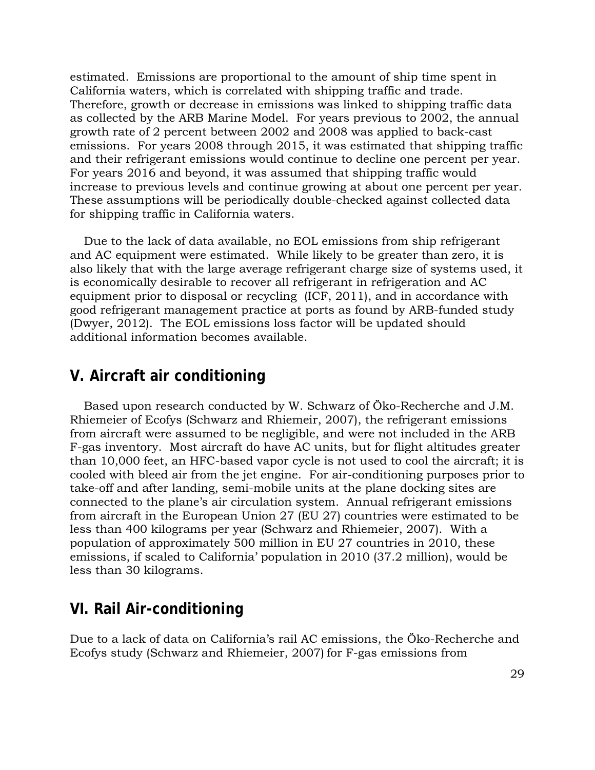estimated. Emissions are proportional to the amount of ship time spent in California waters, which is correlated with shipping traffic and trade. Therefore, growth or decrease in emissions was linked to shipping traffic data as collected by the ARB Marine Model. For years previous to 2002, the annual growth rate of 2 percent between 2002 and 2008 was applied to back-cast emissions. For years 2008 through 2015, it was estimated that shipping traffic and their refrigerant emissions would continue to decline one percent per year. For years 2016 and beyond, it was assumed that shipping traffic would increase to previous levels and continue growing at about one percent per year. These assumptions will be periodically double-checked against collected data for shipping traffic in California waters.

Due to the lack of data available, no EOL emissions from ship refrigerant and AC equipment were estimated. While likely to be greater than zero, it is also likely that with the large average refrigerant charge size of systems used, it is economically desirable to recover all refrigerant in refrigeration and AC equipment prior to disposal or recycling (ICF, 2011), and in accordance with good refrigerant management practice at ports as found by ARB-funded study (Dwyer, 2012). The EOL emissions loss factor will be updated should additional information becomes available.

## V. Aircraft air conditioning

Based upon research conducted by W. Schwarz of Öko-Recherche and J.M. Rhiemeier of Ecofys (Schwarz and Rhiemeir, 2007), the refrigerant emissions from aircraft were assumed to be negligible, and were not included in the ARB F-gas inventory. Most aircraft do have AC units, but for flight altitudes greater than 10,000 feet, an HFC-based vapor cycle is not used to cool the aircraft; it is cooled with bleed air from the jet engine. For air-conditioning purposes prior to take-off and after landing, semi-mobile units at the plane docking sites are connected to the plane's air circulation system. Annual refrigerant emissions from aircraft in the European Union 27 (EU 27) countries were estimated to be less than 400 kilograms per year (Schwarz and Rhiemeier, 2007). With a population of approximately 500 million in EU 27 countries in 2010, these emissions, if scaled to California' population in 2010 (37.2 million), would be less than 30 kilograms.

## VI. Rail Air-conditioning

Due to a lack of data on California's rail AC emissions, the Öko-Recherche and Ecofys study (Schwarz and Rhiemeier, 2007) for F-gas emissions from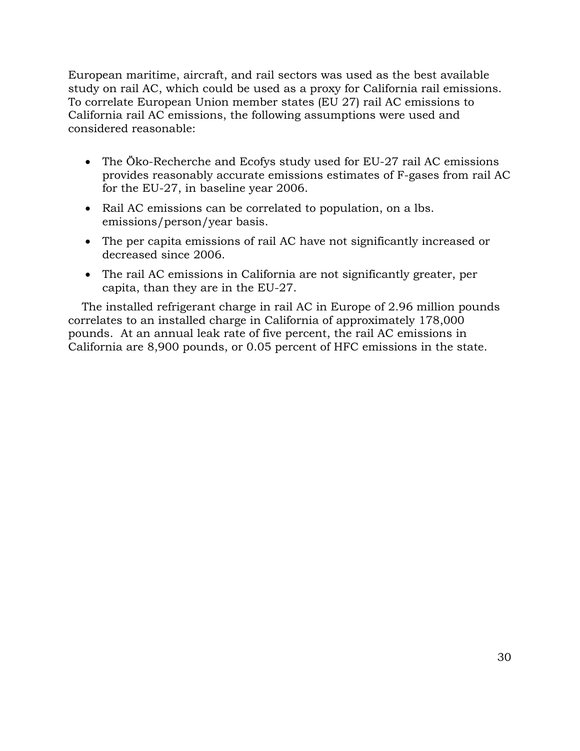European maritime, aircraft, and rail sectors was used as the best available study on rail AC, which could be used as a proxy for California rail emissions. To correlate European Union member states (EU 27) rail AC emissions to California rail AC emissions, the following assumptions were used and considered reasonable:

- The Öko-Recherche and Ecofys study used for EU-27 rail AC emissions provides reasonably accurate emissions estimates of F-gases from rail AC for the EU-27, in baseline year 2006.
- Rail AC emissions can be correlated to population, on a lbs. emissions/person/year basis.
- The per capita emissions of rail AC have not significantly increased or decreased since 2006.
- The rail AC emissions in California are not significantly greater, per capita, than they are in the EU-27.

The installed refrigerant charge in rail AC in Europe of 2.96 million pounds correlates to an installed charge in California of approximately 178,000 pounds. At an annual leak rate of five percent, the rail AC emissions in California are 8,900 pounds, or 0.05 percent of HFC emissions in the state.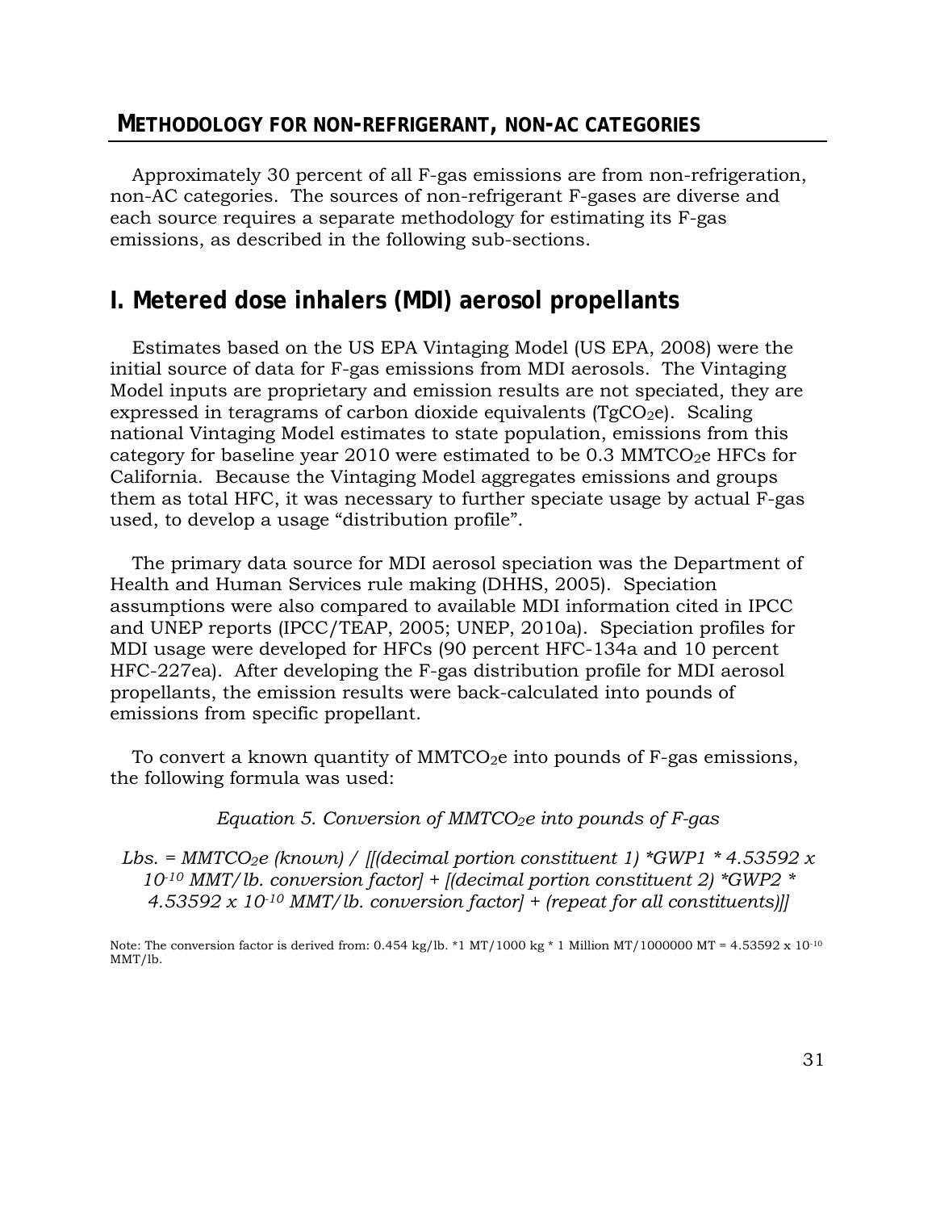## METHODOLOGY FOR NON-REFRIGERANT, NON-AC CATEGORIES

Approximately 30 percent of all F-gas emissions are from non-refrigeration, non-AC categories. The sources of non-refrigerant F-gases are diverse and each source requires a separate methodology for estimating its F-gas emissions, as described in the following sub-sections.

# I. Metered dose inhalers (MDI) aerosol propellants

Estimates based on the US EPA Vintaging Model (US EPA, 2008) were the initial source of data for F-gas emissions from MDI aerosols. The Vintaging Model inputs are proprietary and emission results are not speciated, they are expressed in teragrams of carbon dioxide equivalents ($TgCO_2e$). Scaling national Vintaging Model estimates to state population, emissions from this category for baseline year 2010 were estimated to be 0.3 $MMTCO_2e$ HFCs for California. Because the Vintaging Model aggregates emissions and groups them as total HFC, it was necessary to further speciate usage by actual F-gas used, to develop a usage "distribution profile".

The primary data source for MDI aerosol speciation was the Department of Health and Human Services rule making (DHHS, 2005). Speciation assumptions were also compared to available MDI information cited in IPCC and UNEP reports (IPCC/TEAP, 2005; UNEP, 2010a). Speciation profiles for MDI usage were developed for HFCs (90 percent HFC-134a and 10 percent HFC-227ea). After developing the F-gas distribution profile for MDI aerosol propellants, the emission results were back-calculated into pounds of emissions from specific propellant.

To convert a known quantity of $MMTCO_2e$ into pounds of F-gas emissions, the following formula was used:

*Equation 5. Conversion of $MMTCO_2e$ into pounds of F-gas*

*Lbs. = $MMTCO_2e$ (known) / [[(decimal portion constituent 1) \*GWP1 \* 4.53592 x $10^{-10}$ MMT/lb. conversion factor] + [(decimal portion constituent 2) \*GWP2 \* 4.53592 x $10^{-10}$ MMT/lb. conversion factor] + (repeat for all constituents)]]*

Note: The conversion factor is derived from: 0.454 kg/lb. *1 MT/1000 kg * 1 Million MT/1000000 MT = 4.53592 x $10^{-10}$ MMT/lb.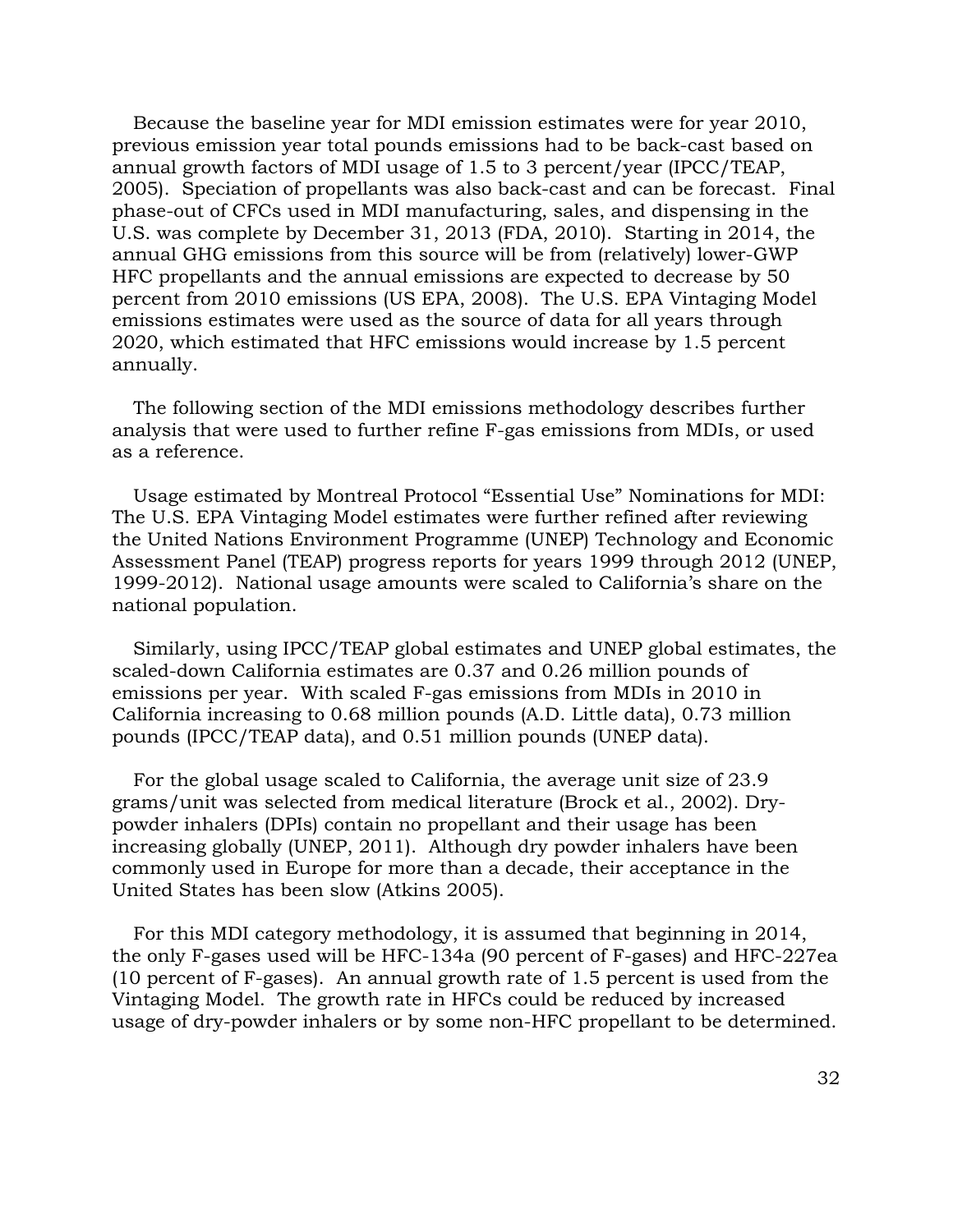Because the baseline year for MDI emission estimates were for year 2010, previous emission year total pounds emissions had to be back-cast based on annual growth factors of MDI usage of 1.5 to 3 percent/year (IPCC/TEAP, 2005). Speciation of propellants was also back-cast and can be forecast. Final phase-out of CFCs used in MDI manufacturing, sales, and dispensing in the U.S. was complete by December 31, 2013 (FDA, 2010). Starting in 2014, the annual GHG emissions from this source will be from (relatively) lower-GWP HFC propellants and the annual emissions are expected to decrease by 50 percent from 2010 emissions (US EPA, 2008). The U.S. EPA Vintaging Model emissions estimates were used as the source of data for all years through 2020, which estimated that HFC emissions would increase by 1.5 percent annually.

The following section of the MDI emissions methodology describes further analysis that were used to further refine F-gas emissions from MDIs, or used as a reference.

Usage estimated by Montreal Protocol "Essential Use" Nominations for MDI: The U.S. EPA Vintaging Model estimates were further refined after reviewing the United Nations Environment Programme (UNEP) Technology and Economic Assessment Panel (TEAP) progress reports for years 1999 through 2012 (UNEP, 1999-2012). National usage amounts were scaled to California's share on the national population.

Similarly, using IPCC/TEAP global estimates and UNEP global estimates, the scaled-down California estimates are 0.37 and 0.26 million pounds of emissions per year. With scaled F-gas emissions from MDIs in 2010 in California increasing to 0.68 million pounds (A.D. Little data), 0.73 million pounds (IPCC/TEAP data), and 0.51 million pounds (UNEP data).

For the global usage scaled to California, the average unit size of 23.9 grams/unit was selected from medical literature (Brock et al., 2002). Dry-powder inhalers (DPIs) contain no propellant and their usage has been increasing globally (UNEP, 2011). Although dry powder inhalers have been commonly used in Europe for more than a decade, their acceptance in the United States has been slow (Atkins 2005).

For this MDI category methodology, it is assumed that beginning in 2014, the only F-gases used will be HFC-134a (90 percent of F-gases) and HFC-227ea (10 percent of F-gases). An annual growth rate of 1.5 percent is used from the Vintaging Model. The growth rate in HFCs could be reduced by increased usage of dry-powder inhalers or by some non-HFC propellant to be determined.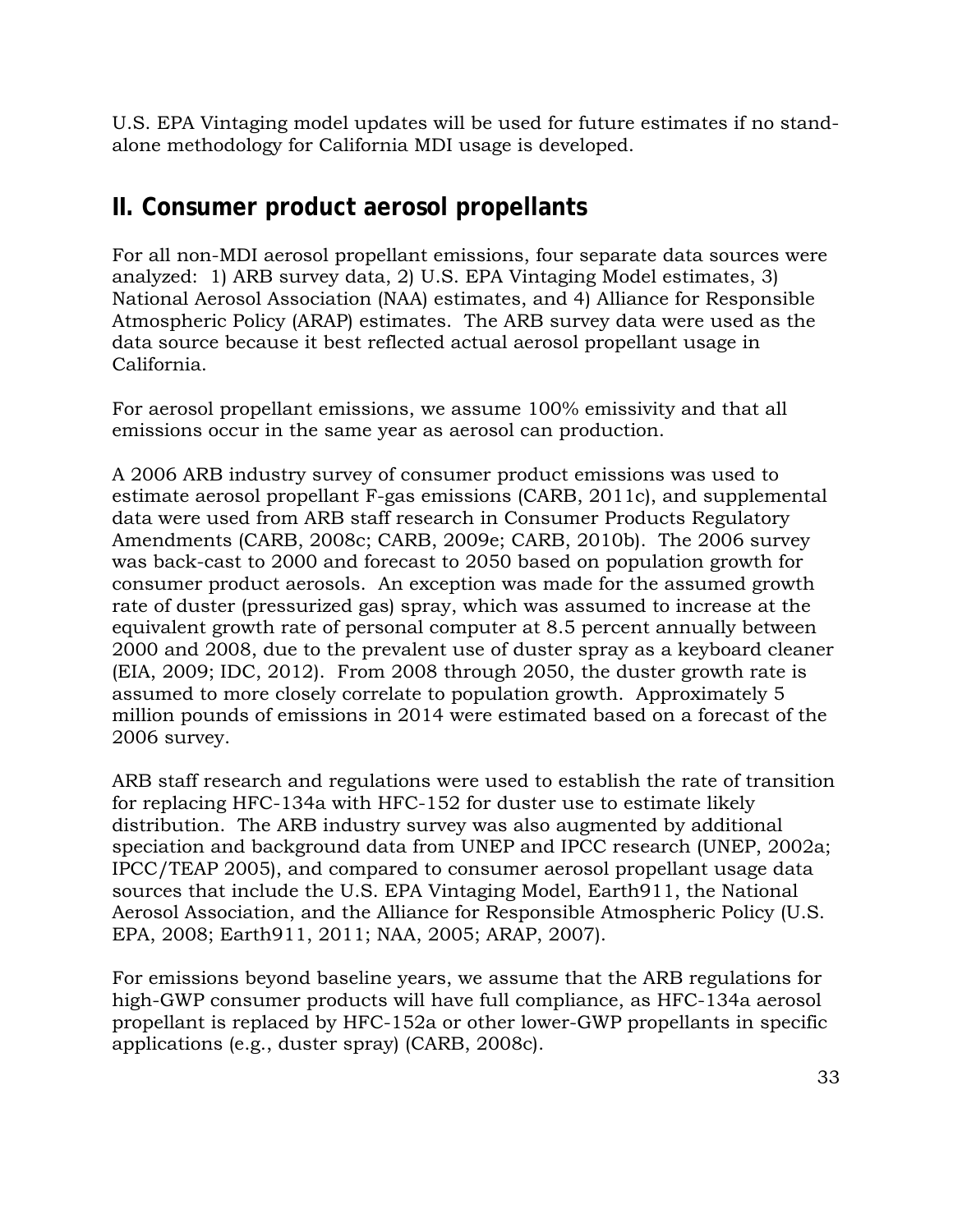U.S. EPA Vintaging model updates will be used for future estimates if no stand-alone methodology for California MDI usage is developed.

## II. Consumer product aerosol propellants

For all non-MDI aerosol propellant emissions, four separate data sources were analyzed: 1) ARB survey data, 2) U.S. EPA Vintaging Model estimates, 3) National Aerosol Association (NAA) estimates, and 4) Alliance for Responsible Atmospheric Policy (ARAP) estimates. The ARB survey data were used as the data source because it best reflected actual aerosol propellant usage in California.

For aerosol propellant emissions, we assume 100% emissivity and that all emissions occur in the same year as aerosol can production.

A 2006 ARB industry survey of consumer product emissions was used to estimate aerosol propellant F-gas emissions (CARB, 2011c), and supplemental data were used from ARB staff research in Consumer Products Regulatory Amendments (CARB, 2008c; CARB, 2009e; CARB, 2010b). The 2006 survey was back-cast to 2000 and forecast to 2050 based on population growth for consumer product aerosols. An exception was made for the assumed growth rate of duster (pressurized gas) spray, which was assumed to increase at the equivalent growth rate of personal computer at 8.5 percent annually between 2000 and 2008, due to the prevalent use of duster spray as a keyboard cleaner (EIA, 2009; IDC, 2012). From 2008 through 2050, the duster growth rate is assumed to more closely correlate to population growth. Approximately 5 million pounds of emissions in 2014 were estimated based on a forecast of the 2006 survey.

ARB staff research and regulations were used to establish the rate of transition for replacing HFC-134a with HFC-152 for duster use to estimate likely distribution. The ARB industry survey was also augmented by additional speciation and background data from UNEP and IPCC research (UNEP, 2002a; IPCC/TEAP 2005), and compared to consumer aerosol propellant usage data sources that include the U.S. EPA Vintaging Model, Earth911, the National Aerosol Association, and the Alliance for Responsible Atmospheric Policy (U.S. EPA, 2008; Earth911, 2011; NAA, 2005; ARAP, 2007).

For emissions beyond baseline years, we assume that the ARB regulations for high-GWP consumer products will have full compliance, as HFC-134a aerosol propellant is replaced by HFC-152a or other lower-GWP propellants in specific applications (e.g., duster spray) (CARB, 2008c).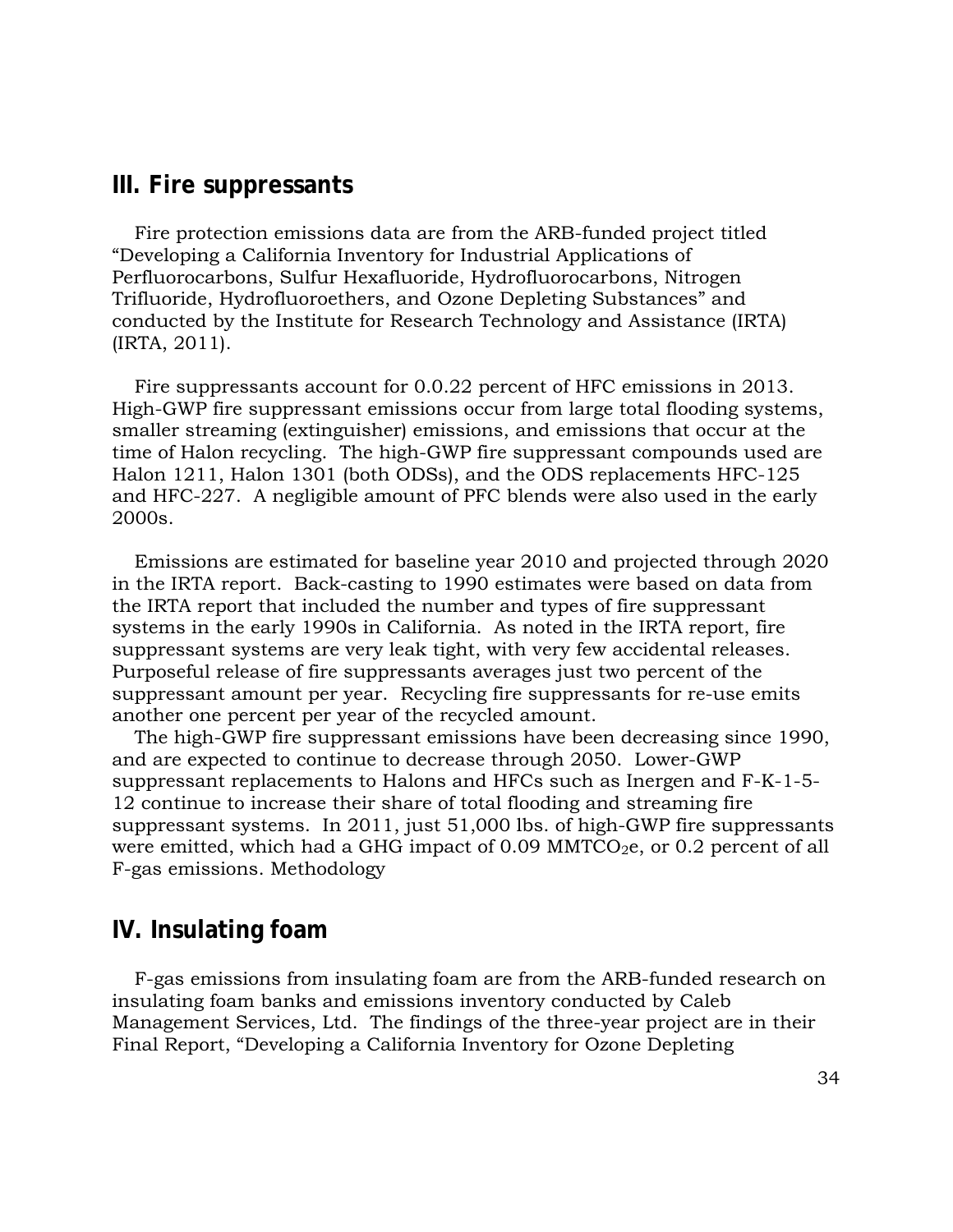## III. Fire suppressants

Fire protection emissions data are from the ARB-funded project titled "Developing a California Inventory for Industrial Applications of Perfluorocarbons, Sulfur Hexafluoride, Hydrofluorocarbons, Nitrogen Trifluoride, Hydrofluoroethers, and Ozone Depleting Substances" and conducted by the Institute for Research Technology and Assistance (IRTA) (IRTA, 2011).

Fire suppressants account for 0.0.22 percent of HFC emissions in 2013. High-GWP fire suppressant emissions occur from large total flooding systems, smaller streaming (extinguisher) emissions, and emissions that occur at the time of Halon recycling. The high-GWP fire suppressant compounds used are Halon 1211, Halon 1301 (both ODSs), and the ODS replacements HFC-125 and HFC-227. A negligible amount of PFC blends were also used in the early 2000s.

Emissions are estimated for baseline year 2010 and projected through 2020 in the IRTA report. Back-casting to 1990 estimates were based on data from the IRTA report that included the number and types of fire suppressant systems in the early 1990s in California. As noted in the IRTA report, fire suppressant systems are very leak tight, with very few accidental releases. Purposeful release of fire suppressants averages just two percent of the suppressant amount per year. Recycling fire suppressants for re-use emits another one percent per year of the recycled amount.

The high-GWP fire suppressant emissions have been decreasing since 1990, and are expected to continue to decrease through 2050. Lower-GWP suppressant replacements to Halons and HFCs such as Inergen and F-K-1-5-12 continue to increase their share of total flooding and streaming fire suppressant systems. In 2011, just 51,000 lbs. of high-GWP fire suppressants were emitted, which had a GHG impact of 0.09 $MMTCO_2e$, or 0.2 percent of all F-gas emissions. Methodology

## IV. Insulating foam

F-gas emissions from insulating foam are from the ARB-funded research on insulating foam banks and emissions inventory conducted by Caleb Management Services, Ltd. The findings of the three-year project are in their Final Report, "Developing a California Inventory for Ozone Depleting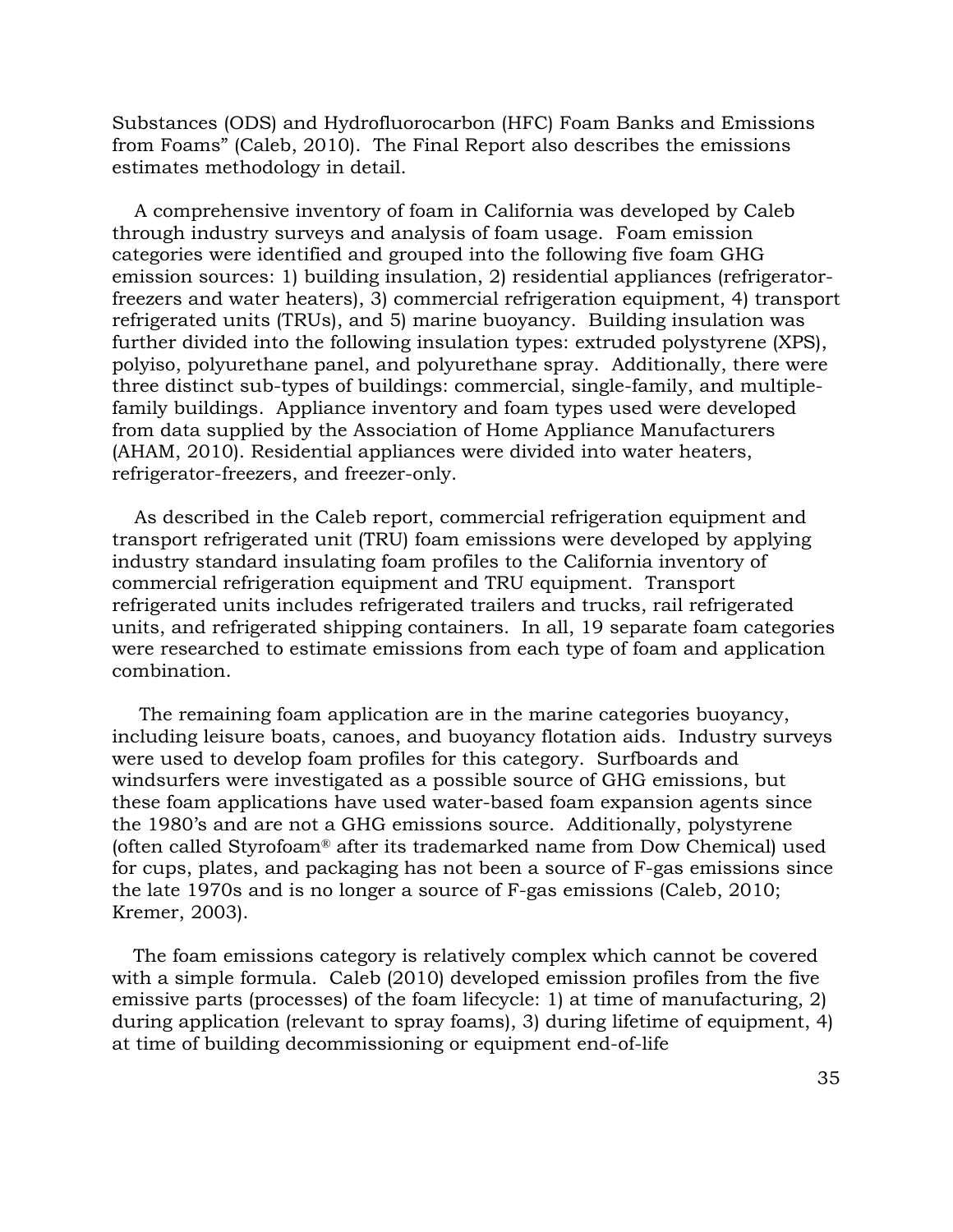Substances (ODS) and Hydrofluorocarbon (HFC) Foam Banks and Emissions from Foams" (Caleb, 2010). The Final Report also describes the emissions estimates methodology in detail.

A comprehensive inventory of foam in California was developed by Caleb through industry surveys and analysis of foam usage. Foam emission categories were identified and grouped into the following five foam GHG emission sources: 1) building insulation, 2) residential appliances (refrigerator-freezers and water heaters), 3) commercial refrigeration equipment, 4) transport refrigerated units (TRUs), and 5) marine buoyancy. Building insulation was further divided into the following insulation types: extruded polystyrene (XPS), polyiso, polyurethane panel, and polyurethane spray. Additionally, there were three distinct sub-types of buildings: commercial, single-family, and multiple-family buildings. Appliance inventory and foam types used were developed from data supplied by the Association of Home Appliance Manufacturers (AHAM, 2010). Residential appliances were divided into water heaters, refrigerator-freezers, and freezer-only.

As described in the Caleb report, commercial refrigeration equipment and transport refrigerated unit (TRU) foam emissions were developed by applying industry standard insulating foam profiles to the California inventory of commercial refrigeration equipment and TRU equipment. Transport refrigerated units includes refrigerated trailers and trucks, rail refrigerated units, and refrigerated shipping containers. In all, 19 separate foam categories were researched to estimate emissions from each type of foam and application combination.

The remaining foam application are in the marine categories buoyancy, including leisure boats, canoes, and buoyancy flotation aids. Industry surveys were used to develop foam profiles for this category. Surfboards and windsurfers were investigated as a possible source of GHG emissions, but these foam applications have used water-based foam expansion agents since the 1980's and are not a GHG emissions source. Additionally, polystyrene (often called Styrofoam® after its trademarked name from Dow Chemical) used for cups, plates, and packaging has not been a source of F-gas emissions since the late 1970s and is no longer a source of F-gas emissions (Caleb, 2010; Kremer, 2003).

The foam emissions category is relatively complex which cannot be covered with a simple formula. Caleb (2010) developed emission profiles from the five emissive parts (processes) of the foam lifecycle: 1) at time of manufacturing, 2) during application (relevant to spray foams), 3) during lifetime of equipment, 4) at time of building decommissioning or equipment end-of-life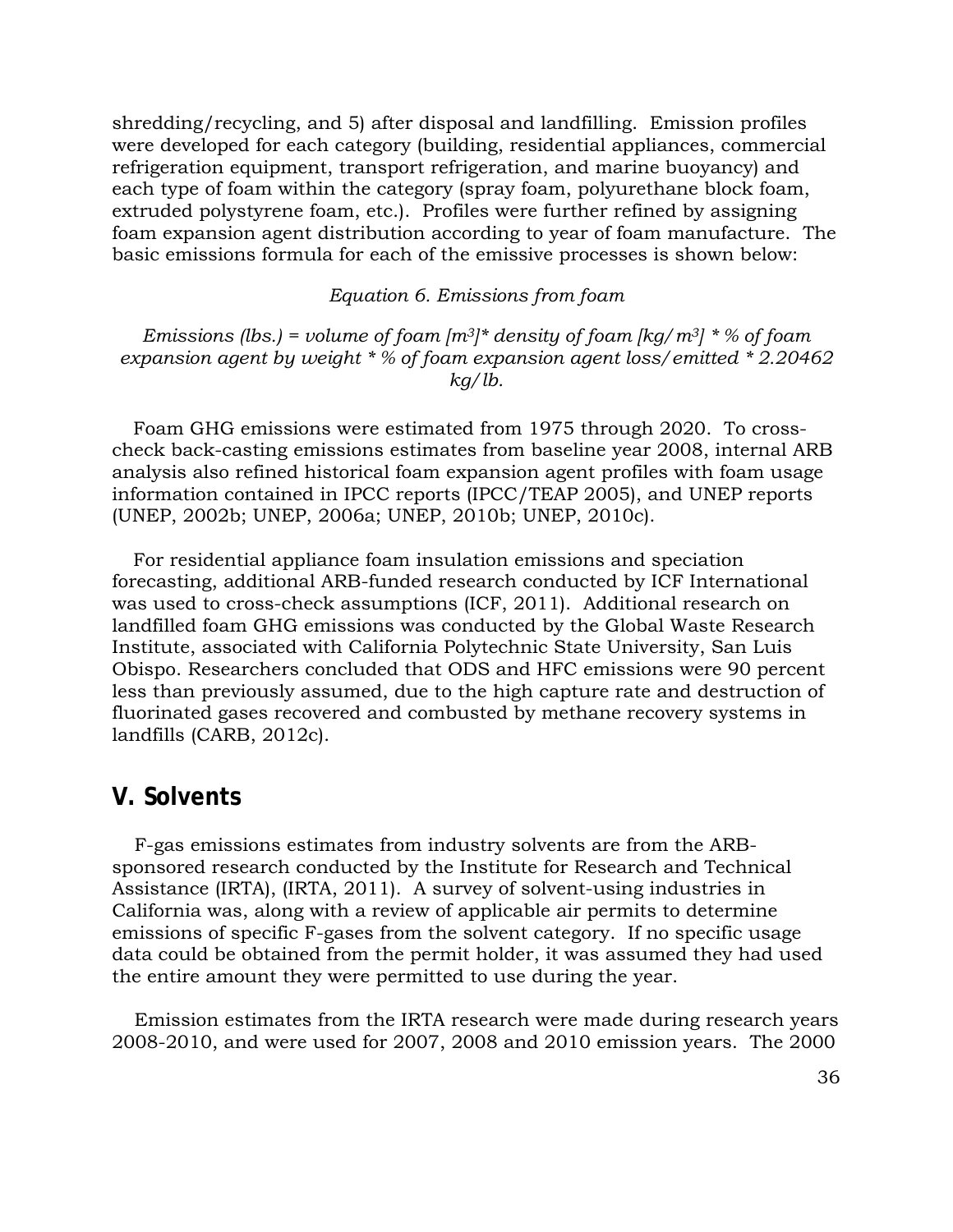shredding/recycling, and 5) after disposal and landfilling. Emission profiles were developed for each category (building, residential appliances, commercial refrigeration equipment, transport refrigeration, and marine buoyancy) and each type of foam within the category (spray foam, polyurethane block foam, extruded polystyrene foam, etc.). Profiles were further refined by assigning foam expansion agent distribution according to year of foam manufacture. The basic emissions formula for each of the emissive processes is shown below:

*Equation 6. Emissions from foam*

*Emissions (lbs.) = volume of foam [$m^3$]* density of foam [$kg/m^3$] * % of foam expansion agent by weight * % of foam expansion agent loss/emitted * 2.20462 kg/lb.*

Foam GHG emissions were estimated from 1975 through 2020. To cross-check back-casting emissions estimates from baseline year 2008, internal ARB analysis also refined historical foam expansion agent profiles with foam usage information contained in IPCC reports (IPCC/TEAP 2005), and UNEP reports (UNEP, 2002b; UNEP, 2006a; UNEP, 2010b; UNEP, 2010c).

For residential appliance foam insulation emissions and speciation forecasting, additional ARB-funded research conducted by ICF International was used to cross-check assumptions (ICF, 2011). Additional research on landfilled foam GHG emissions was conducted by the Global Waste Research Institute, associated with California Polytechnic State University, San Luis Obispo. Researchers concluded that ODS and HFC emissions were 90 percent less than previously assumed, due to the high capture rate and destruction of fluorinated gases recovered and combusted by methane recovery systems in landfills (CARB, 2012c).

## V. Solvents

F-gas emissions estimates from industry solvents are from the ARB-sponsored research conducted by the Institute for Research and Technical Assistance (IRTA), (IRTA, 2011). A survey of solvent-using industries in California was, along with a review of applicable air permits to determine emissions of specific F-gases from the solvent category. If no specific usage data could be obtained from the permit holder, it was assumed they had used the entire amount they were permitted to use during the year.

Emission estimates from the IRTA research were made during research years 2008-2010, and were used for 2007, 2008 and 2010 emission years. The 2000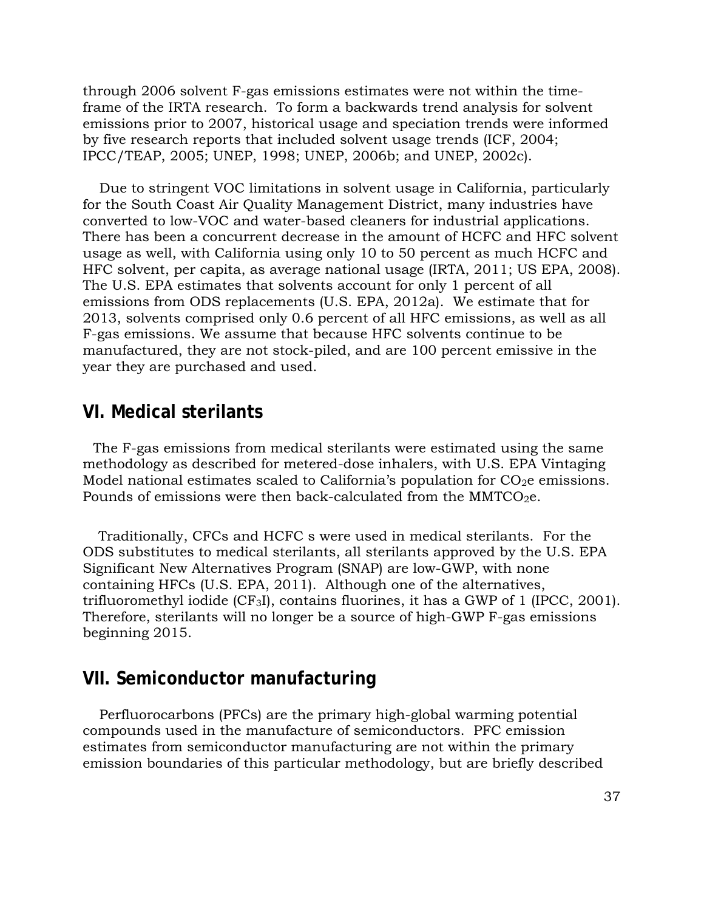through 2006 solvent F-gas emissions estimates were not within the time-frame of the IRTA research. To form a backwards trend analysis for solvent emissions prior to 2007, historical usage and speciation trends were informed by five research reports that included solvent usage trends (ICF, 2004; IPCC/TEAP, 2005; UNEP, 1998; UNEP, 2006b; and UNEP, 2002c).

Due to stringent VOC limitations in solvent usage in California, particularly for the South Coast Air Quality Management District, many industries have converted to low-VOC and water-based cleaners for industrial applications. There has been a concurrent decrease in the amount of HCFC and HFC solvent usage as well, with California using only 10 to 50 percent as much HCFC and HFC solvent, per capita, as average national usage (IRTA, 2011; US EPA, 2008). The U.S. EPA estimates that solvents account for only 1 percent of all emissions from ODS replacements (U.S. EPA, 2012a). We estimate that for 2013, solvents comprised only 0.6 percent of all HFC emissions, as well as all F-gas emissions. We assume that because HFC solvents continue to be manufactured, they are not stock-piled, and are 100 percent emissive in the year they are purchased and used.

## VI. Medical sterilants

The F-gas emissions from medical sterilants were estimated using the same methodology as described for metered-dose inhalers, with U.S. EPA Vintaging Model national estimates scaled to California's population for $CO_2e$ emissions. Pounds of emissions were then back-calculated from the $MMTCO_2e$.

Traditionally, CFCs and HCFC s were used in medical sterilants. For the ODS substitutes to medical sterilants, all sterilants approved by the U.S. EPA Significant New Alternatives Program (SNAP) are low-GWP, with none containing HFCs (U.S. EPA, 2011). Although one of the alternatives, trifluoromethyl iodide ($CF_3I$), contains fluorines, it has a GWP of 1 (IPCC, 2001). Therefore, sterilants will no longer be a source of high-GWP F-gas emissions beginning 2015.

## VII. Semiconductor manufacturing

Perfluorocarbons (PFCs) are the primary high-global warming potential compounds used in the manufacture of semiconductors. PFC emission estimates from semiconductor manufacturing are not within the primary emission boundaries of this particular methodology, but are briefly described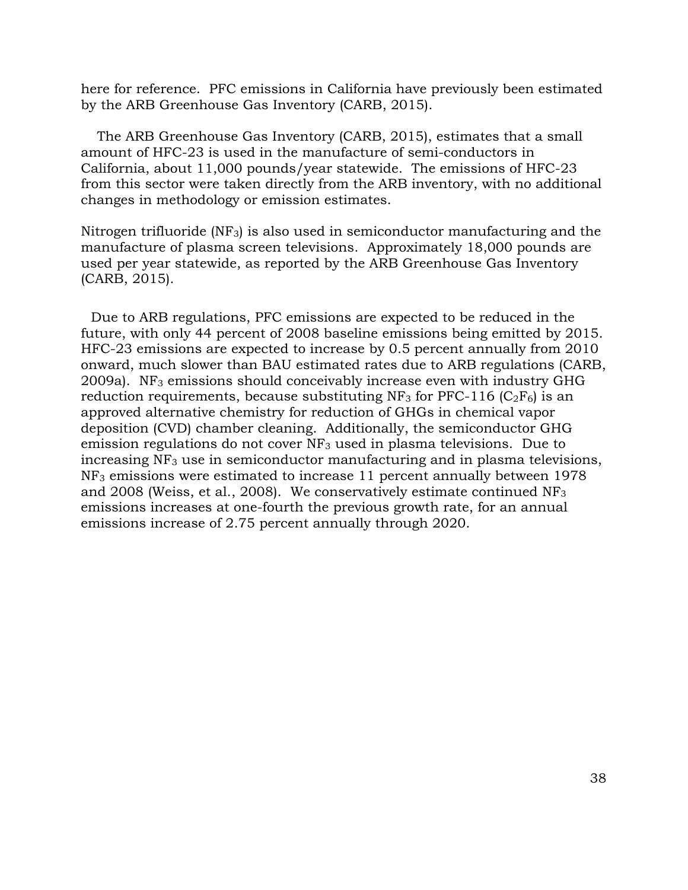here for reference. PFC emissions in California have previously been estimated by the ARB Greenhouse Gas Inventory (CARB, 2015).

The ARB Greenhouse Gas Inventory (CARB, 2015), estimates that a small amount of HFC-23 is used in the manufacture of semi-conductors in California, about 11,000 pounds/year statewide. The emissions of HFC-23 from this sector were taken directly from the ARB inventory, with no additional changes in methodology or emission estimates.

Nitrogen trifluoride ($NF_3$) is also used in semiconductor manufacturing and the manufacture of plasma screen televisions. Approximately 18,000 pounds are used per year statewide, as reported by the ARB Greenhouse Gas Inventory (CARB, 2015).

Due to ARB regulations, PFC emissions are expected to be reduced in the future, with only 44 percent of 2008 baseline emissions being emitted by 2015. HFC-23 emissions are expected to increase by 0.5 percent annually from 2010 onward, much slower than BAU estimated rates due to ARB regulations (CARB, 2009a). $NF_3$ emissions should conceivably increase even with industry GHG reduction requirements, because substituting $NF_3$ for PFC-116 ($C_2F_6$) is an approved alternative chemistry for reduction of GHGs in chemical vapor deposition (CVD) chamber cleaning. Additionally, the semiconductor GHG emission regulations do not cover $NF_3$ used in plasma televisions. Due to increasing $NF_3$ use in semiconductor manufacturing and in plasma televisions, $NF_3$ emissions were estimated to increase 11 percent annually between 1978 and 2008 (Weiss, et al., 2008). We conservatively estimate continued $NF_3$ emissions increases at one-fourth the previous growth rate, for an annual emissions increase of 2.75 percent annually through 2020.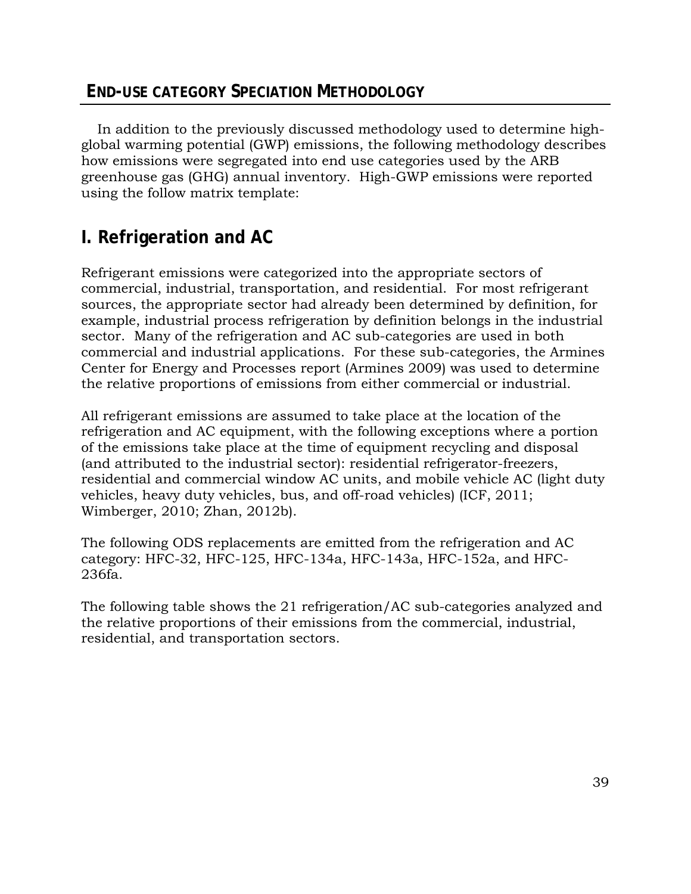## END-USE CATEGORY SPECIATION METHODOLOGY

In addition to the previously discussed methodology used to determine high-global warming potential (GWP) emissions, the following methodology describes how emissions were segregated into end use categories used by the ARB greenhouse gas (GHG) annual inventory. High-GWP emissions were reported using the follow matrix template:

## I. Refrigeration and AC

Refrigerant emissions were categorized into the appropriate sectors of commercial, industrial, transportation, and residential. For most refrigerant sources, the appropriate sector had already been determined by definition, for example, industrial process refrigeration by definition belongs in the industrial sector. Many of the refrigeration and AC sub-categories are used in both commercial and industrial applications. For these sub-categories, the Armines Center for Energy and Processes report (Armines 2009) was used to determine the relative proportions of emissions from either commercial or industrial.

All refrigerant emissions are assumed to take place at the location of the refrigeration and AC equipment, with the following exceptions where a portion of the emissions take place at the time of equipment recycling and disposal (and attributed to the industrial sector): residential refrigerator-freezers, residential and commercial window AC units, and mobile vehicle AC (light duty vehicles, heavy duty vehicles, bus, and off-road vehicles) (ICF, 2011; Wimberger, 2010; Zhan, 2012b).

The following ODS replacements are emitted from the refrigeration and AC category: HFC-32, HFC-125, HFC-134a, HFC-143a, HFC-152a, and HFC-236fa.

The following table shows the 21 refrigeration/AC sub-categories analyzed and the relative proportions of their emissions from the commercial, industrial, residential, and transportation sectors.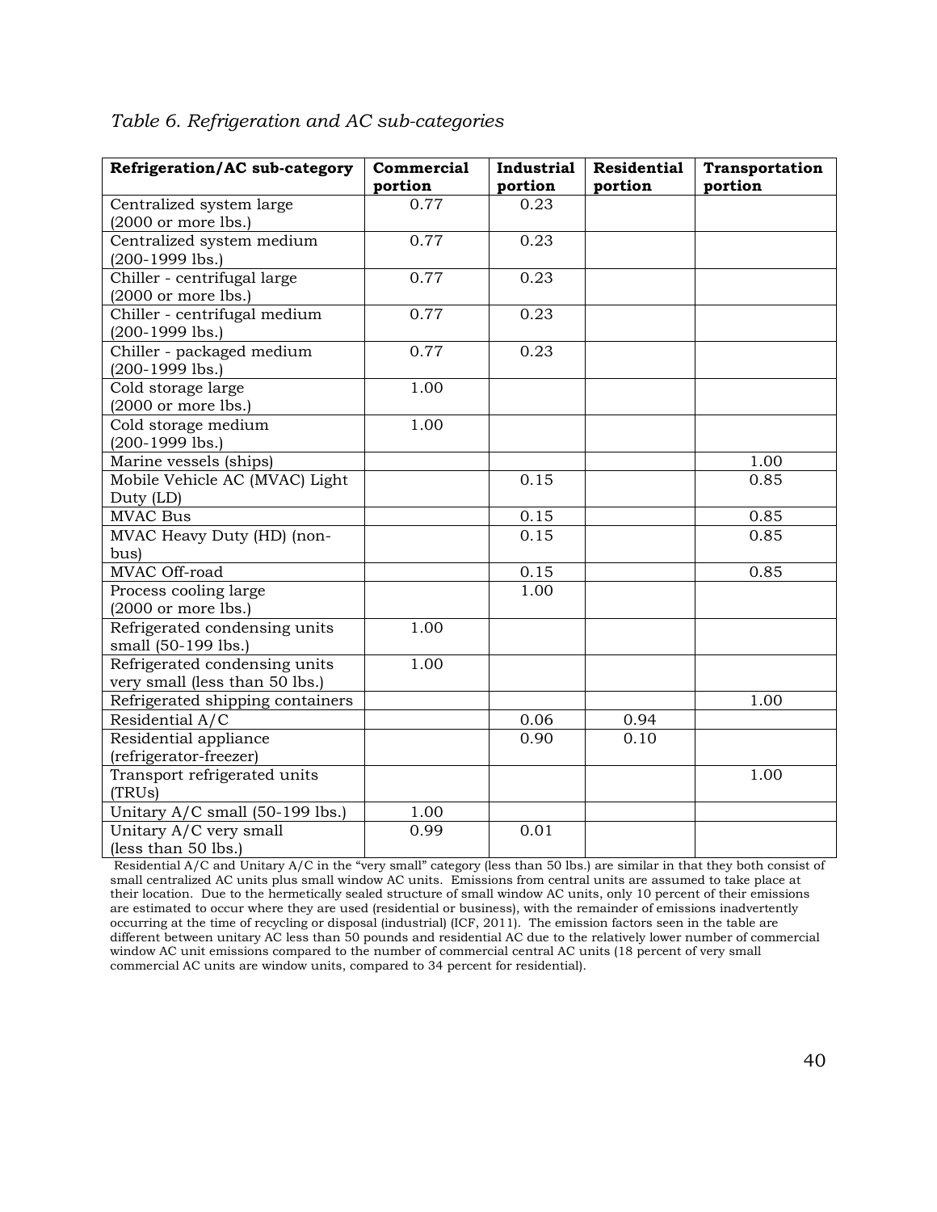*Table 6. Refrigeration and AC sub-categories*

| Refrigeration/AC sub-category | Commercial portion | Industrial portion | Residential portion | Transportation portion |
|---|---|---|---|---|
| Centralized system large (2000 or more lbs.) | 0.77 | 0.23 | | |
| Centralized system medium (200-1999 lbs.) | 0.77 | 0.23 | | |
| Chiller - centrifugal large (2000 or more lbs.) | 0.77 | 0.23 | | |
| Chiller - centrifugal medium (200-1999 lbs.) | 0.77 | 0.23 | | |
| Chiller - packaged medium (200-1999 lbs.) | 0.77 | 0.23 | | |
| Cold storage large (2000 or more lbs.) | 1.00 | | | |
| Cold storage medium (200-1999 lbs.) | 1.00 | | | |
| Marine vessels (ships) | | | | 1.00 |
| Mobile Vehicle AC (MVAC) Light Duty (LD) | | 0.15 | | 0.85 |
| MVAC Bus | | 0.15 | | 0.85 |
| MVAC Heavy Duty (HD) (non-bus) | | 0.15 | | 0.85 |
| MVAC Off-road | | 0.15 | | 0.85 |
| Process cooling large (2000 or more lbs.) | | 1.00 | | |
| Refrigerated condensing units small (50-199 lbs.) | 1.00 | | | |
| Refrigerated condensing units very small (less than 50 lbs.) | 1.00 | | | |
| Refrigerated shipping containers | | | | 1.00 |
| Residential A/C | | 0.06 | 0.94 | |
| Residential appliance (refrigerator-freezer) | | 0.90 | 0.10 | |
| Transport refrigerated units (TRUs) | | | | 1.00 |
| Unitary A/C small (50-199 lbs.) | 1.00 | | | |
| Unitary A/C very small (less than 50 lbs.) | 0.99 | 0.01 | | |

Residential A/C and Unitary A/C in the "very small" category (less than 50 lbs.) are similar in that they both consist of small centralized AC units plus small window AC units. Emissions from central units are assumed to take place at their location. Due to the hermetically sealed structure of small window AC units, only 10 percent of their emissions are estimated to occur where they are used (residential or business), with the remainder of emissions inadvertently occurring at the time of recycling or disposal (industrial) (ICF, 2011). The emission factors seen in the table are different between unitary AC less than 50 pounds and residential AC due to the relatively lower number of commercial window AC unit emissions compared to the number of commercial central AC units (18 percent of very small commercial AC units are window units, compared to 34 percent for residential).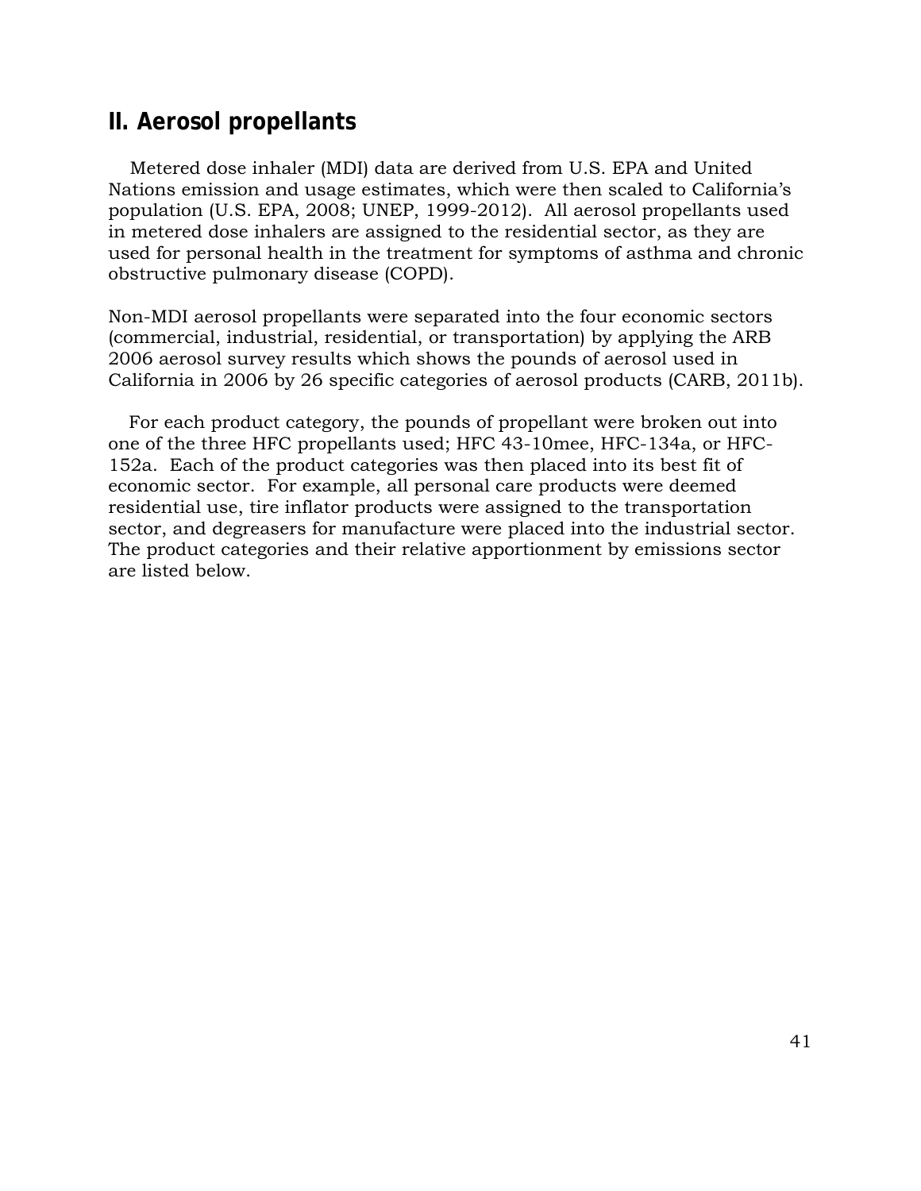## II. Aerosol propellants

Metered dose inhaler (MDI) data are derived from U.S. EPA and United Nations emission and usage estimates, which were then scaled to California's population (U.S. EPA, 2008; UNEP, 1999-2012). All aerosol propellants used in metered dose inhalers are assigned to the residential sector, as they are used for personal health in the treatment for symptoms of asthma and chronic obstructive pulmonary disease (COPD).

Non-MDI aerosol propellants were separated into the four economic sectors (commercial, industrial, residential, or transportation) by applying the ARB 2006 aerosol survey results which shows the pounds of aerosol used in California in 2006 by 26 specific categories of aerosol products (CARB, 2011b).

For each product category, the pounds of propellant were broken out into one of the three HFC propellants used; HFC 43-10mee, HFC-134a, or HFC-152a. Each of the product categories was then placed into its best fit of economic sector. For example, all personal care products were deemed residential use, tire inflator products were assigned to the transportation sector, and degreasers for manufacture were placed into the industrial sector. The product categories and their relative apportionment by emissions sector are listed below.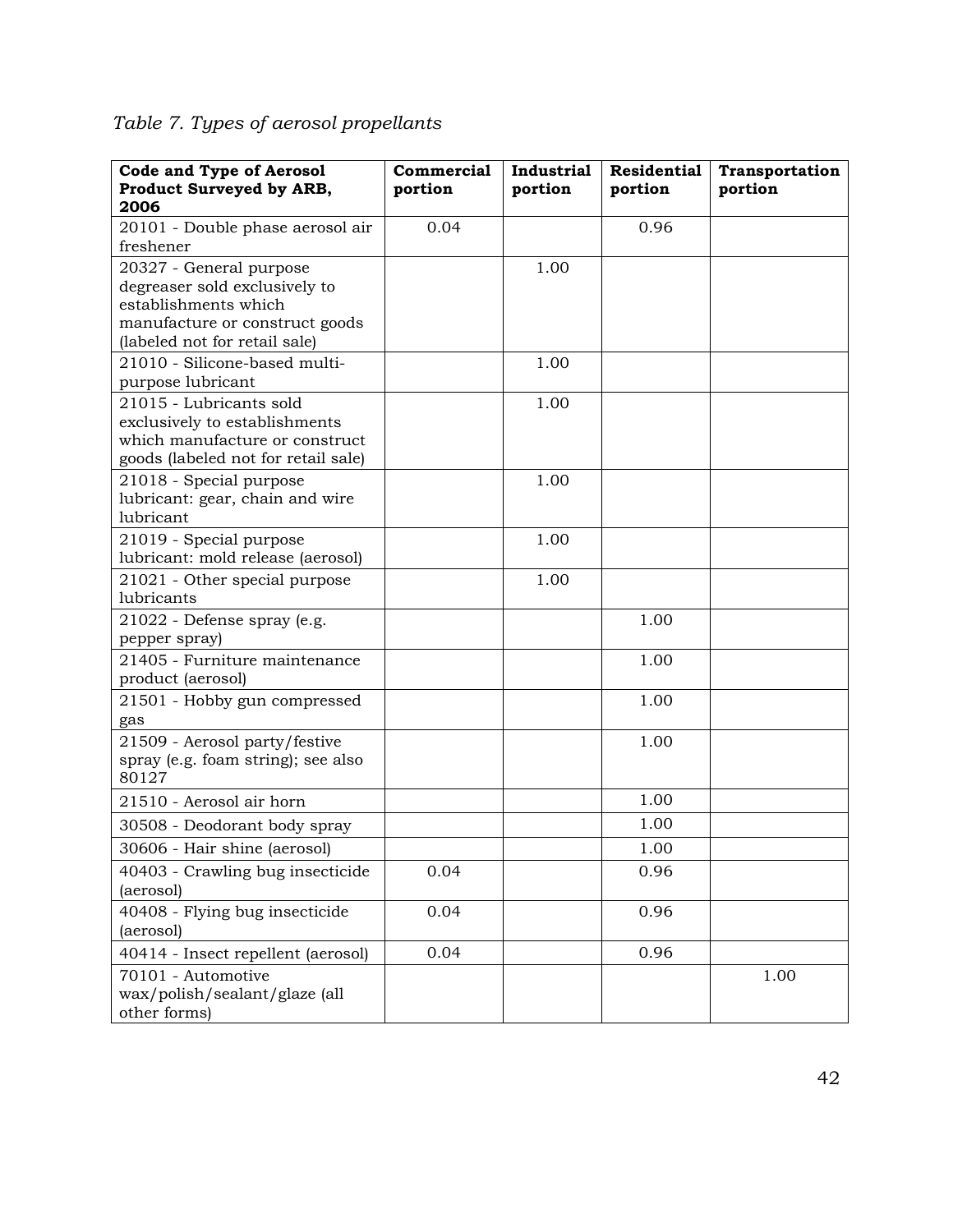*Table 7. Types of aerosol propellants*

| Code and Type of Aerosol Product Surveyed by ARB, 2006 | Commercial portion | Industrial portion | Residential portion | Transportation portion |
|---|---|---|---|---|
| 20101 - Double phase aerosol air freshener | 0.04 | | 0.96 | |
| 20327 - General purpose degreaser sold exclusively to establishments which manufacture or construct goods (labeled not for retail sale) | | 1.00 | | |
| 21010 - Silicone-based multi-purpose lubricant | | 1.00 | | |
| 21015 - Lubricants sold exclusively to establishments which manufacture or construct goods (labeled not for retail sale) | | 1.00 | | |
| 21018 - Special purpose lubricant: gear, chain and wire lubricant | | 1.00 | | |
| 21019 - Special purpose lubricant: mold release (aerosol) | | 1.00 | | |
| 21021 - Other special purpose lubricants | | 1.00 | | |
| 21022 - Defense spray (e.g. pepper spray) | | | 1.00 | |
| 21405 - Furniture maintenance product (aerosol) | | | 1.00 | |
| 21501 - Hobby gun compressed gas | | | 1.00 | |
| 21509 - Aerosol party/festive spray (e.g. foam string); see also 80127 | | | 1.00 | |
| 21510 - Aerosol air horn | | | 1.00 | |
| 30508 - Deodorant body spray | | | 1.00 | |
| 30606 - Hair shine (aerosol) | | | 1.00 | |
| 40403 - Crawling bug insecticide (aerosol) | 0.04 | | 0.96 | |
| 40408 - Flying bug insecticide (aerosol) | 0.04 | | 0.96 | |
| 40414 - Insect repellent (aerosol) | 0.04 | | 0.96 | |
| 70101 - Automotive wax/polish/sealant/glaze (all other forms) | | | | 1.00 |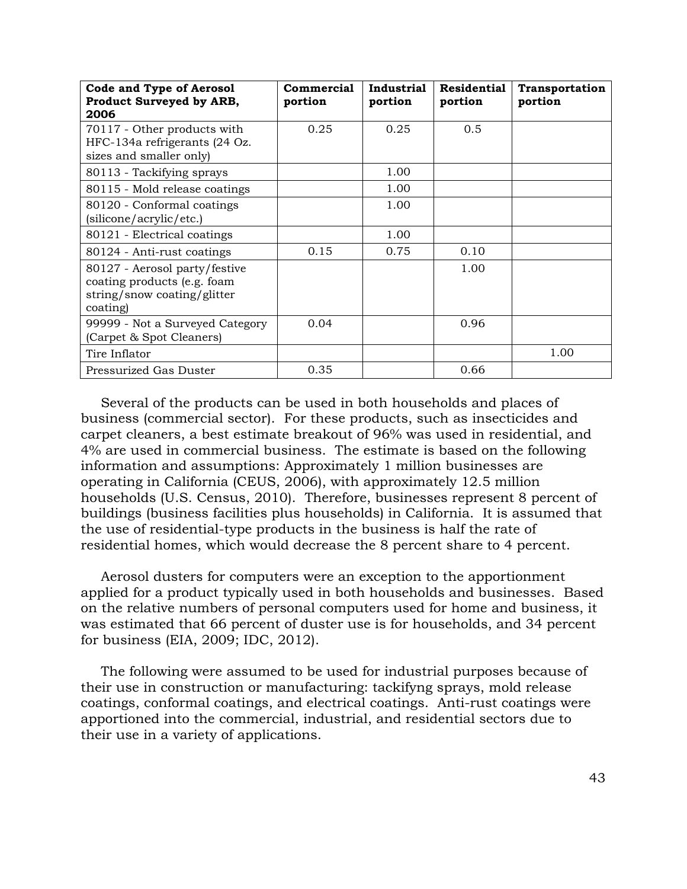| Code and Type of Aerosol Product Surveyed by ARB, 2006 | Commercial portion | Industrial portion | Residential portion | Transportation portion |
|---|---|---|---|---|
| 70117 - Other products with HFC-134a refrigerants (24 Oz. sizes and smaller only) | 0.25 | 0.25 | 0.5 | |
| 80113 - Tackifying sprays | | 1.00 | | |
| 80115 - Mold release coatings | | 1.00 | | |
| 80120 - Conformal coatings (silicone/acrylic/etc.) | | 1.00 | | |
| 80121 - Electrical coatings | | 1.00 | | |
| 80124 - Anti-rust coatings | 0.15 | 0.75 | 0.10 | |
| 80127 - Aerosol party/festive coating products (e.g. foam string/snow coating/glitter coating) | | | 1.00 | |
| 99999 - Not a Surveyed Category (Carpet & Spot Cleaners) | 0.04 | | 0.96 | |
| Tire Inflator | | | | 1.00 |
| Pressurized Gas Duster | 0.35 | | 0.66 | |

Several of the products can be used in both households and places of business (commercial sector). For these products, such as insecticides and carpet cleaners, a best estimate breakout of 96% was used in residential, and 4% are used in commercial business. The estimate is based on the following information and assumptions: Approximately 1 million businesses are operating in California (CEUS, 2006), with approximately 12.5 million households (U.S. Census, 2010). Therefore, businesses represent 8 percent of buildings (business facilities plus households) in California. It is assumed that the use of residential-type products in the business is half the rate of residential homes, which would decrease the 8 percent share to 4 percent.

Aerosol dusters for computers were an exception to the apportionment applied for a product typically used in both households and businesses. Based on the relative numbers of personal computers used for home and business, it was estimated that 66 percent of duster use is for households, and 34 percent for business (EIA, 2009; IDC, 2012).

The following were assumed to be used for industrial purposes because of their use in construction or manufacturing: tackifyng sprays, mold release coatings, conformal coatings, and electrical coatings. Anti-rust coatings were apportioned into the commercial, industrial, and residential sectors due to their use in a variety of applications.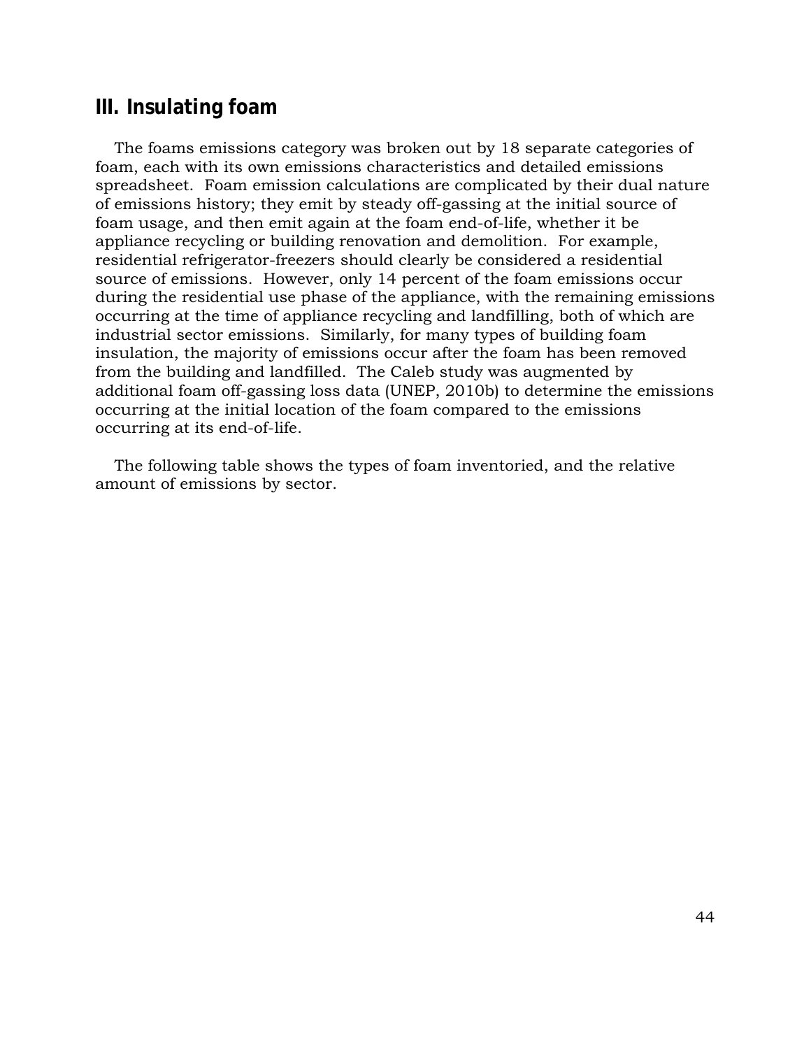## III. Insulating foam

The foams emissions category was broken out by 18 separate categories of foam, each with its own emissions characteristics and detailed emissions spreadsheet. Foam emission calculations are complicated by their dual nature of emissions history; they emit by steady off-gassing at the initial source of foam usage, and then emit again at the foam end-of-life, whether it be appliance recycling or building renovation and demolition. For example, residential refrigerator-freezers should clearly be considered a residential source of emissions. However, only 14 percent of the foam emissions occur during the residential use phase of the appliance, with the remaining emissions occurring at the time of appliance recycling and landfilling, both of which are industrial sector emissions. Similarly, for many types of building foam insulation, the majority of emissions occur after the foam has been removed from the building and landfilled. The Caleb study was augmented by additional foam off-gassing loss data (UNEP, 2010b) to determine the emissions occurring at the initial location of the foam compared to the emissions occurring at its end-of-life.

The following table shows the types of foam inventoried, and the relative amount of emissions by sector.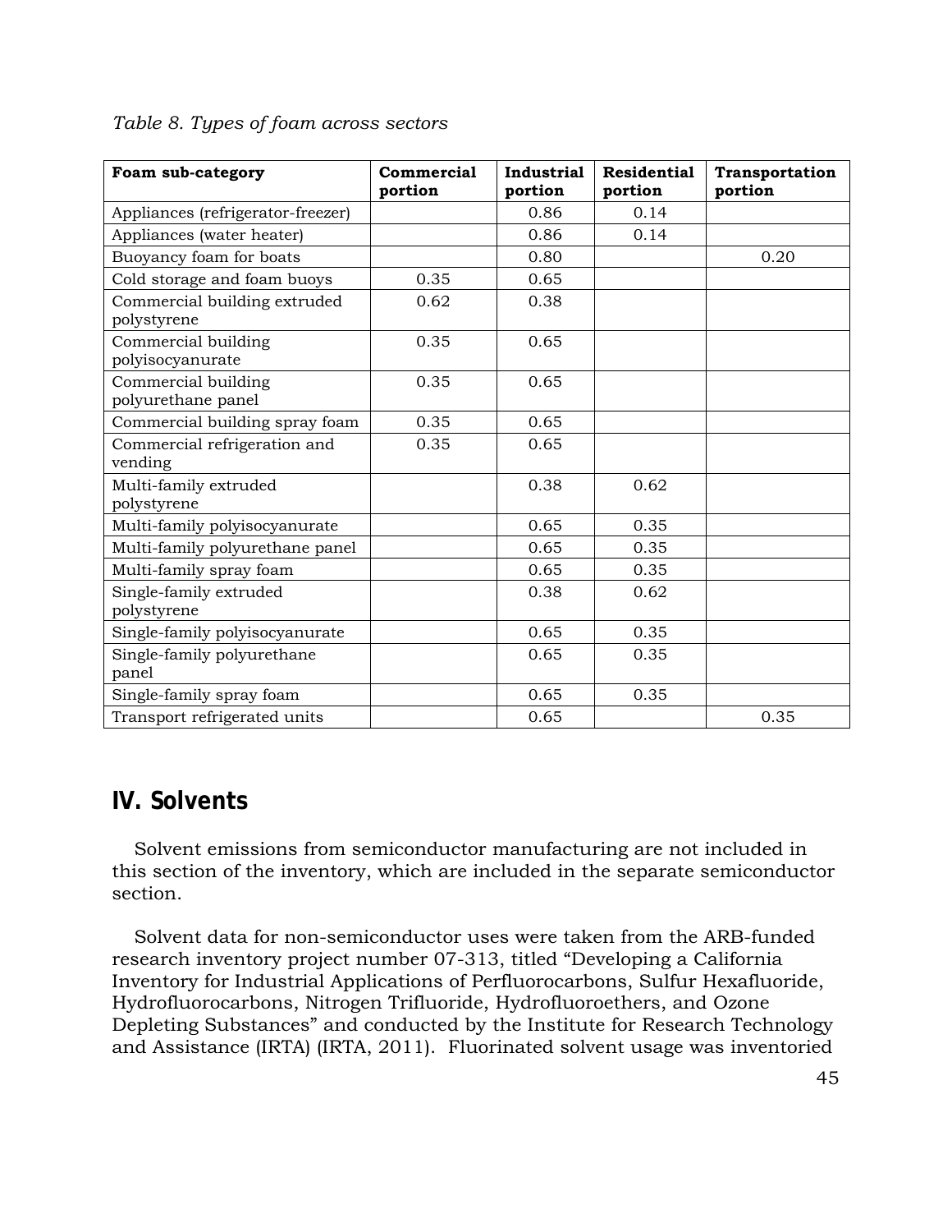*Table 8. Types of foam across sectors*

| Foam sub-category | Commercial portion | Industrial portion | Residential portion | Transportation portion |
| --- | --- | --- | --- | --- |
| Appliances (refrigerator-freezer) | | 0.86 | 0.14 | |
| Appliances (water heater) | | 0.86 | 0.14 | |
| Buoyancy foam for boats | | 0.80 | | 0.20 |
| Cold storage and foam buoys | 0.35 | 0.65 | | |
| Commercial building extruded polystyrene | 0.62 | 0.38 | | |
| Commercial building polyisocyanurate | 0.35 | 0.65 | | |
| Commercial building polyurethane panel | 0.35 | 0.65 | | |
| Commercial building spray foam | 0.35 | 0.65 | | |
| Commercial refrigeration and vending | 0.35 | 0.65 | | |
| Multi-family extruded polystyrene | | 0.38 | 0.62 | |
| Multi-family polyisocyanurate | | 0.65 | 0.35 | |
| Multi-family polyurethane panel | | 0.65 | 0.35 | |
| Multi-family spray foam | | 0.65 | 0.35 | |
| Single-family extruded polystyrene | | 0.38 | 0.62 | |
| Single-family polyisocyanurate | | 0.65 | 0.35 | |
| Single-family polyurethane panel | | 0.65 | 0.35 | |
| Single-family spray foam | | 0.65 | 0.35 | |
| Transport refrigerated units | | 0.65 | | 0.35 |

## IV. Solvents

Solvent emissions from semiconductor manufacturing are not included in this section of the inventory, which are included in the separate semiconductor section.

Solvent data for non-semiconductor uses were taken from the ARB-funded research inventory project number 07-313, titled "Developing a California Inventory for Industrial Applications of Perfluorocarbons, Sulfur Hexafluoride, Hydrofluorocarbons, Nitrogen Trifluoride, Hydrofluoroethers, and Ozone Depleting Substances" and conducted by the Institute for Research Technology and Assistance (IRTA) (IRTA, 2011). Fluorinated solvent usage was inventoried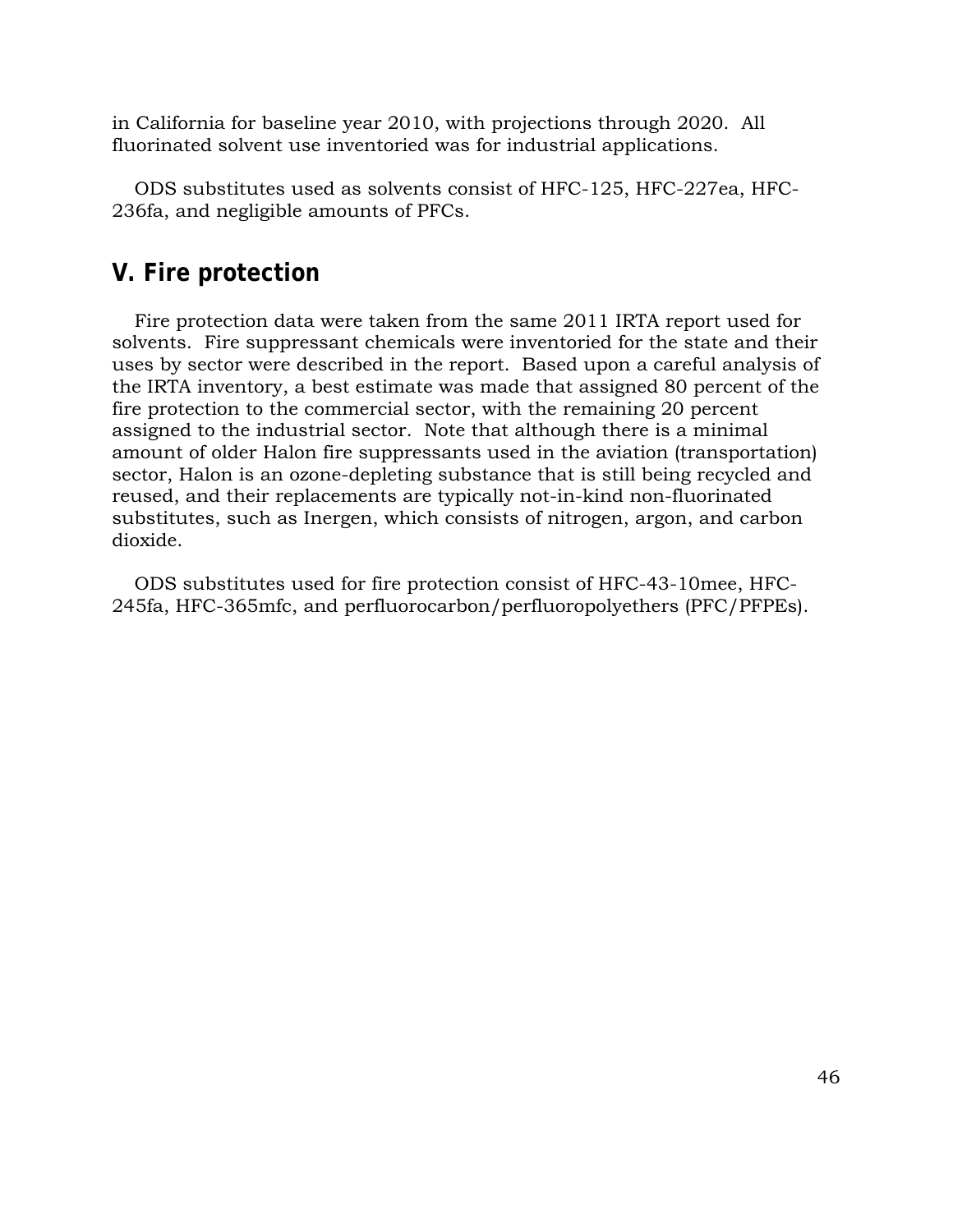in California for baseline year 2010, with projections through 2020. All fluorinated solvent use inventoried was for industrial applications.

ODS substitutes used as solvents consist of HFC-125, HFC-227ea, HFC-236fa, and negligible amounts of PFCs.

## V. Fire protection

Fire protection data were taken from the same 2011 IRTA report used for solvents. Fire suppressant chemicals were inventoried for the state and their uses by sector were described in the report. Based upon a careful analysis of the IRTA inventory, a best estimate was made that assigned 80 percent of the fire protection to the commercial sector, with the remaining 20 percent assigned to the industrial sector. Note that although there is a minimal amount of older Halon fire suppressants used in the aviation (transportation) sector, Halon is an ozone-depleting substance that is still being recycled and reused, and their replacements are typically not-in-kind non-fluorinated substitutes, such as Inergen, which consists of nitrogen, argon, and carbon dioxide.

ODS substitutes used for fire protection consist of HFC-43-10mee, HFC-245fa, HFC-365mfc, and perfluorocarbon/perfluoropolyethers (PFC/PFPEs).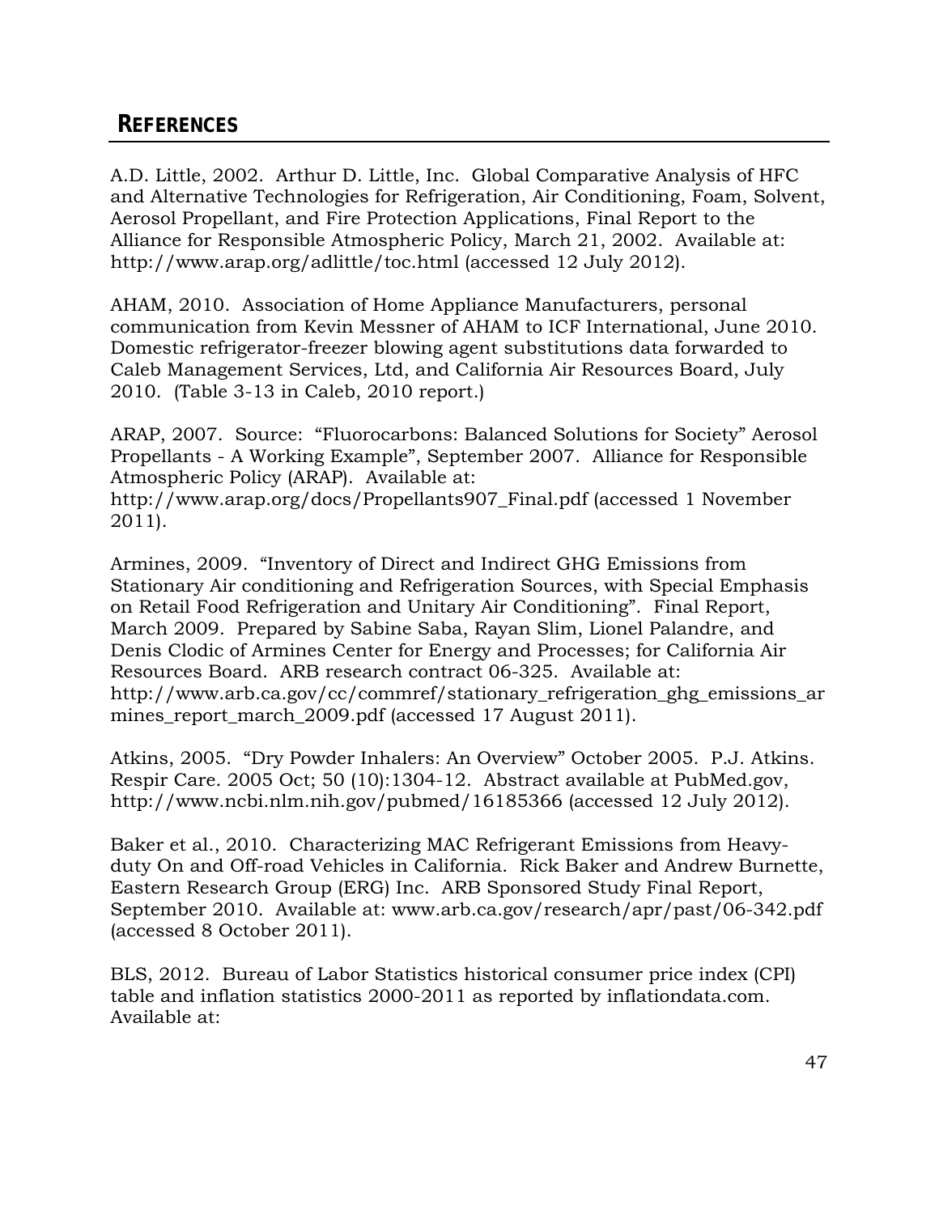## REFERENCES

A.D. Little, 2002. Arthur D. Little, Inc. Global Comparative Analysis of HFC and Alternative Technologies for Refrigeration, Air Conditioning, Foam, Solvent, Aerosol Propellant, and Fire Protection Applications, Final Report to the Alliance for Responsible Atmospheric Policy, March 21, 2002. Available at: http://www.arap.org/adlittle/toc.html (accessed 12 July 2012).

AHAM, 2010. Association of Home Appliance Manufacturers, personal communication from Kevin Messner of AHAM to ICF International, June 2010. Domestic refrigerator-freezer blowing agent substitutions data forwarded to Caleb Management Services, Ltd, and California Air Resources Board, July 2010. (Table 3-13 in Caleb, 2010 report.)

ARAP, 2007. Source: "Fluorocarbons: Balanced Solutions for Society" Aerosol Propellants - A Working Example", September 2007. Alliance for Responsible Atmospheric Policy (ARAP). Available at: http://www.arap.org/docs/Propellants907_Final.pdf (accessed 1 November 2011).

Armines, 2009. "Inventory of Direct and Indirect GHG Emissions from Stationary Air conditioning and Refrigeration Sources, with Special Emphasis on Retail Food Refrigeration and Unitary Air Conditioning". Final Report, March 2009. Prepared by Sabine Saba, Rayan Slim, Lionel Palandre, and Denis Clodic of Armines Center for Energy and Processes; for California Air Resources Board. ARB research contract 06-325. Available at: http://www.arb.ca.gov/cc/commref/stationary_refrigeration_ghg_emissions_armines_report_march_2009.pdf (accessed 17 August 2011).

Atkins, 2005. "Dry Powder Inhalers: An Overview" October 2005. P.J. Atkins. Respir Care. 2005 Oct; 50 (10):1304-12. Abstract available at PubMed.gov, http://www.ncbi.nlm.nih.gov/pubmed/16185366 (accessed 12 July 2012).

Baker et al., 2010. Characterizing MAC Refrigerant Emissions from Heavy-duty On and Off-road Vehicles in California. Rick Baker and Andrew Burnette, Eastern Research Group (ERG) Inc. ARB Sponsored Study Final Report, September 2010. Available at: www.arb.ca.gov/research/apr/past/06-342.pdf (accessed 8 October 2011).

BLS, 2012. Bureau of Labor Statistics historical consumer price index (CPI) table and inflation statistics 2000-2011 as reported by inflationdata.com. Available at: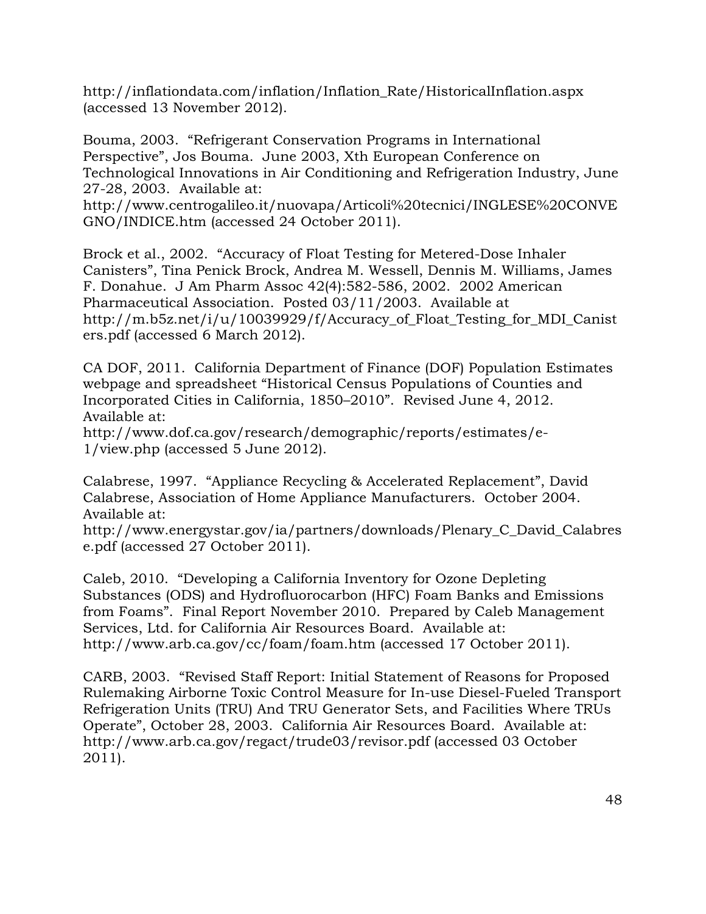http://inflationdata.com/inflation/Inflation_Rate/HistoricalInflation.aspx (accessed 13 November 2012).

Bouma, 2003. "Refrigerant Conservation Programs in International Perspective", Jos Bouma. June 2003, Xth European Conference on Technological Innovations in Air Conditioning and Refrigeration Industry, June 27-28, 2003. Available at: http://www.centrogalileo.it/nuovapa/Articoli%20tecnici/INGLESE%20CONVEGNO/INDICE.htm (accessed 24 October 2011).

Brock et al., 2002. "Accuracy of Float Testing for Metered-Dose Inhaler Canisters", Tina Penick Brock, Andrea M. Wessell, Dennis M. Williams, James F. Donahue. J Am Pharm Assoc 42(4):582-586, 2002. 2002 American Pharmaceutical Association. Posted 03/11/2003. Available at http://m.b5z.net/i/u/10039929/f/Accuracy_of_Float_Testing_for_MDI_Canisters.pdf (accessed 6 March 2012).

CA DOF, 2011. California Department of Finance (DOF) Population Estimates webpage and spreadsheet "Historical Census Populations of Counties and Incorporated Cities in California, 1850–2010". Revised June 4, 2012. Available at: http://www.dof.ca.gov/research/demographic/reports/estimates/e-1/view.php (accessed 5 June 2012).

Calabrese, 1997. "Appliance Recycling & Accelerated Replacement", David Calabrese, Association of Home Appliance Manufacturers. October 2004. Available at: http://www.energystar.gov/ia/partners/downloads/Plenary_C_David_Calabrese.pdf (accessed 27 October 2011).

Caleb, 2010. "Developing a California Inventory for Ozone Depleting Substances (ODS) and Hydrofluorocarbon (HFC) Foam Banks and Emissions from Foams". Final Report November 2010. Prepared by Caleb Management Services, Ltd. for California Air Resources Board. Available at: http://www.arb.ca.gov/cc/foam/foam.htm (accessed 17 October 2011).

CARB, 2003. "Revised Staff Report: Initial Statement of Reasons for Proposed Rulemaking Airborne Toxic Control Measure for In-use Diesel-Fueled Transport Refrigeration Units (TRU) And TRU Generator Sets, and Facilities Where TRUs Operate", October 28, 2003. California Air Resources Board. Available at: http://www.arb.ca.gov/regact/trude03/revisor.pdf (accessed 03 October 2011).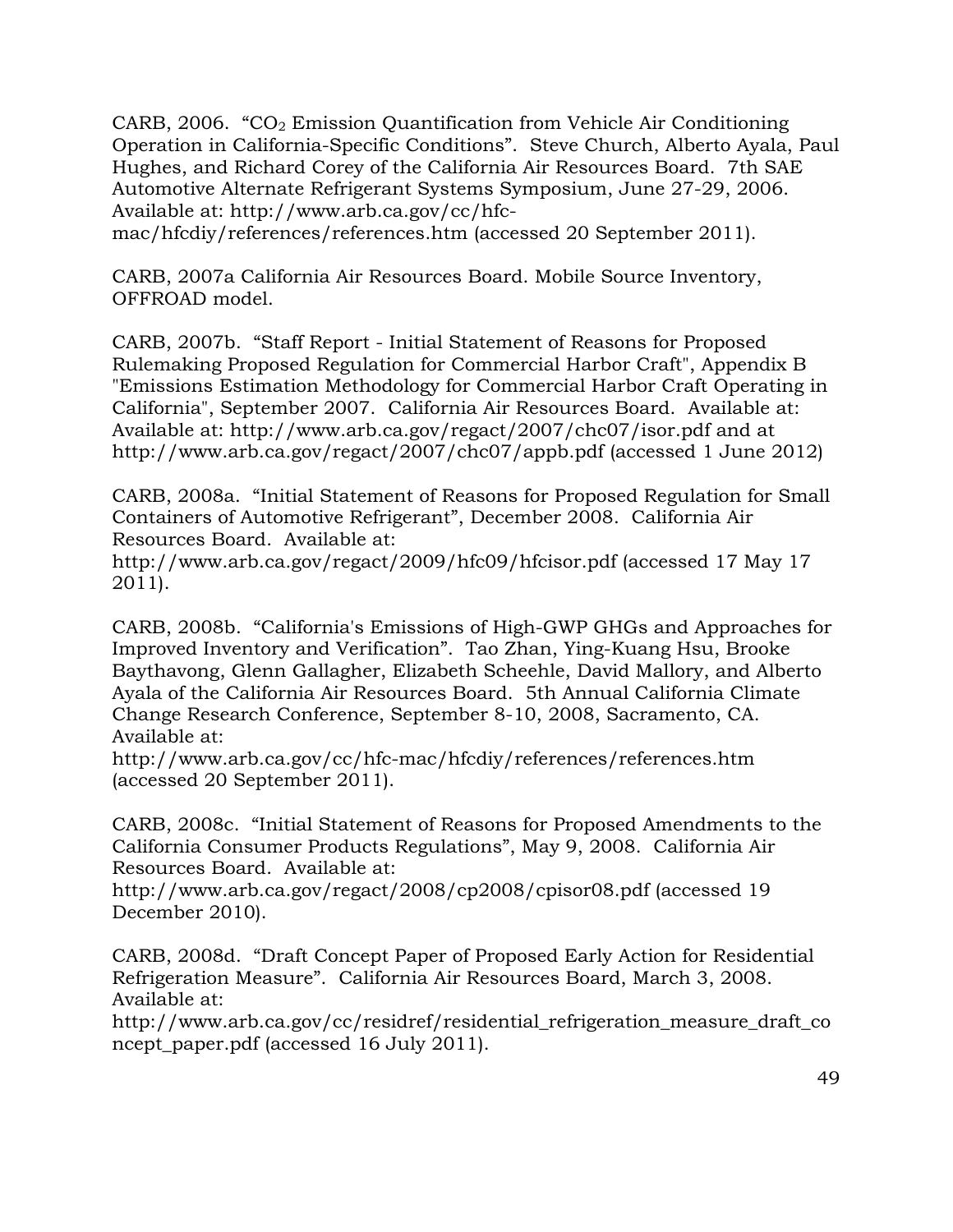CARB, 2006. "$CO_2$ Emission Quantification from Vehicle Air Conditioning Operation in California-Specific Conditions". Steve Church, Alberto Ayala, Paul Hughes, and Richard Corey of the California Air Resources Board. 7th SAE Automotive Alternate Refrigerant Systems Symposium, June 27-29, 2006. Available at: http://www.arb.ca.gov/cc/hfc-mac/hfcdiy/references/references.htm (accessed 20 September 2011).

CARB, 2007a California Air Resources Board. Mobile Source Inventory, OFFROAD model.

CARB, 2007b. "Staff Report - Initial Statement of Reasons for Proposed Rulemaking Proposed Regulation for Commercial Harbor Craft", Appendix B "Emissions Estimation Methodology for Commercial Harbor Craft Operating in California", September 2007. California Air Resources Board. Available at: Available at: http://www.arb.ca.gov/regact/2007/chc07/isor.pdf and at http://www.arb.ca.gov/regact/2007/chc07/appb.pdf (accessed 1 June 2012)

CARB, 2008a. "Initial Statement of Reasons for Proposed Regulation for Small Containers of Automotive Refrigerant", December 2008. California Air Resources Board. Available at: http://www.arb.ca.gov/regact/2009/hfc09/hfcisor.pdf (accessed 17 May 17 2011).

CARB, 2008b. "California's Emissions of High-GWP GHGs and Approaches for Improved Inventory and Verification". Tao Zhan, Ying-Kuang Hsu, Brooke Baythavong, Glenn Gallagher, Elizabeth Scheehle, David Mallory, and Alberto Ayala of the California Air Resources Board. 5th Annual California Climate Change Research Conference, September 8-10, 2008, Sacramento, CA. Available at: http://www.arb.ca.gov/cc/hfc-mac/hfcdiy/references/references.htm (accessed 20 September 2011).

CARB, 2008c. "Initial Statement of Reasons for Proposed Amendments to the California Consumer Products Regulations", May 9, 2008. California Air Resources Board. Available at: http://www.arb.ca.gov/regact/2008/cp2008/cpisor08.pdf (accessed 19 December 2010).

CARB, 2008d. "Draft Concept Paper of Proposed Early Action for Residential Refrigeration Measure". California Air Resources Board, March 3, 2008. Available at: http://www.arb.ca.gov/cc/residref/residential_refrigeration_measure_draft_concept_paper.pdf (accessed 16 July 2011).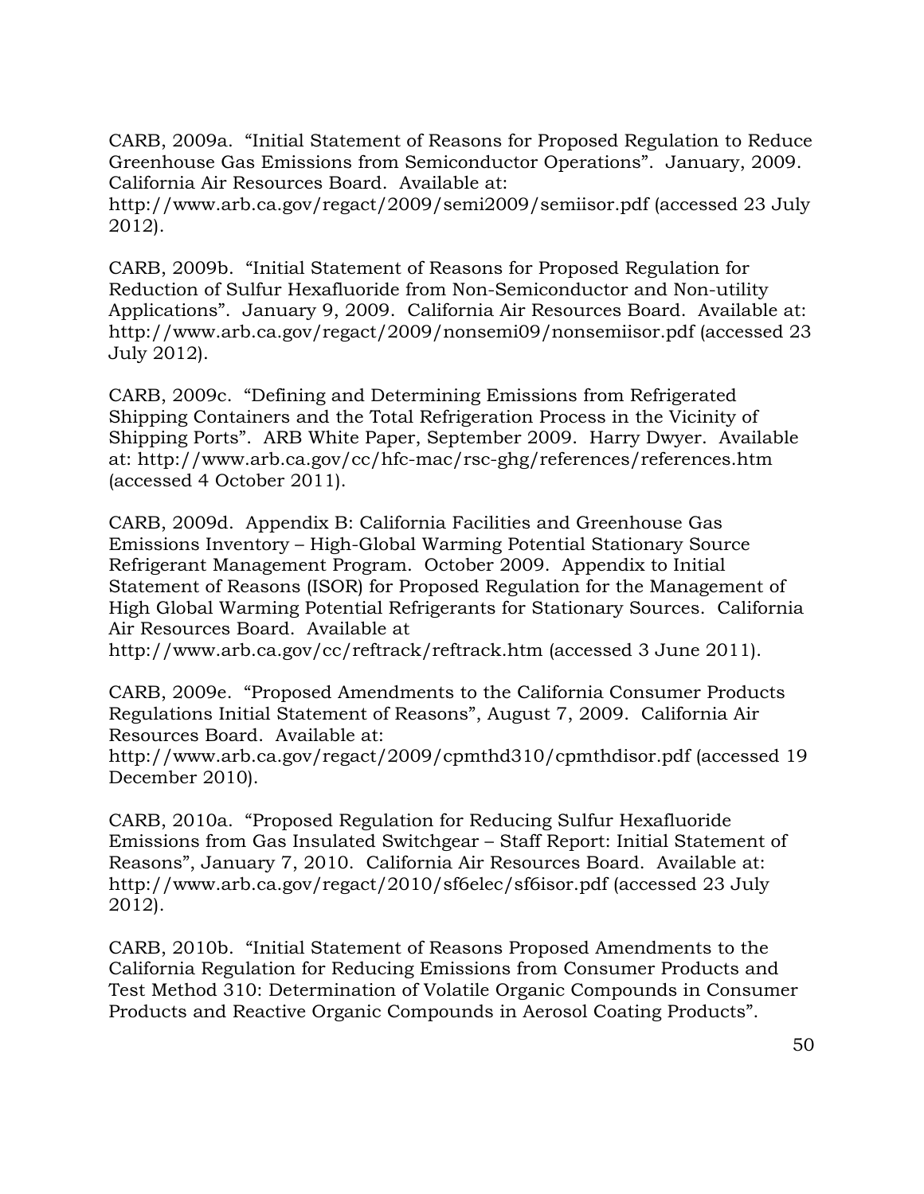CARB, 2009a. "Initial Statement of Reasons for Proposed Regulation to Reduce Greenhouse Gas Emissions from Semiconductor Operations". January, 2009. California Air Resources Board. Available at: http://www.arb.ca.gov/regact/2009/semi2009/semiisor.pdf (accessed 23 July 2012).

CARB, 2009b. "Initial Statement of Reasons for Proposed Regulation for Reduction of Sulfur Hexafluoride from Non-Semiconductor and Non-utility Applications". January 9, 2009. California Air Resources Board. Available at: http://www.arb.ca.gov/regact/2009/nonsemi09/nonsemiisor.pdf (accessed 23 July 2012).

CARB, 2009c. "Defining and Determining Emissions from Refrigerated Shipping Containers and the Total Refrigeration Process in the Vicinity of Shipping Ports". ARB White Paper, September 2009. Harry Dwyer. Available at: http://www.arb.ca.gov/cc/hfc-mac/rsc-ghg/references/references.htm (accessed 4 October 2011).

CARB, 2009d. Appendix B: California Facilities and Greenhouse Gas Emissions Inventory – High-Global Warming Potential Stationary Source Refrigerant Management Program. October 2009. Appendix to Initial Statement of Reasons (ISOR) for Proposed Regulation for the Management of High Global Warming Potential Refrigerants for Stationary Sources. California Air Resources Board. Available at http://www.arb.ca.gov/cc/reftrack/reftrack.htm (accessed 3 June 2011).

CARB, 2009e. "Proposed Amendments to the California Consumer Products Regulations Initial Statement of Reasons", August 7, 2009. California Air Resources Board. Available at: http://www.arb.ca.gov/regact/2009/cpmthd310/cpmthdisor.pdf (accessed 19 December 2010).

CARB, 2010a. "Proposed Regulation for Reducing Sulfur Hexafluoride Emissions from Gas Insulated Switchgear – Staff Report: Initial Statement of Reasons", January 7, 2010. California Air Resources Board. Available at: http://www.arb.ca.gov/regact/2010/sf6elec/sf6isor.pdf (accessed 23 July 2012).

CARB, 2010b. "Initial Statement of Reasons Proposed Amendments to the California Regulation for Reducing Emissions from Consumer Products and Test Method 310: Determination of Volatile Organic Compounds in Consumer Products and Reactive Organic Compounds in Aerosol Coating Products".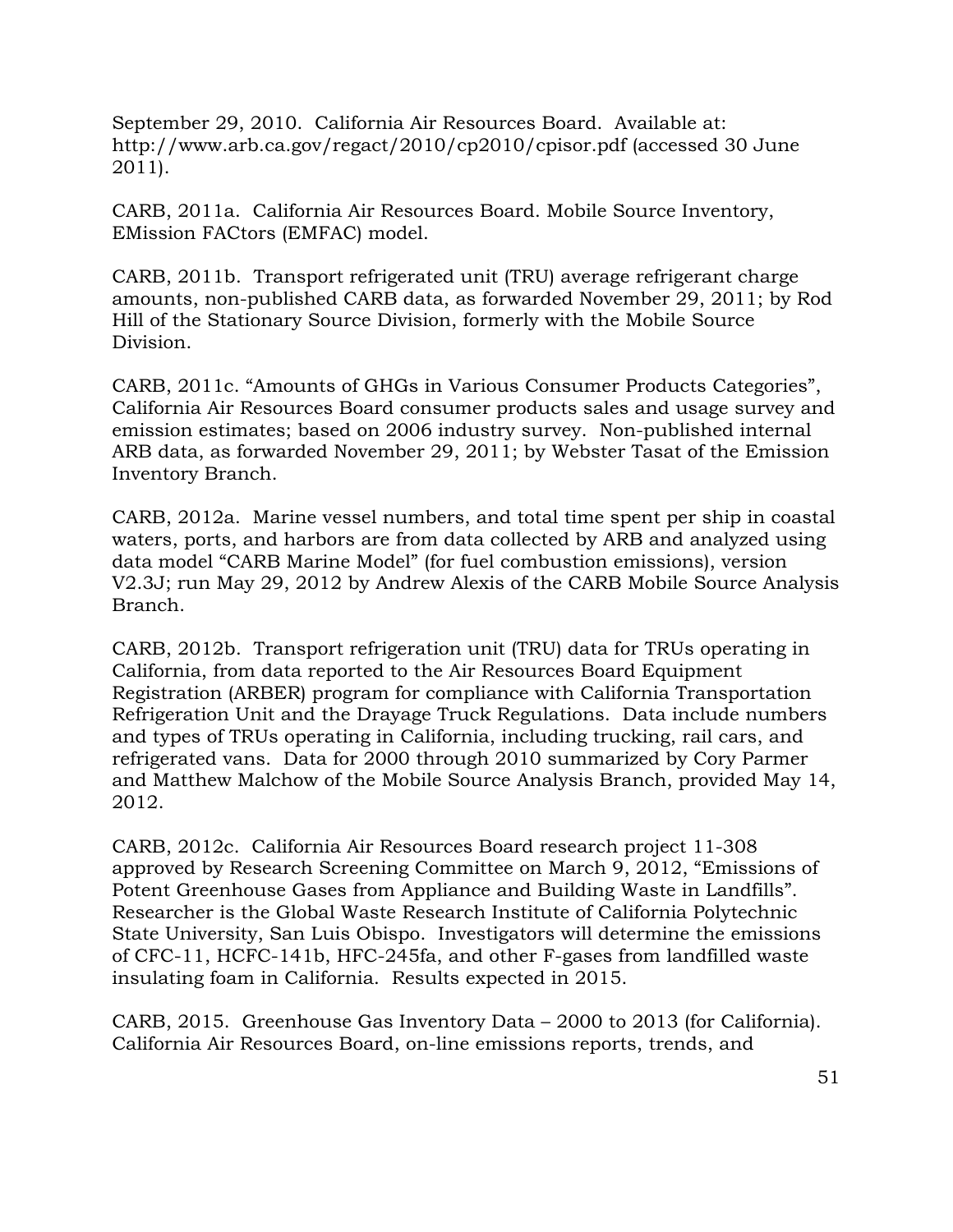September 29, 2010. California Air Resources Board. Available at: http://www.arb.ca.gov/regact/2010/cp2010/cpisor.pdf (accessed 30 June 2011).

CARB, 2011a. California Air Resources Board. Mobile Source Inventory, EMission FACtors (EMFAC) model.

CARB, 2011b. Transport refrigerated unit (TRU) average refrigerant charge amounts, non-published CARB data, as forwarded November 29, 2011; by Rod Hill of the Stationary Source Division, formerly with the Mobile Source Division.

CARB, 2011c. "Amounts of GHGs in Various Consumer Products Categories", California Air Resources Board consumer products sales and usage survey and emission estimates; based on 2006 industry survey. Non-published internal ARB data, as forwarded November 29, 2011; by Webster Tasat of the Emission Inventory Branch.

CARB, 2012a. Marine vessel numbers, and total time spent per ship in coastal waters, ports, and harbors are from data collected by ARB and analyzed using data model "CARB Marine Model" (for fuel combustion emissions), version V2.3J; run May 29, 2012 by Andrew Alexis of the CARB Mobile Source Analysis Branch.

CARB, 2012b. Transport refrigeration unit (TRU) data for TRUs operating in California, from data reported to the Air Resources Board Equipment Registration (ARBER) program for compliance with California Transportation Refrigeration Unit and the Drayage Truck Regulations. Data include numbers and types of TRUs operating in California, including trucking, rail cars, and refrigerated vans. Data for 2000 through 2010 summarized by Cory Parmer and Matthew Malchow of the Mobile Source Analysis Branch, provided May 14, 2012.

CARB, 2012c. California Air Resources Board research project 11-308 approved by Research Screening Committee on March 9, 2012, "Emissions of Potent Greenhouse Gases from Appliance and Building Waste in Landfills". Researcher is the Global Waste Research Institute of California Polytechnic State University, San Luis Obispo. Investigators will determine the emissions of CFC-11, HCFC-141b, HFC-245fa, and other F-gases from landfilled waste insulating foam in California. Results expected in 2015.

CARB, 2015. Greenhouse Gas Inventory Data – 2000 to 2013 (for California). California Air Resources Board, on-line emissions reports, trends, and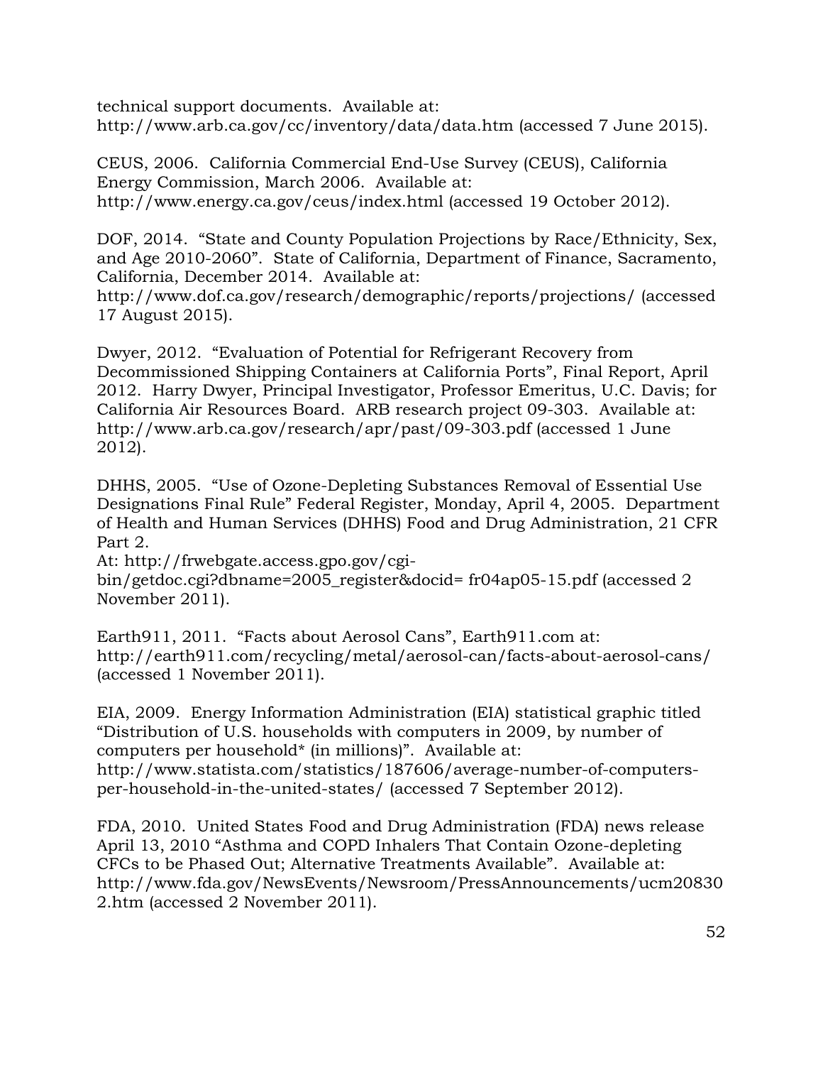technical support documents. Available at: http://www.arb.ca.gov/cc/inventory/data/data.htm (accessed 7 June 2015).

CEUS, 2006. California Commercial End-Use Survey (CEUS), California Energy Commission, March 2006. Available at: http://www.energy.ca.gov/ceus/index.html (accessed 19 October 2012).

DOF, 2014. "State and County Population Projections by Race/Ethnicity, Sex, and Age 2010-2060". State of California, Department of Finance, Sacramento, California, December 2014. Available at: http://www.dof.ca.gov/research/demographic/reports/projections/ (accessed 17 August 2015).

Dwyer, 2012. "Evaluation of Potential for Refrigerant Recovery from Decommissioned Shipping Containers at California Ports", Final Report, April 2012. Harry Dwyer, Principal Investigator, Professor Emeritus, U.C. Davis; for California Air Resources Board. ARB research project 09-303. Available at: http://www.arb.ca.gov/research/apr/past/09-303.pdf (accessed 1 June 2012).

DHHS, 2005. "Use of Ozone-Depleting Substances Removal of Essential Use Designations Final Rule" Federal Register, Monday, April 4, 2005. Department of Health and Human Services (DHHS) Food and Drug Administration, 21 CFR Part 2.
At: http://frwebgate.access.gpo.gov/cgi-bin/getdoc.cgi?dbname=2005_register&docid= fr04ap05-15.pdf (accessed 2 November 2011).

Earth911, 2011. "Facts about Aerosol Cans", Earth911.com at: http://earth911.com/recycling/metal/aerosol-can/facts-about-aerosol-cans/ (accessed 1 November 2011).

EIA, 2009. Energy Information Administration (EIA) statistical graphic titled "Distribution of U.S. households with computers in 2009, by number of computers per household* (in millions)". Available at: http://www.statista.com/statistics/187606/average-number-of-computers-per-household-in-the-united-states/ (accessed 7 September 2012).

FDA, 2010. United States Food and Drug Administration (FDA) news release April 13, 2010 "Asthma and COPD Inhalers That Contain Ozone-depleting CFCs to be Phased Out; Alternative Treatments Available". Available at: http://www.fda.gov/NewsEvents/Newsroom/PressAnnouncements/ucm208302.htm (accessed 2 November 2011).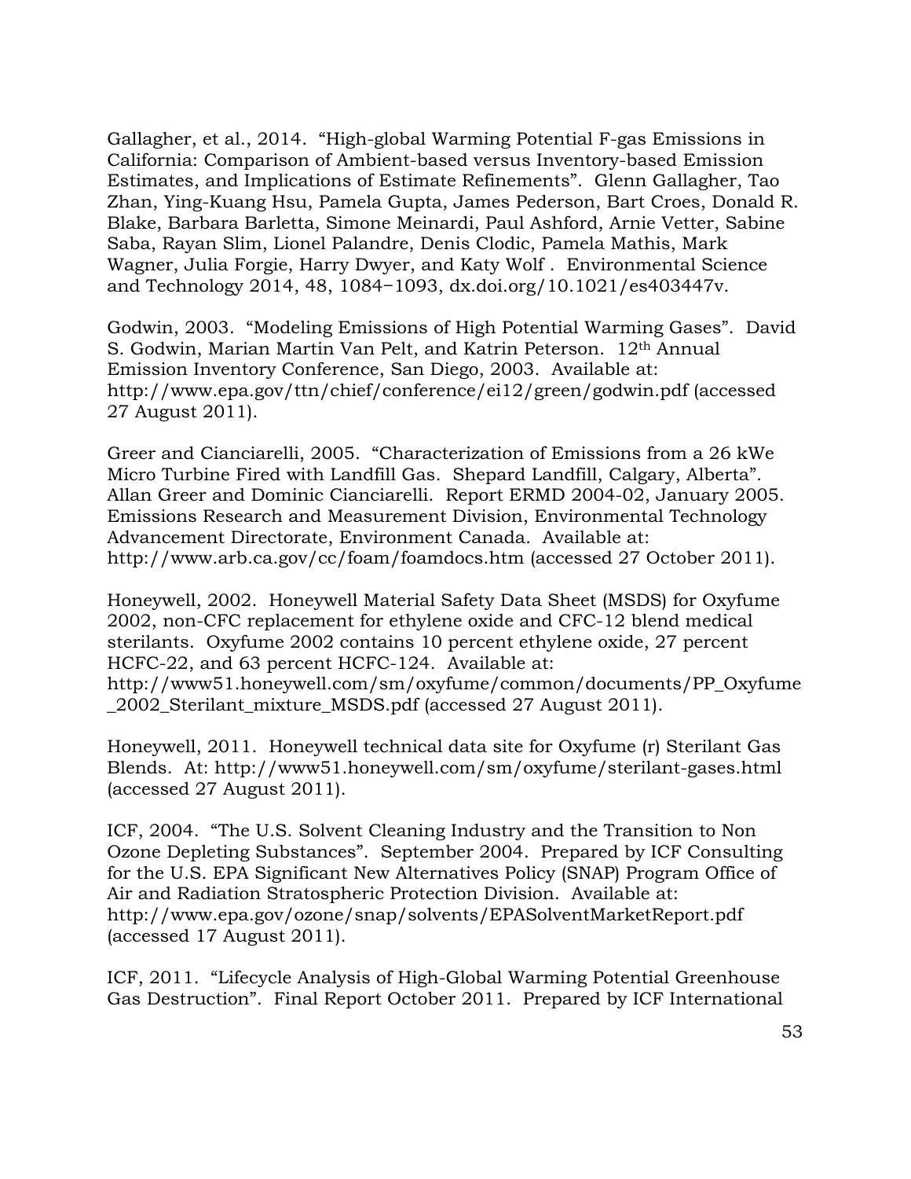Gallagher, et al., 2014. "High-global Warming Potential F-gas Emissions in California: Comparison of Ambient-based versus Inventory-based Emission Estimates, and Implications of Estimate Refinements". Glenn Gallagher, Tao Zhan, Ying-Kuang Hsu, Pamela Gupta, James Pederson, Bart Croes, Donald R. Blake, Barbara Barletta, Simone Meinardi, Paul Ashford, Arnie Vetter, Sabine Saba, Rayan Slim, Lionel Palandre, Denis Clodic, Pamela Mathis, Mark Wagner, Julia Forgie, Harry Dwyer, and Katy Wolf . Environmental Science and Technology 2014, 48, 1084−1093, dx.doi.org/10.1021/es403447v.

Godwin, 2003. "Modeling Emissions of High Potential Warming Gases". David S. Godwin, Marian Martin Van Pelt, and Katrin Peterson. 12th Annual Emission Inventory Conference, San Diego, 2003. Available at: http://www.epa.gov/ttn/chief/conference/ei12/green/godwin.pdf (accessed 27 August 2011).

Greer and Cianciarelli, 2005. "Characterization of Emissions from a 26 kWe Micro Turbine Fired with Landfill Gas. Shepard Landfill, Calgary, Alberta". Allan Greer and Dominic Cianciarelli. Report ERMD 2004-02, January 2005. Emissions Research and Measurement Division, Environmental Technology Advancement Directorate, Environment Canada. Available at: http://www.arb.ca.gov/cc/foam/foamdocs.htm (accessed 27 October 2011).

Honeywell, 2002. Honeywell Material Safety Data Sheet (MSDS) for Oxyfume 2002, non-CFC replacement for ethylene oxide and CFC-12 blend medical sterilants. Oxyfume 2002 contains 10 percent ethylene oxide, 27 percent HCFC-22, and 63 percent HCFC-124. Available at: http://www51.honeywell.com/sm/oxyfume/common/documents/PP_Oxyfume_2002_Sterilant_mixture_MSDS.pdf (accessed 27 August 2011).

Honeywell, 2011. Honeywell technical data site for Oxyfume (r) Sterilant Gas Blends. At: http://www51.honeywell.com/sm/oxyfume/sterilant-gases.html (accessed 27 August 2011).

ICF, 2004. "The U.S. Solvent Cleaning Industry and the Transition to Non Ozone Depleting Substances". September 2004. Prepared by ICF Consulting for the U.S. EPA Significant New Alternatives Policy (SNAP) Program Office of Air and Radiation Stratospheric Protection Division. Available at: http://www.epa.gov/ozone/snap/solvents/EPASolventMarketReport.pdf (accessed 17 August 2011).

ICF, 2011. "Lifecycle Analysis of High-Global Warming Potential Greenhouse Gas Destruction". Final Report October 2011. Prepared by ICF International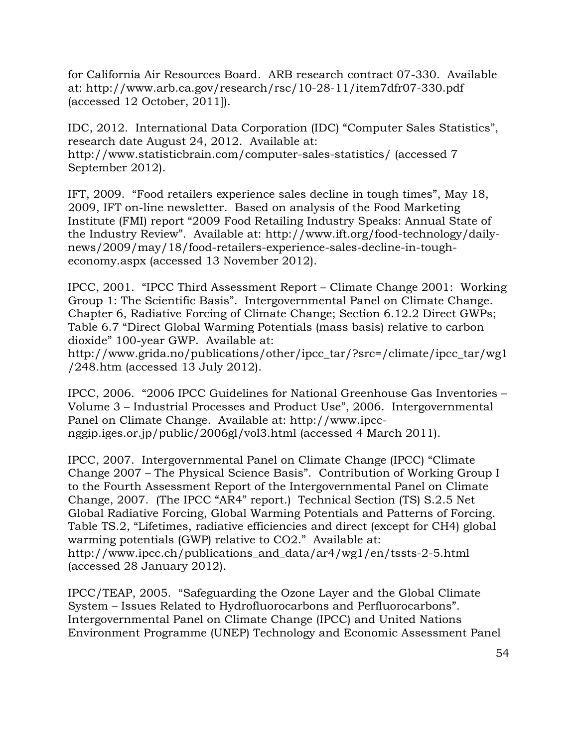for California Air Resources Board. ARB research contract 07-330. Available at: http://www.arb.ca.gov/research/rsc/10-28-11/item7dfr07-330.pdf (accessed 12 October, 2011]).

IDC, 2012. International Data Corporation (IDC) "Computer Sales Statistics", research date August 24, 2012. Available at: http://www.statisticbrain.com/computer-sales-statistics/ (accessed 7 September 2012).

IFT, 2009. "Food retailers experience sales decline in tough times", May 18, 2009, IFT on-line newsletter. Based on analysis of the Food Marketing Institute (FMI) report "2009 Food Retailing Industry Speaks: Annual State of the Industry Review". Available at: http://www.ift.org/food-technology/daily-news/2009/may/18/food-retailers-experience-sales-decline-in-tough-economy.aspx (accessed 13 November 2012).

IPCC, 2001. "IPCC Third Assessment Report – Climate Change 2001: Working Group 1: The Scientific Basis". Intergovernmental Panel on Climate Change. Chapter 6, Radiative Forcing of Climate Change; Section 6.12.2 Direct GWPs; Table 6.7 "Direct Global Warming Potentials (mass basis) relative to carbon dioxide" 100-year GWP. Available at: http://www.grida.no/publications/other/ipcc_tar/?src=/climate/ipcc_tar/wg1/248.htm (accessed 13 July 2012).

IPCC, 2006. "2006 IPCC Guidelines for National Greenhouse Gas Inventories – Volume 3 – Industrial Processes and Product Use", 2006. Intergovernmental Panel on Climate Change. Available at: http://www.ipcc-nggip.iges.or.jp/public/2006gl/vol3.html (accessed 4 March 2011).

IPCC, 2007. Intergovernmental Panel on Climate Change (IPCC) "Climate Change 2007 – The Physical Science Basis". Contribution of Working Group I to the Fourth Assessment Report of the Intergovernmental Panel on Climate Change, 2007. (The IPCC "AR4" report.) Technical Section (TS) S.2.5 Net Global Radiative Forcing, Global Warming Potentials and Patterns of Forcing. Table TS.2, "Lifetimes, radiative efficiencies and direct (except for CH4) global warming potentials (GWP) relative to CO2." Available at: http://www.ipcc.ch/publications_and_data/ar4/wg1/en/tssts-2-5.html (accessed 28 January 2012).

IPCC/TEAP, 2005. "Safeguarding the Ozone Layer and the Global Climate System – Issues Related to Hydrofluorocarbons and Perfluorocarbons". Intergovernmental Panel on Climate Change (IPCC) and United Nations Environment Programme (UNEP) Technology and Economic Assessment Panel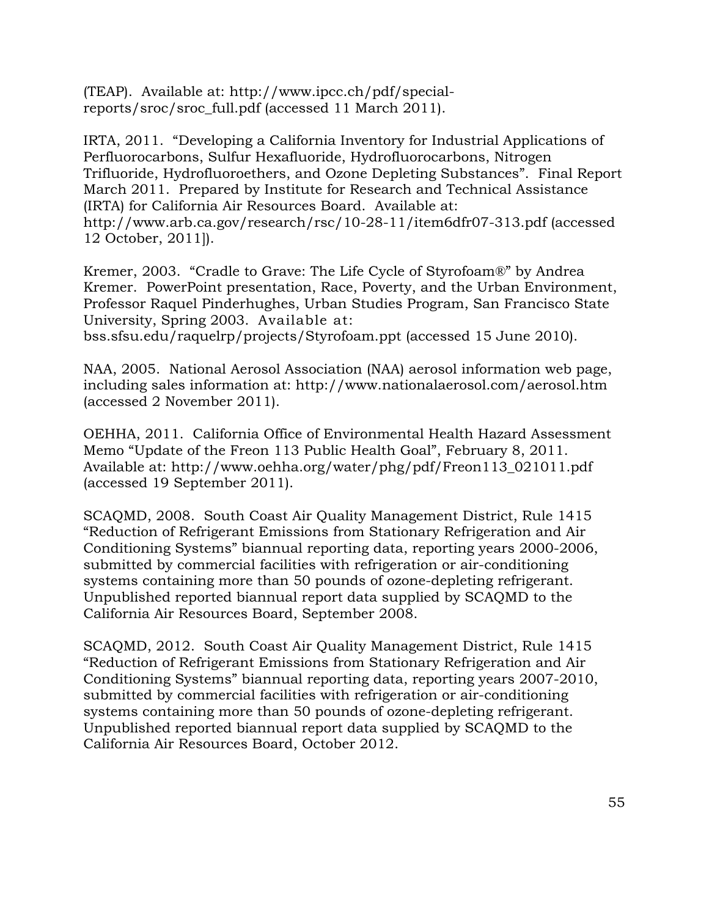(TEAP). Available at: http://www.ipcc.ch/pdf/special-reports/sroc/sroc_full.pdf (accessed 11 March 2011).

IRTA, 2011. "Developing a California Inventory for Industrial Applications of Perfluorocarbons, Sulfur Hexafluoride, Hydrofluorocarbons, Nitrogen Trifluoride, Hydrofluoroethers, and Ozone Depleting Substances". Final Report March 2011. Prepared by Institute for Research and Technical Assistance (IRTA) for California Air Resources Board. Available at: http://www.arb.ca.gov/research/rsc/10-28-11/item6dfr07-313.pdf (accessed 12 October, 2011]).

Kremer, 2003. "Cradle to Grave: The Life Cycle of Styrofoam®" by Andrea Kremer. PowerPoint presentation, Race, Poverty, and the Urban Environment, Professor Raquel Pinderhughes, Urban Studies Program, San Francisco State University, Spring 2003. Available at: bss.sfsu.edu/raquelrp/projects/Styrofoam.ppt (accessed 15 June 2010).

NAA, 2005. National Aerosol Association (NAA) aerosol information web page, including sales information at: http://www.nationalaerosol.com/aerosol.htm (accessed 2 November 2011).

OEHHA, 2011. California Office of Environmental Health Hazard Assessment Memo "Update of the Freon 113 Public Health Goal", February 8, 2011. Available at: http://www.oehha.org/water/phg/pdf/Freon113_021011.pdf (accessed 19 September 2011).

SCAQMD, 2008. South Coast Air Quality Management District, Rule 1415 "Reduction of Refrigerant Emissions from Stationary Refrigeration and Air Conditioning Systems" biannual reporting data, reporting years 2000-2006, submitted by commercial facilities with refrigeration or air-conditioning systems containing more than 50 pounds of ozone-depleting refrigerant. Unpublished reported biannual report data supplied by SCAQMD to the California Air Resources Board, September 2008.

SCAQMD, 2012. South Coast Air Quality Management District, Rule 1415 "Reduction of Refrigerant Emissions from Stationary Refrigeration and Air Conditioning Systems" biannual reporting data, reporting years 2007-2010, submitted by commercial facilities with refrigeration or air-conditioning systems containing more than 50 pounds of ozone-depleting refrigerant. Unpublished reported biannual report data supplied by SCAQMD to the California Air Resources Board, October 2012.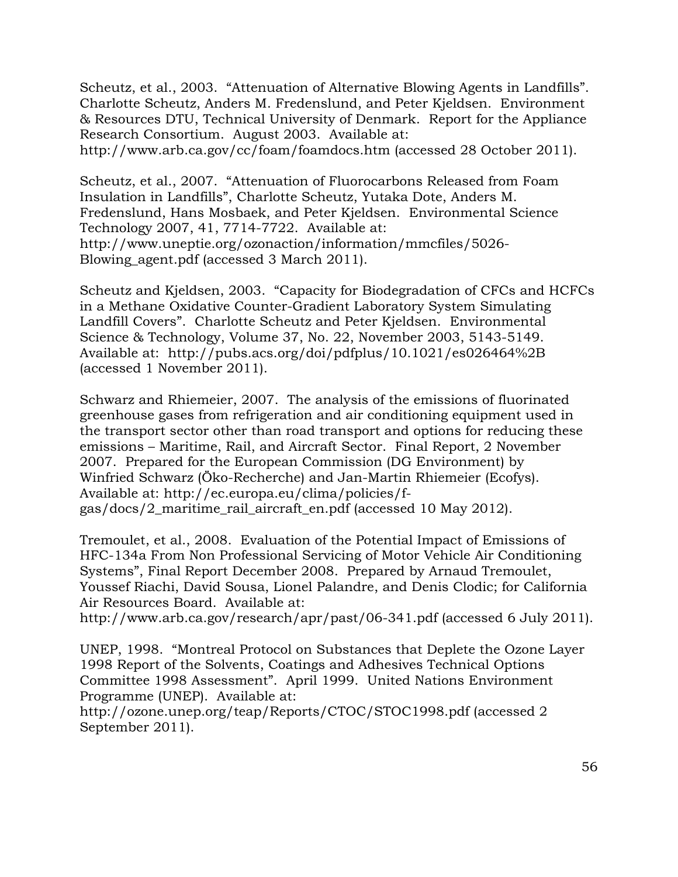Scheutz, et al., 2003. "Attenuation of Alternative Blowing Agents in Landfills". Charlotte Scheutz, Anders M. Fredenslund, and Peter Kjeldsen. Environment & Resources DTU, Technical University of Denmark. Report for the Appliance Research Consortium. August 2003. Available at: http://www.arb.ca.gov/cc/foam/foamdocs.htm (accessed 28 October 2011).

Scheutz, et al., 2007. "Attenuation of Fluorocarbons Released from Foam Insulation in Landfills", Charlotte Scheutz, Yutaka Dote, Anders M. Fredenslund, Hans Mosbaek, and Peter Kjeldsen. Environmental Science Technology 2007, 41, 7714-7722. Available at: http://www.uneptie.org/ozonaction/information/mmcfiles/5026-Blowing_agent.pdf (accessed 3 March 2011).

Scheutz and Kjeldsen, 2003. "Capacity for Biodegradation of CFCs and HCFCs in a Methane Oxidative Counter-Gradient Laboratory System Simulating Landfill Covers". Charlotte Scheutz and Peter Kjeldsen. Environmental Science & Technology, Volume 37, No. 22, November 2003, 5143-5149. Available at: http://pubs.acs.org/doi/pdfplus/10.1021/es026464%2B (accessed 1 November 2011).

Schwarz and Rhiemeier, 2007. The analysis of the emissions of fluorinated greenhouse gases from refrigeration and air conditioning equipment used in the transport sector other than road transport and options for reducing these emissions – Maritime, Rail, and Aircraft Sector. Final Report, 2 November 2007. Prepared for the European Commission (DG Environment) by Winfried Schwarz (Öko-Recherche) and Jan-Martin Rhiemeier (Ecofys). Available at: http://ec.europa.eu/clima/policies/f-gas/docs/2_maritime_rail_aircraft_en.pdf (accessed 10 May 2012).

Tremoulet, et al., 2008. Evaluation of the Potential Impact of Emissions of HFC-134a From Non Professional Servicing of Motor Vehicle Air Conditioning Systems", Final Report December 2008. Prepared by Arnaud Tremoulet, Youssef Riachi, David Sousa, Lionel Palandre, and Denis Clodic; for California Air Resources Board. Available at: http://www.arb.ca.gov/research/apr/past/06-341.pdf (accessed 6 July 2011).

UNEP, 1998. "Montreal Protocol on Substances that Deplete the Ozone Layer 1998 Report of the Solvents, Coatings and Adhesives Technical Options Committee 1998 Assessment". April 1999. United Nations Environment Programme (UNEP). Available at: http://ozone.unep.org/teap/Reports/CTOC/STOC1998.pdf (accessed 2 September 2011).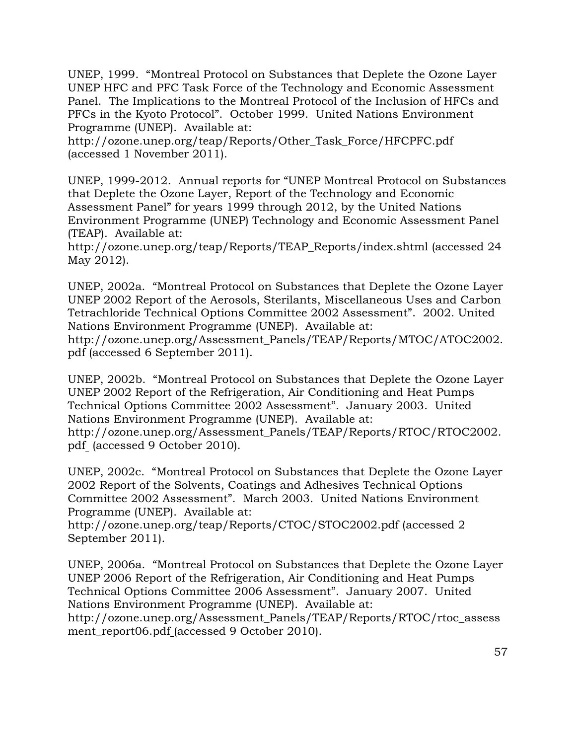UNEP, 1999. "Montreal Protocol on Substances that Deplete the Ozone Layer UNEP HFC and PFC Task Force of the Technology and Economic Assessment Panel. The Implications to the Montreal Protocol of the Inclusion of HFCs and PFCs in the Kyoto Protocol". October 1999. United Nations Environment Programme (UNEP). Available at: http://ozone.unep.org/teap/Reports/Other_Task_Force/HFCPFC.pdf (accessed 1 November 2011).

UNEP, 1999-2012. Annual reports for "UNEP Montreal Protocol on Substances that Deplete the Ozone Layer, Report of the Technology and Economic Assessment Panel" for years 1999 through 2012, by the United Nations Environment Programme (UNEP) Technology and Economic Assessment Panel (TEAP). Available at: http://ozone.unep.org/teap/Reports/TEAP_Reports/index.shtml (accessed 24 May 2012).

UNEP, 2002a. "Montreal Protocol on Substances that Deplete the Ozone Layer UNEP 2002 Report of the Aerosols, Sterilants, Miscellaneous Uses and Carbon Tetrachloride Technical Options Committee 2002 Assessment". 2002. United Nations Environment Programme (UNEP). Available at: http://ozone.unep.org/Assessment_Panels/TEAP/Reports/MTOC/ATOC2002.pdf (accessed 6 September 2011).

UNEP, 2002b. "Montreal Protocol on Substances that Deplete the Ozone Layer UNEP 2002 Report of the Refrigeration, Air Conditioning and Heat Pumps Technical Options Committee 2002 Assessment". January 2003. United Nations Environment Programme (UNEP). Available at: http://ozone.unep.org/Assessment_Panels/TEAP/Reports/RTOC/RTOC2002.pdf (accessed 9 October 2010).

UNEP, 2002c. "Montreal Protocol on Substances that Deplete the Ozone Layer 2002 Report of the Solvents, Coatings and Adhesives Technical Options Committee 2002 Assessment". March 2003. United Nations Environment Programme (UNEP). Available at: http://ozone.unep.org/teap/Reports/CTOC/STOC2002.pdf (accessed 2 September 2011).

UNEP, 2006a. "Montreal Protocol on Substances that Deplete the Ozone Layer UNEP 2006 Report of the Refrigeration, Air Conditioning and Heat Pumps Technical Options Committee 2006 Assessment". January 2007. United Nations Environment Programme (UNEP). Available at: http://ozone.unep.org/Assessment_Panels/TEAP/Reports/RTOC/rtoc_assessment_report06.pdf (accessed 9 October 2010).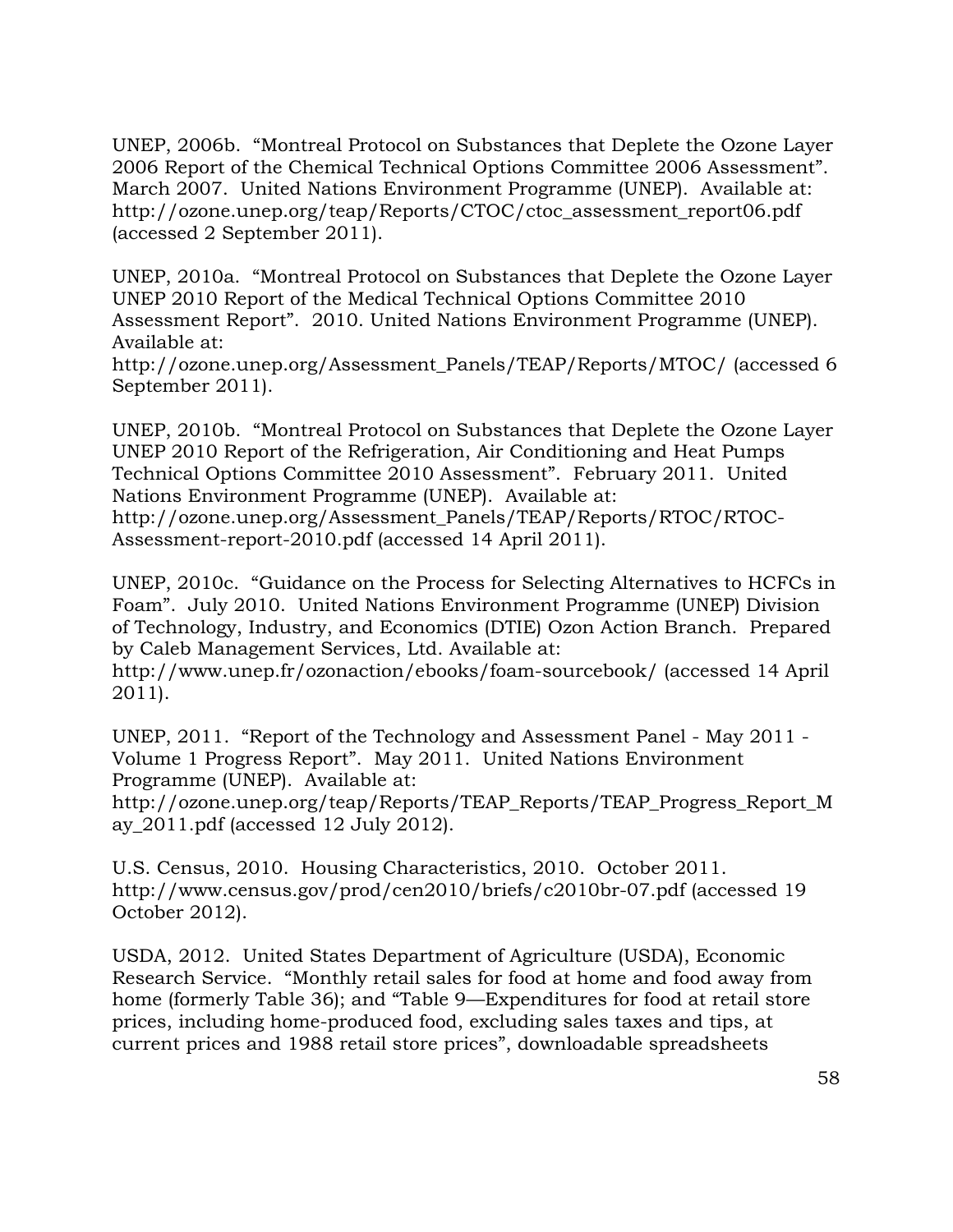UNEP, 2006b. “Montreal Protocol on Substances that Deplete the Ozone Layer 2006 Report of the Chemical Technical Options Committee 2006 Assessment”. March 2007. United Nations Environment Programme (UNEP). Available at: http://ozone.unep.org/teap/Reports/CTOC/ctoc_assessment_report06.pdf (accessed 2 September 2011).

UNEP, 2010a. “Montreal Protocol on Substances that Deplete the Ozone Layer UNEP 2010 Report of the Medical Technical Options Committee 2010 Assessment Report”. 2010. United Nations Environment Programme (UNEP). Available at: http://ozone.unep.org/Assessment_Panels/TEAP/Reports/MTOC/ (accessed 6 September 2011).

UNEP, 2010b. “Montreal Protocol on Substances that Deplete the Ozone Layer UNEP 2010 Report of the Refrigeration, Air Conditioning and Heat Pumps Technical Options Committee 2010 Assessment”. February 2011. United Nations Environment Programme (UNEP). Available at: http://ozone.unep.org/Assessment_Panels/TEAP/Reports/RTOC/RTOC-Assessment-report-2010.pdf (accessed 14 April 2011).

UNEP, 2010c. “Guidance on the Process for Selecting Alternatives to HCFCs in Foam”. July 2010. United Nations Environment Programme (UNEP) Division of Technology, Industry, and Economics (DTIE) Ozon Action Branch. Prepared by Caleb Management Services, Ltd. Available at: http://www.unep.fr/ozonaction/ebooks/foam-sourcebook/ (accessed 14 April 2011).

UNEP, 2011. “Report of the Technology and Assessment Panel - May 2011 - Volume 1 Progress Report”. May 2011. United Nations Environment Programme (UNEP). Available at: http://ozone.unep.org/teap/Reports/TEAP_Reports/TEAP_Progress_Report_May_2011.pdf (accessed 12 July 2012).

U.S. Census, 2010. Housing Characteristics, 2010. October 2011. http://www.census.gov/prod/cen2010/briefs/c2010br-07.pdf (accessed 19 October 2012).

USDA, 2012. United States Department of Agriculture (USDA), Economic Research Service. “Monthly retail sales for food at home and food away from home (formerly Table 36); and “Table 9—Expenditures for food at retail store prices, including home-produced food, excluding sales taxes and tips, at current prices and 1988 retail store prices”, downloadable spreadsheets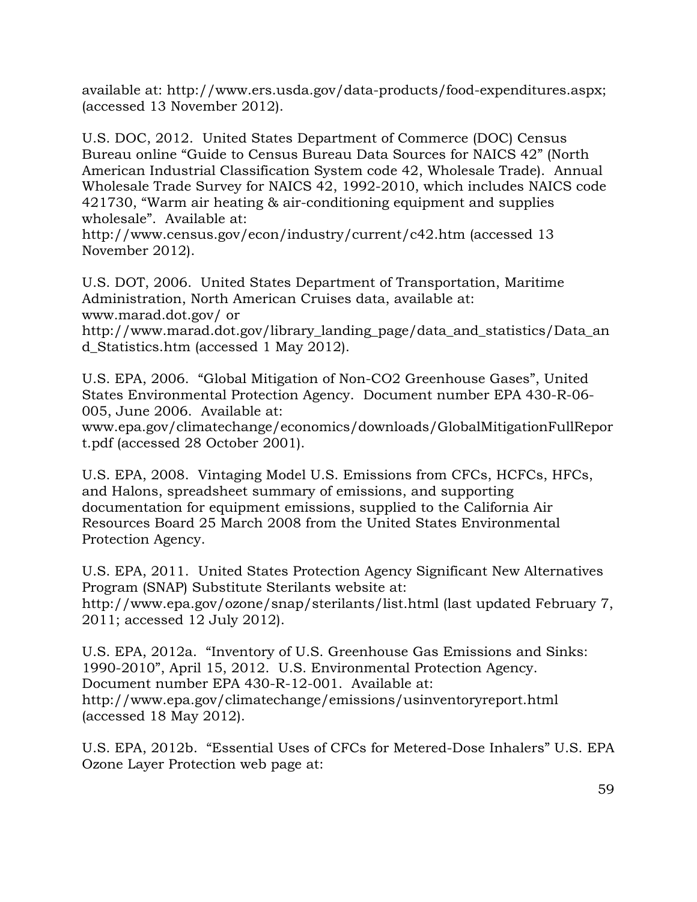available at: http://www.ers.usda.gov/data-products/food-expenditures.aspx; (accessed 13 November 2012).

U.S. DOC, 2012. United States Department of Commerce (DOC) Census Bureau online "Guide to Census Bureau Data Sources for NAICS 42" (North American Industrial Classification System code 42, Wholesale Trade). Annual Wholesale Trade Survey for NAICS 42, 1992-2010, which includes NAICS code 421730, "Warm air heating & air-conditioning equipment and supplies wholesale". Available at: http://www.census.gov/econ/industry/current/c42.htm (accessed 13 November 2012).

U.S. DOT, 2006. United States Department of Transportation, Maritime Administration, North American Cruises data, available at: www.marad.dot.gov/ or http://www.marad.dot.gov/library_landing_page/data_and_statistics/Data_and_Statistics.htm (accessed 1 May 2012).

U.S. EPA, 2006. "Global Mitigation of Non-CO2 Greenhouse Gases", United States Environmental Protection Agency. Document number EPA 430-R-06-005, June 2006. Available at: www.epa.gov/climatechange/economics/downloads/GlobalMitigationFullReport.pdf (accessed 28 October 2001).

U.S. EPA, 2008. Vintaging Model U.S. Emissions from CFCs, HCFCs, HFCs, and Halons, spreadsheet summary of emissions, and supporting documentation for equipment emissions, supplied to the California Air Resources Board 25 March 2008 from the United States Environmental Protection Agency.

U.S. EPA, 2011. United States Protection Agency Significant New Alternatives Program (SNAP) Substitute Sterilants website at: http://www.epa.gov/ozone/snap/sterilants/list.html (last updated February 7, 2011; accessed 12 July 2012).

U.S. EPA, 2012a. "Inventory of U.S. Greenhouse Gas Emissions and Sinks: 1990-2010", April 15, 2012. U.S. Environmental Protection Agency. Document number EPA 430-R-12-001. Available at: http://www.epa.gov/climatechange/emissions/usinventoryreport.html (accessed 18 May 2012).

U.S. EPA, 2012b. "Essential Uses of CFCs for Metered-Dose Inhalers" U.S. EPA Ozone Layer Protection web page at: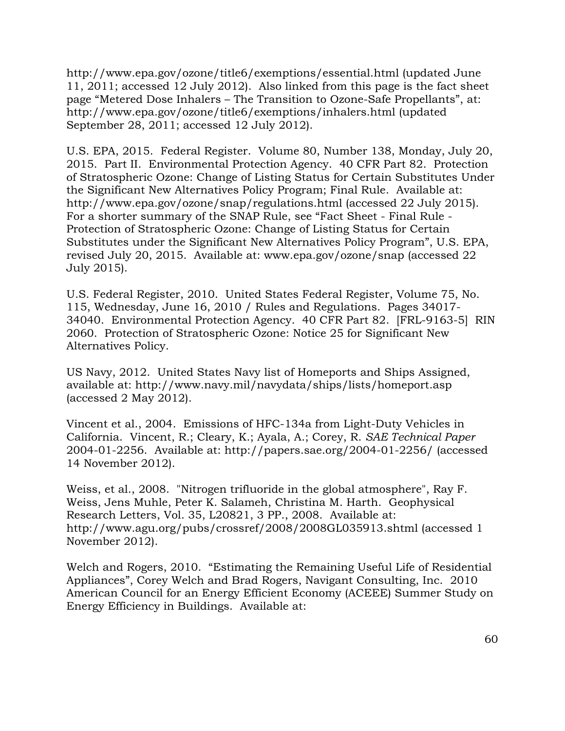http://www.epa.gov/ozone/title6/exemptions/essential.html (updated June 11, 2011; accessed 12 July 2012). Also linked from this page is the fact sheet page "Metered Dose Inhalers – The Transition to Ozone-Safe Propellants", at: http://www.epa.gov/ozone/title6/exemptions/inhalers.html (updated September 28, 2011; accessed 12 July 2012).

U.S. EPA, 2015. Federal Register. Volume 80, Number 138, Monday, July 20, 2015. Part II. Environmental Protection Agency. 40 CFR Part 82. Protection of Stratospheric Ozone: Change of Listing Status for Certain Substitutes Under the Significant New Alternatives Policy Program; Final Rule. Available at: http://www.epa.gov/ozone/snap/regulations.html (accessed 22 July 2015). For a shorter summary of the SNAP Rule, see "Fact Sheet - Final Rule - Protection of Stratospheric Ozone: Change of Listing Status for Certain Substitutes under the Significant New Alternatives Policy Program", U.S. EPA, revised July 20, 2015. Available at: www.epa.gov/ozone/snap (accessed 22 July 2015).

U.S. Federal Register, 2010. United States Federal Register, Volume 75, No. 115, Wednesday, June 16, 2010 / Rules and Regulations. Pages 34017-34040. Environmental Protection Agency. 40 CFR Part 82. [FRL-9163-5] RIN 2060. Protection of Stratospheric Ozone: Notice 25 for Significant New Alternatives Policy.

US Navy, 2012. United States Navy list of Homeports and Ships Assigned, available at: http://www.navy.mil/navydata/ships/lists/homeport.asp (accessed 2 May 2012).

Vincent et al., 2004. Emissions of HFC-134a from Light-Duty Vehicles in California. Vincent, R.; Cleary, K.; Ayala, A.; Corey, R. *SAE Technical Paper* 2004-01-2256. Available at: http://papers.sae.org/2004-01-2256/ (accessed 14 November 2012).

Weiss, et al., 2008. "Nitrogen trifluoride in the global atmosphere", Ray F. Weiss, Jens Muhle, Peter K. Salameh, Christina M. Harth. Geophysical Research Letters, Vol. 35, L20821, 3 PP., 2008. Available at: http://www.agu.org/pubs/crossref/2008/2008GL035913.shtml (accessed 1 November 2012).

Welch and Rogers, 2010. "Estimating the Remaining Useful Life of Residential Appliances", Corey Welch and Brad Rogers, Navigant Consulting, Inc. 2010 American Council for an Energy Efficient Economy (ACEEE) Summer Study on Energy Efficiency in Buildings. Available at: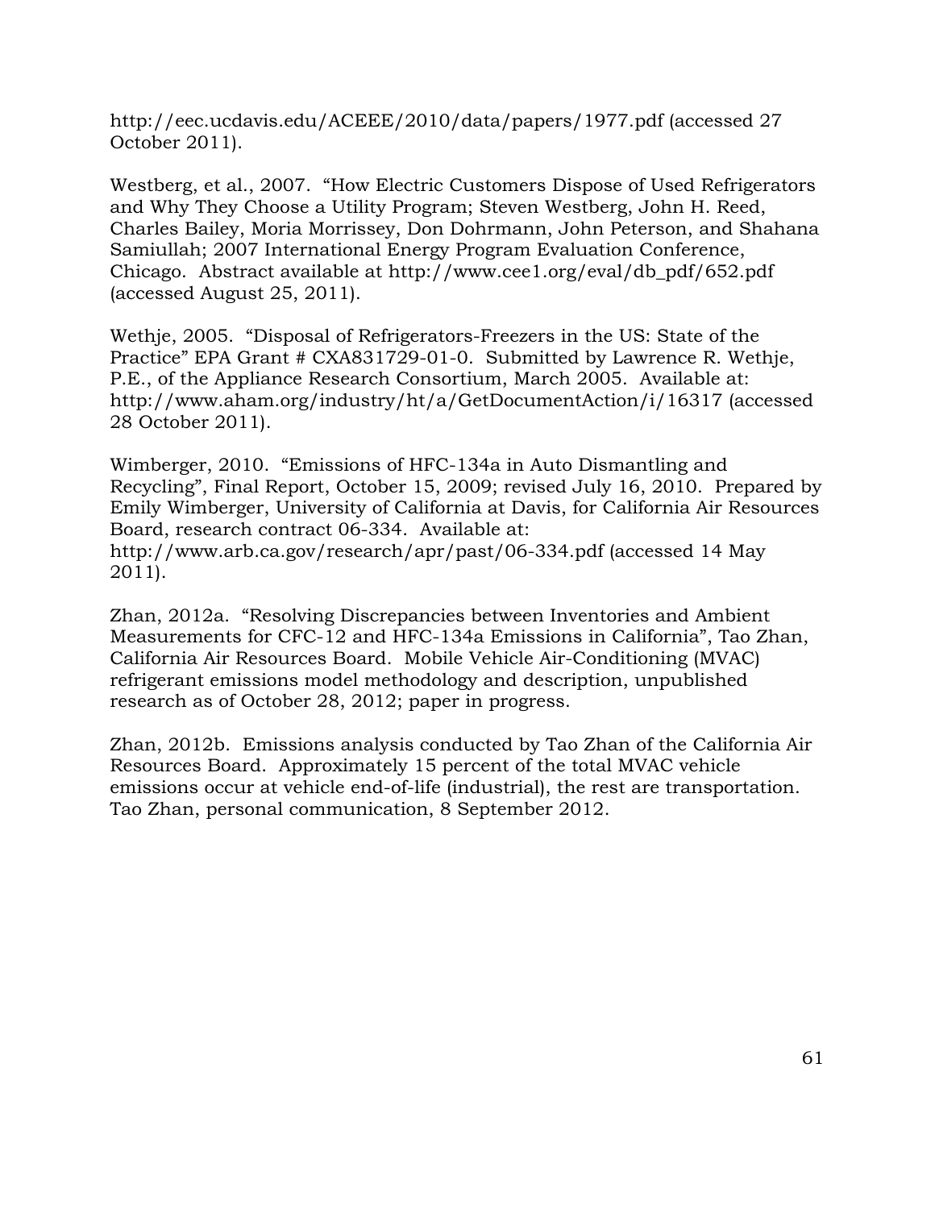http://eec.ucdavis.edu/ACEEE/2010/data/papers/1977.pdf (accessed 27 October 2011).

Westberg, et al., 2007. "How Electric Customers Dispose of Used Refrigerators and Why They Choose a Utility Program; Steven Westberg, John H. Reed, Charles Bailey, Moria Morrissey, Don Dohrmann, John Peterson, and Shahana Samiullah; 2007 International Energy Program Evaluation Conference, Chicago. Abstract available at http://www.cee1.org/eval/db_pdf/652.pdf (accessed August 25, 2011).

Wethje, 2005. "Disposal of Refrigerators-Freezers in the US: State of the Practice" EPA Grant # CXA831729-01-0. Submitted by Lawrence R. Wethje, P.E., of the Appliance Research Consortium, March 2005. Available at: http://www.aham.org/industry/ht/a/GetDocumentAction/i/16317 (accessed 28 October 2011).

Wimberger, 2010. "Emissions of HFC-134a in Auto Dismantling and Recycling", Final Report, October 15, 2009; revised July 16, 2010. Prepared by Emily Wimberger, University of California at Davis, for California Air Resources Board, research contract 06-334. Available at: http://www.arb.ca.gov/research/apr/past/06-334.pdf (accessed 14 May 2011).

Zhan, 2012a. "Resolving Discrepancies between Inventories and Ambient Measurements for CFC-12 and HFC-134a Emissions in California", Tao Zhan, California Air Resources Board. Mobile Vehicle Air-Conditioning (MVAC) refrigerant emissions model methodology and description, unpublished research as of October 28, 2012; paper in progress.

Zhan, 2012b. Emissions analysis conducted by Tao Zhan of the California Air Resources Board. Approximately 15 percent of the total MVAC vehicle emissions occur at vehicle end-of-life (industrial), the rest are transportation. Tao Zhan, personal communication, 8 September 2012.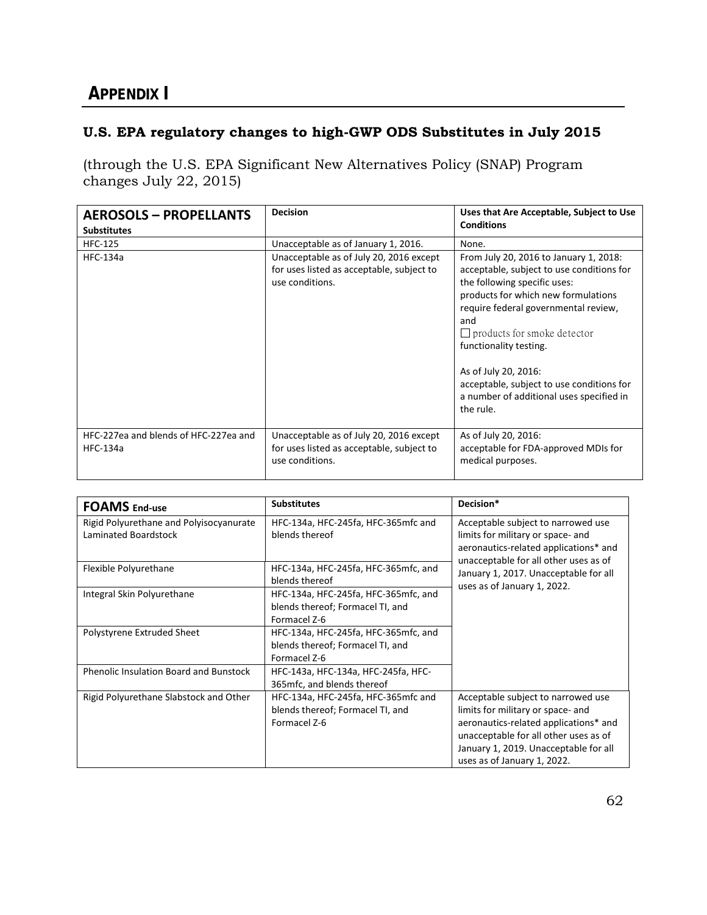# APPENDIX I

## U.S. EPA regulatory changes to high-GWP ODS Substitutes in July 2015

(through the U.S. EPA Significant New Alternatives Policy (SNAP) Program changes July 22, 2015)

| **AEROSOLS – PROPELLANTS** Substitutes | Decision | Uses that Are Acceptable, Subject to Use Conditions |
|---|---|---|
| HFC-125 | Unacceptable as of January 1, 2016. | None. |
| HFC-134a | Unacceptable as of July 20, 2016 except for uses listed as acceptable, subject to use conditions. | From July 20, 2016 to January 1, 2018: acceptable, subject to use conditions for the following specific uses: products for which new formulations require federal governmental review, and ☐ products for smoke detector functionality testing. As of July 20, 2016: acceptable, subject to use conditions for a number of additional uses specified in the rule. |
| HFC-227ea and blends of HFC-227ea and HFC-134a | Unacceptable as of July 20, 2016 except for uses listed as acceptable, subject to use conditions. | As of July 20, 2016: acceptable for FDA-approved MDIs for medical purposes. |

| **FOAMS** End-use | Substitutes | Decision* |
|---|---|---|
| Rigid Polyurethane and Polyisocyanurate Laminated Boardstock | HFC-134a, HFC-245fa, HFC-365mfc and blends thereof | Acceptable subject to narrowed use limits for military or space- and aeronautics-related applications* and unacceptable for all other uses as of January 1, 2017. Unacceptable for all uses as of January 1, 2022. |
| Flexible Polyurethane | HFC-134a, HFC-245fa, HFC-365mfc, and blends thereof | |
| Integral Skin Polyurethane | HFC-134a, HFC-245fa, HFC-365mfc, and blends thereof; Formacel TI, and Formacel Z-6 | |
| Polystyrene Extruded Sheet | HFC-134a, HFC-245fa, HFC-365mfc, and blends thereof; Formacel TI, and Formacel Z-6 | |
| Phenolic Insulation Board and Bunstock | HFC-143a, HFC-134a, HFC-245fa, HFC-365mfc, and blends thereof | |
| Rigid Polyurethane Slabstock and Other | HFC-134a, HFC-245fa, HFC-365mfc and blends thereof; Formacel TI, and Formacel Z-6 | Acceptable subject to narrowed use limits for military or space- and aeronautics-related applications* and unacceptable for all other uses as of January 1, 2019. Unacceptable for all uses as of January 1, 2022. |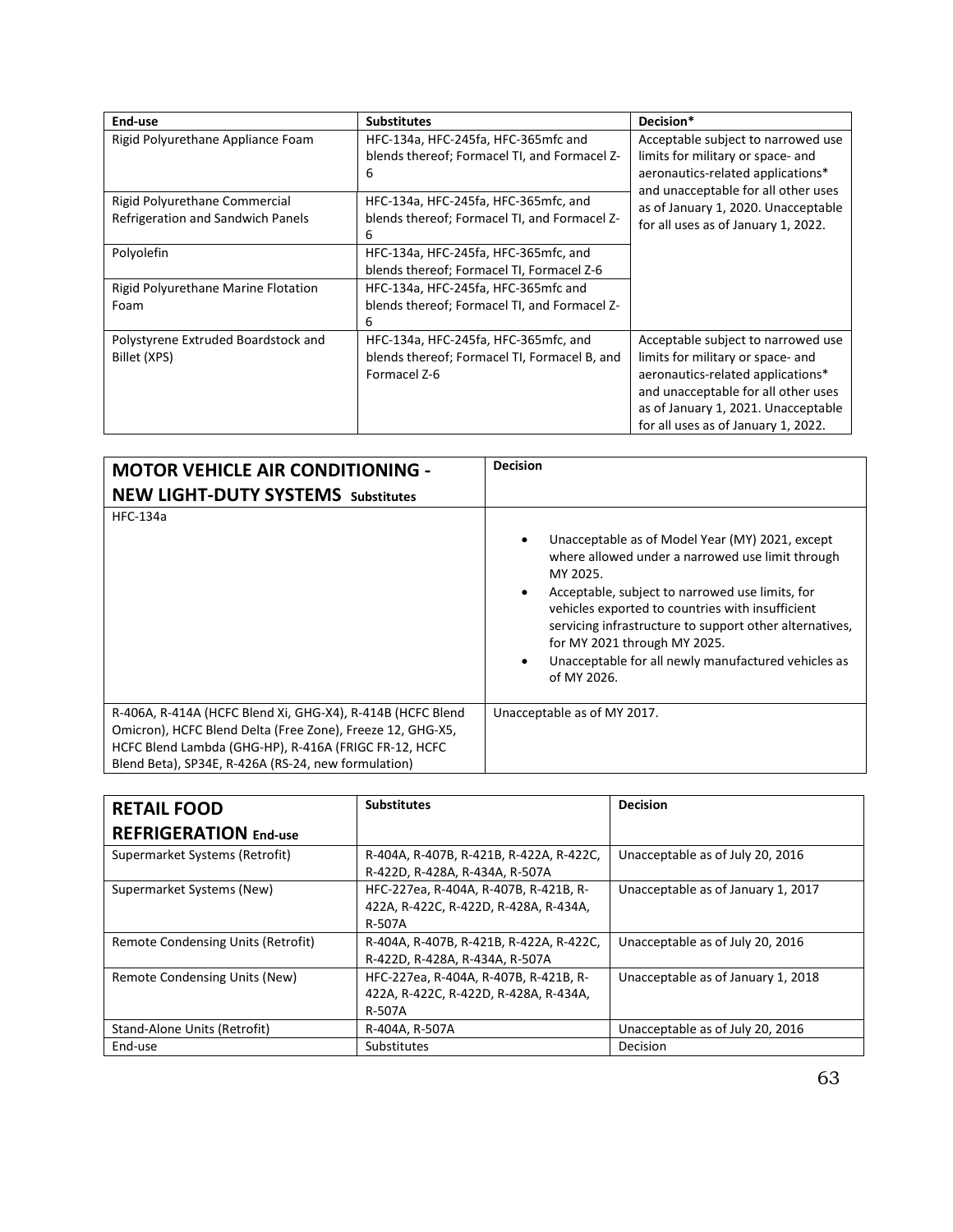| End-use | Substitutes | Decision* |
| --- | --- | --- |
| Rigid Polyurethane Appliance Foam | HFC-134a, HFC-245fa, HFC-365mfc and blends thereof; Formacel TI, and Formacel Z-6 | Acceptable subject to narrowed use limits for military or space- and aeronautics-related applications* and unacceptable for all other uses as of January 1, 2020. Unacceptable for all uses as of January 1, 2022. |
| Rigid Polyurethane Commercial Refrigeration and Sandwich Panels | HFC-134a, HFC-245fa, HFC-365mfc, and blends thereof; Formacel TI, and Formacel Z-6 | |
| Polyolefin | HFC-134a, HFC-245fa, HFC-365mfc, and blends thereof; Formacel TI, Formacel Z-6 | |
| Rigid Polyurethane Marine Flotation Foam | HFC-134a, HFC-245fa, HFC-365mfc and blends thereof; Formacel TI, and Formacel Z-6 | |
| Polystyrene Extruded Boardstock and Billet (XPS) | HFC-134a, HFC-245fa, HFC-365mfc, and blends thereof; Formacel TI, Formacel B, and Formacel Z-6 | Acceptable subject to narrowed use limits for military or space- and aeronautics-related applications* and unacceptable for all other uses as of January 1, 2021. Unacceptable for all uses as of January 1, 2022. |

| **MOTOR VEHICLE AIR CONDITIONING - NEW LIGHT-DUTY SYSTEMS** Substitutes | Decision |
| --- | --- |
| HFC-134a | • Unacceptable as of Model Year (MY) 2021, except where allowed under a narrowed use limit through MY 2025.<br>• Acceptable, subject to narrowed use limits, for vehicles exported to countries with insufficient servicing infrastructure to support other alternatives, for MY 2021 through MY 2025.<br>• Unacceptable for all newly manufactured vehicles as of MY 2026. |
| R-406A, R-414A (HCFC Blend Xi, GHG-X4), R-414B (HCFC Blend Omicron), HCFC Blend Delta (Free Zone), Freeze 12, GHG-X5, HCFC Blend Lambda (GHG-HP), R-416A (FRIGC FR-12, HCFC Blend Beta), SP34E, R-426A (RS-24, new formulation) | Unacceptable as of MY 2017. |

| **RETAIL FOOD REFRIGERATION** End-use | Substitutes | Decision |
| --- | --- | --- |
| Supermarket Systems (Retrofit) | R-404A, R-407B, R-421B, R-422A, R-422C, R-422D, R-428A, R-434A, R-507A | Unacceptable as of July 20, 2016 |
| Supermarket Systems (New) | HFC-227ea, R-404A, R-407B, R-421B, R-422A, R-422C, R-422D, R-428A, R-434A, R-507A | Unacceptable as of January 1, 2017 |
| Remote Condensing Units (Retrofit) | R-404A, R-407B, R-421B, R-422A, R-422C, R-422D, R-428A, R-434A, R-507A | Unacceptable as of July 20, 2016 |
| Remote Condensing Units (New) | HFC-227ea, R-404A, R-407B, R-421B, R-422A, R-422C, R-422D, R-428A, R-434A, R-507A | Unacceptable as of January 1, 2018 |
| Stand-Alone Units (Retrofit) | R-404A, R-507A | Unacceptable as of July 20, 2016 |
| End-use | Substitutes | Decision |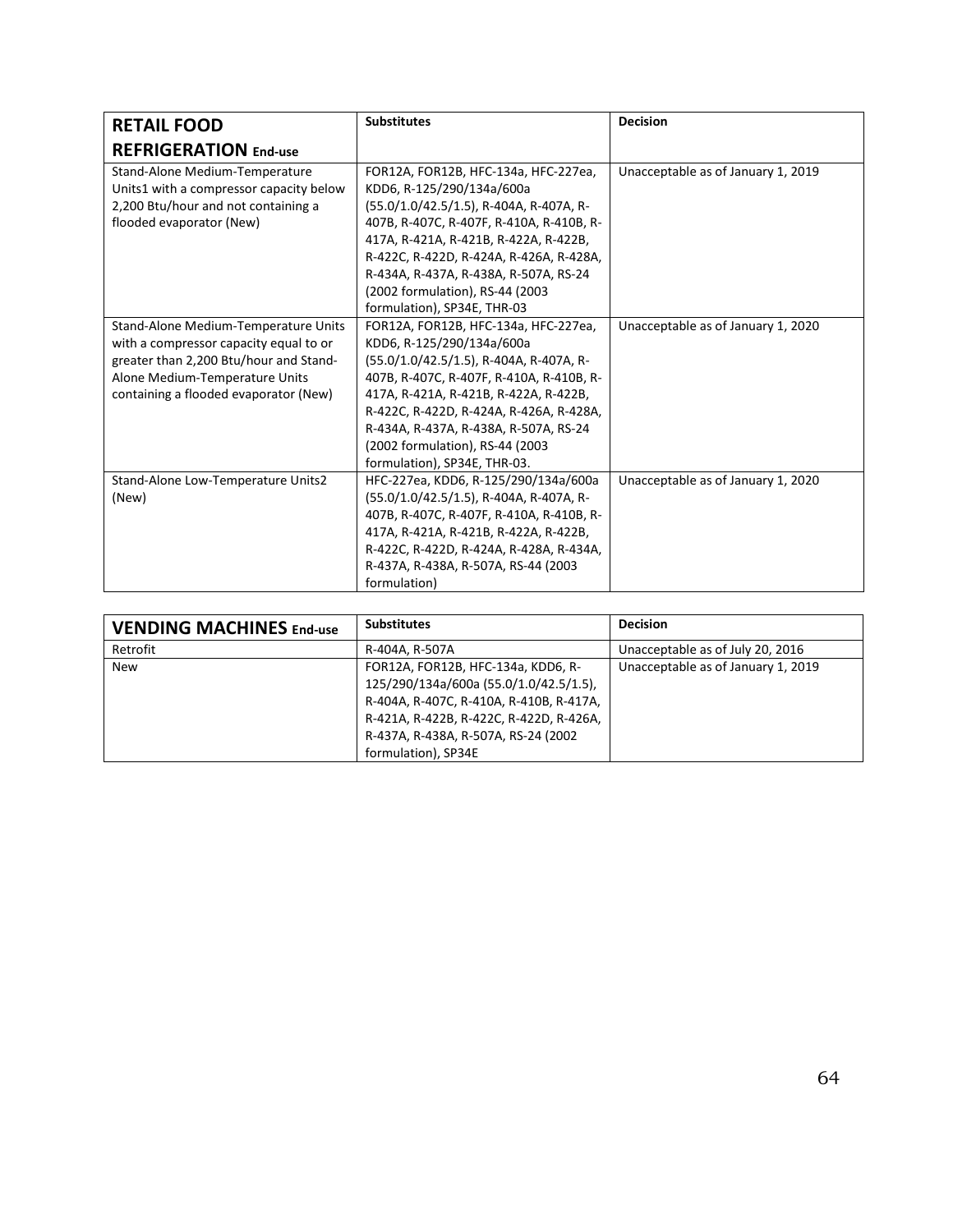| RETAIL FOOD REFRIGERATION End-use | Substitutes | Decision |
|---|---|---|
| Stand-Alone Medium-Temperature Units1 with a compressor capacity below 2,200 Btu/hour and not containing a flooded evaporator (New) | FOR12A, FOR12B, HFC-134a, HFC-227ea, KDD6, R-125/290/134a/600a (55.0/1.0/42.5/1.5), R-404A, R-407A, R-407B, R-407C, R-407F, R-410A, R-410B, R-417A, R-421A, R-421B, R-422A, R-422B, R-422C, R-422D, R-424A, R-426A, R-428A, R-434A, R-437A, R-438A, R-507A, RS-24 (2002 formulation), RS-44 (2003 formulation), SP34E, THR-03 | Unacceptable as of January 1, 2019 |
| Stand-Alone Medium-Temperature Units with a compressor capacity equal to or greater than 2,200 Btu/hour and Stand-Alone Medium-Temperature Units containing a flooded evaporator (New) | FOR12A, FOR12B, HFC-134a, HFC-227ea, KDD6, R-125/290/134a/600a (55.0/1.0/42.5/1.5), R-404A, R-407A, R-407B, R-407C, R-407F, R-410A, R-410B, R-417A, R-421A, R-421B, R-422A, R-422B, R-422C, R-422D, R-424A, R-426A, R-428A, R-434A, R-437A, R-438A, R-507A, RS-24 (2002 formulation), RS-44 (2003 formulation), SP34E, THR-03. | Unacceptable as of January 1, 2020 |
| Stand-Alone Low-Temperature Units2 (New) | HFC-227ea, KDD6, R-125/290/134a/600a (55.0/1.0/42.5/1.5), R-404A, R-407A, R-407B, R-407C, R-407F, R-410A, R-410B, R-417A, R-421A, R-421B, R-422A, R-422B, R-422C, R-422D, R-424A, R-428A, R-434A, R-437A, R-438A, R-507A, RS-44 (2003 formulation) | Unacceptable as of January 1, 2020 |

| VENDING MACHINES End-use | Substitutes | Decision |
|---|---|---|
| Retrofit | R-404A, R-507A | Unacceptable as of July 20, 2016 |
| New | FOR12A, FOR12B, HFC-134a, KDD6, R-125/290/134a/600a (55.0/1.0/42.5/1.5), R-404A, R-407C, R-410A, R-410B, R-417A, R-421A, R-422B, R-422C, R-422D, R-426A, R-437A, R-438A, R-507A, RS-24 (2002 formulation), SP34E | Unacceptable as of January 1, 2019 |